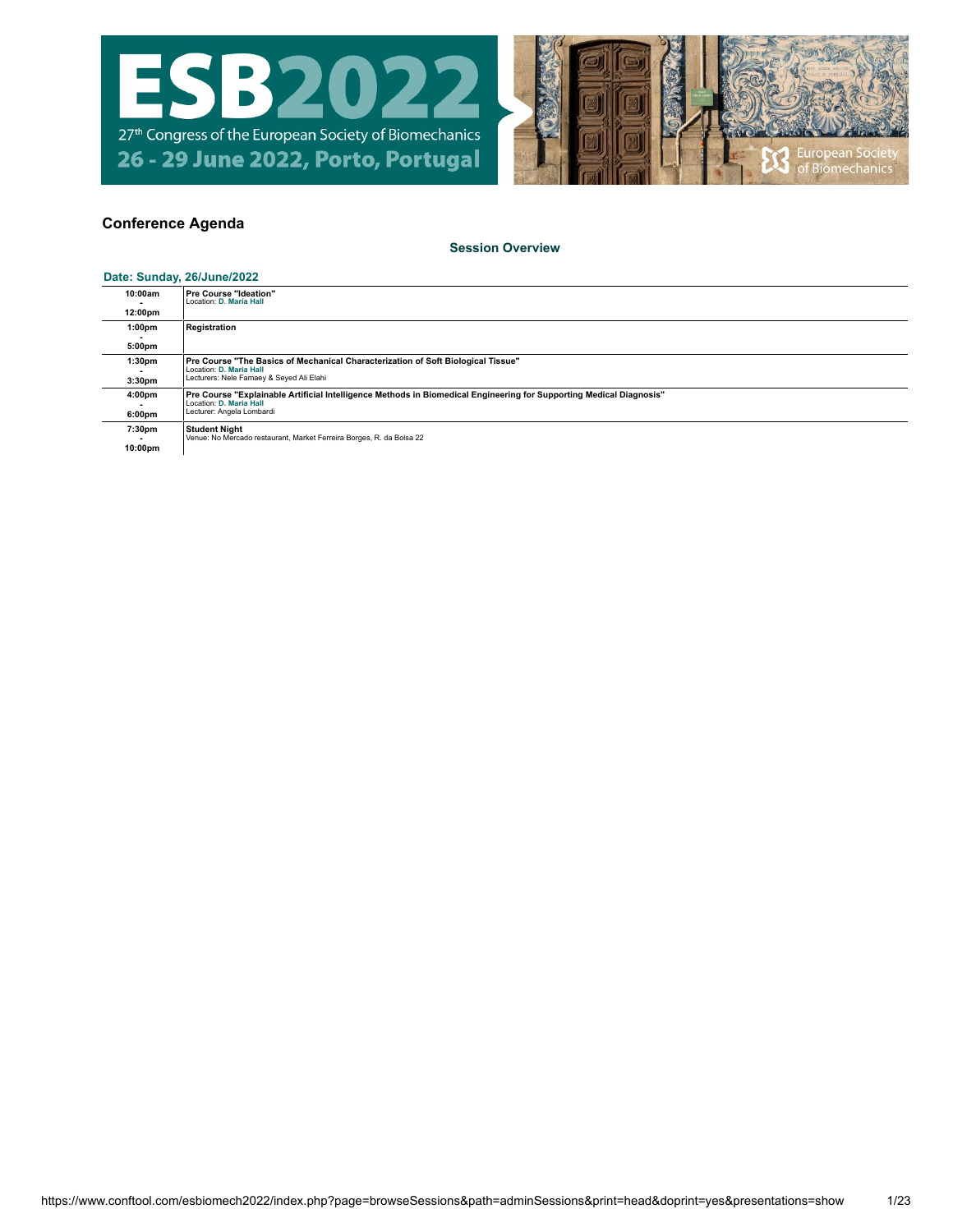# ESB2022

27th Congress of the European Society of Biomechanics

26 - 29 June 2022, Porto, Portugal

European Society of Biomechanics

## Conference Agenda

### Session Overview

**Date: Sunday, 26/June/2022**

| Time | Session |
|---|---|
| 10:00am - 12:00pm | **Pre Course "Ideation"**<br>Location: D. Maria Hall |
| 1:00pm - 5:00pm | **Registration** |
| 1:30pm - 3:30pm | **Pre Course "The Basics of Mechanical Characterization of Soft Biological Tissue"**<br>Location: D. Maria Hall<br>Lecturers: Nele Famaey & Seyed Ali Elahi |
| 4:00pm - 6:00pm | **Pre Course "Explainable Artificial Intelligence Methods in Biomedical Engineering for Supporting Medical Diagnosis"**<br>Location: D. Maria Hall<br>Lecturer: Angela Lombardi |
| 7:30pm - 10:00pm | **Student Night**<br>Venue: No Mercado restaurant, Market Ferreira Borges, R. da Bolsa 22 |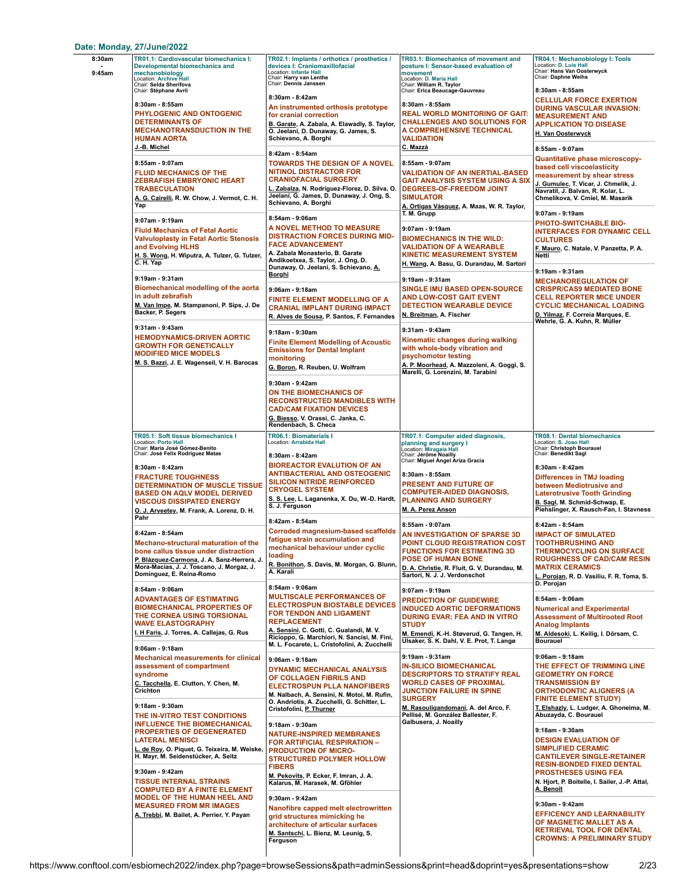## Date: Monday, 27/June/2022

**8:30am - 9:45am**

### TR01.1: Cardiovascular biomechanics I: Developmental biomechanics and mechanobiology
Location: Archive Hall
Chair: Selda Sherifova
Chair: Stéphane Avril

8:30am - 8:55am
**PHYLOGENIC AND ONTOGENIC DETERMINANTS OF MECHANOTRANSDUCTION IN THE HUMAN AORTA**
J.-B. Michel

8:55am - 9:07am
**FLUID MECHANICS OF THE ZEBRAFISH EMBRYONIC HEART TRABECULATION**
A. G. Cairelli, R. W. Chow, J. Vermot, C. H. Yap

9:07am - 9:19am
**Fluid Mechanics of Fetal Aortic Valvuloplasty in Fetal Aortic Stenosis and Evolving HLHS**
H. S. Wong, H. Wiputra, A. Tulzer, G. Tulzer, C. H. Yap

9:19am - 9:31am
**Biomechanical modelling of the aorta in adult zebrafish**
M. Van Impe, M. Stampanoni, P. Sips, J. De Backer, P. Segers

9:31am - 9:43am
**HEMODYNAMICS-DRIVEN AORTIC GROWTH FOR GENETICALLY MODIFIED MICE MODELS**
M. S. Bazzi, J. E. Wagenseil, V. H. Barocas

### TR02.1: Implants / orthotics / prosthetics / devices I: Craniomaxillofacial
Location: Infante Hall
Chair: Harry van Lenthe
Chair: Dennis Janssen

8:30am - 8:42am
**An instrumented orthosis prototype for cranial correction**
B. Garate, A. Zabala, A. Elawadly, S. Taylor, O. Jeelani, D. Dunaway, G. James, S. Schievano, A. Borghi

8:42am - 8:54am
**TOWARDS THE DESIGN OF A NOVEL NITINOL DISTRACTOR FOR CRANIOFACIAL SURGERY**
L. Zabalza, N. Rodriguez-Florez, D. Silva, O. Jeelani, G. James, D. Dunaway, J. Ong, S. Schievano, A. Borghi

8:54am - 9:06am
**A NOVEL METHOD TO MEASURE DISTRACTION FORCES DURING MID-FACE ADVANCEMENT**
A. Zabala Monasterio, B. Garate Andikoetxea, S. Taylor, J. Ong, D. Dunaway, O. Jeelani, S. Schievano, A. Borghi

9:06am - 9:18am
**FINITE ELEMENT MODELLING OF A CRANIAL IMPLANT DURING IMPACT**
R. Alves de Sousa, P. Santos, F. Fernandes

9:18am - 9:30am
**Finite Element Modelling of Acoustic Emissions for Dental Implant monitoring**
G. Boron, R. Reuben, U. Wolfram

9:30am - 9:42am
**ON THE BIOMECHANICS OF RECONSTRUCTED MANDIBLES WITH CAD/CAM FIXATION DEVICES**
G. Biesso, V. Orassi, C. Janka, C. Rendenbach, S. Checa

### TR03.1: Biomechanics of movement and posture I: Sensor-based evaluation of movement
Location: D. Maria Hall
Chair: William R. Taylor
Chair: Erica Beaucage-Gauvreau

8:30am - 8:55am
**REAL WORLD MONITORING OF GAIT: CHALLENGES AND SOLUTIONS FOR A COMPREHENSIVE TECHNICAL VALIDATION**
C. Mazzà

8:55am - 9:07am
**VALIDATION OF AN INERTIAL-BASED GAIT ANALYSIS SYSTEM USING A SIX DEGREES-OF-FREEDOM JOINT SIMULATOR**
A. Ortigas Vásquez, A. Maas, W. R. Taylor, T. M. Grupp

9:07am - 9:19am
**BIOMECHANICS IN THE WILD: VALIDATION OF A WEARABLE KINETIC MEASUREMENT SYSTEM**
H. Wang, A. Basu, G. Durandau, M. Sartori

9:19am - 9:31am
**SINGLE IMU BASED OPEN-SOURCE AND LOW-COST GAIT EVENT DETECTION WEARABLE DEVICE**
N. Breitman, A. Fischer

9:31am - 9:43am
**Kinematic changes during walking with whole-body vibration and psychomotor testing**
A. P. Moorhead, A. Mazzoleni, A. Goggi, S. Marelli, G. Lorenzini, M. Tarabini

### TR04.1: Mechanobiology I: Tools
Location: D. Luis Hall
Chair: Hans Van Oosterwyck
Chair: Daphne Weihs

8:30am - 8:55am
**CELLULAR FORCE EXERTION DURING VASCULAR INVASION: MEASUREMENT AND APPLICATION TO DISEASE**
H. Van Oosterwyck

8:55am - 9:07am
**Quantitative phase microscopy-based cell viscoelasticity measurement by shear stress**
J. Gumulec, T. Vicar, J. Chmelik, J. Navratil, J. Balvan, R. Kolar, L. Chmelikova, V. Cmiel, M. Masarik

9:07am - 9:19am
**PHOTO-SWITCHABLE BIO-INTERFACES FOR DYNAMIC CELL CULTURES**
F. Mauro, C. Natale, V. Panzetta, P. A. Netti

9:19am - 9:31am
**MECHANOREGULATION OF CRISPR/CAS9 MEDIATED BONE CELL REPORTER MICE UNDER CYCLIC MECHANICAL LOADING**
D. Yilmaz, F. Correia Marques, E. Wehrle, G. A. Kuhn, R. Müller

### TR05.1: Soft tissue biomechanics I
Location: Porto Hall
Chair: Maria José Gómez-Benito
Chair: José Felix Rodriguez Matas

8:30am - 8:42am
**FRACTURE TOUGHNESS DETERMINATION OF MUSCLE TISSUE BASED ON AQLV MODEL DERIVED VISCOUS DISSIPATED ENERGY**
O. J. Aryeetey, M. Frank, A. Lorenz, D. H. Pahr

8:42am - 8:54am
**Mechano-structural maturation of the bone callus tissue under distraction**
P. Blázquez-Carmona, J. A. Sanz-Herrera, J. Mora-Macías, J. J. Toscano, J. Morgaz, J. Domínguez, E. Reina-Romo

8:54am - 9:06am
**ADVANTAGES OF ESTIMATING BIOMECHANICAL PROPERTIES OF THE CORNEA USING TORSIONAL WAVE ELASTOGRAPHY**
I. H Faris, J. Torres, A. Callejas, G. Rus

9:06am - 9:18am
**Mechanical measurements for clinical assessment of compartment syndrome**
C. Tacchella, E. Clutton, Y. Chen, M. Crichton

9:18am - 9:30am
**THE IN-VITRO TEST CONDITIONS INFLUENCE THE BIOMECHANICAL PROPERTIES OF DEGENERATED LATERAL MENISCI**
L. de Roy, O. Piquet, G. Teixeira, M. Weiske, H. Mayr, M. Seidenstücker, A. Seitz

9:30am - 9:42am
**TISSUE INTERNAL STRAINS COMPUTED BY A FINITE ELEMENT MODEL OF THE HUMAN HEEL AND MEASURED FROM MR IMAGES**
A. Trebbi, M. Bailet, A. Perrier, Y. Payan

### TR06.1: Biomaterials I
Location: Arrabida Hall

8:30am - 8:42am
**BIOREACTOR EVALUTION OF AN ANTIBACTERIAL AND OSTEOGENIC SILICON NITRIDE REINFORCED CRYOGEL SYSTEM**
S. S. Lee, L. Laganenka, X. Du, W.-D. Hardt, S. J. Ferguson

8:42am - 8:54am
**Corroded magnesium-based scaffolds fatigue strain accumulation and mechanical behaviour under cyclic loading**
R. Bonithon, S. Davis, M. Morgan, G. Blunn, A. Karali

8:54am - 9:06am
**MULTISCALE PERFORMANCES OF ELECTROSPUN BIOSTABLE DEVICES FOR TENDON AND LIGAMENT REPLACEMENT**
A. Sensini, C. Gotti, C. Gualandi, M. V. Ricioppo, G. Marchiori, N. Sancisi, M. Fini, M. L. Focarete, L. Cristofolini, A. Zucchelli

9:06am - 9:18am
**DYNAMIC MECHANICAL ANALYSIS OF COLLAGEN FIBRILS AND ELECTROSPUN PLLA NANOFIBERS**
M. Nalbach, A. Sensini, N. Motoi, M. Rufin, O. Andriotis, A. Zucchelli, G. Schitter, L. Cristofolini, P. Thurner

9:18am - 9:30am
**NATURE-INSPIRED MEMBRANES FOR ARTIFICIAL RESPIRATION – PRODUCTION OF MICRO-STRUCTURED POLYMER HOLLOW FIBERS**
M. Pekovits, P. Ecker, F. Imran, J. A. Kalarus, M. Harasek, M. Gföhler

9:30am - 9:42am
**Nanofibre capped melt electrowritten grid structures mimicking he architecture of articular surfaces**
M. Santschi, L. Bienz, M. Leunig, S. Ferguson

### TR07.1: Computer aided diagnosis, planning and surgery I
Location: Miragaia Hall
Chair: Jérôme Noailly
Chair: Miguel Ángel Ariza Gracia

8:30am - 8:55am
**PRESENT AND FUTURE OF COMPUTER-AIDED DIAGNOSIS, PLANNING AND SURGERY**
M. A. Perez Anson

8:55am - 9:07am
**AN INVESTIGATION OF SPARSE 3D POINT CLOUD REGISTRATION COST FUNCTIONS FOR ESTIMATING 3D POSE OF HUMAN BONE**
D. A. Christie, R. Fluit, G. V. Durandau, M. Sartori, N. J. J. Verdonschot

9:07am - 9:19am
**PREDICTION OF GUIDEWIRE INDUCED AORTIC DEFORMATIONS DURING EVAR: FEA AND IN VITRO STUDY**
M. Emendi, K.-H. Støverud, G. Tangen, H. Ulsaker, S. K. Dahl, V. E. Prot, T. Langø

9:19am - 9:31am
**IN-SILICO BIOMECHANICAL DESCRIPTORS TO STRATIFY REAL WORLD CASES OF PROXIMAL JUNCTION FAILURE IN SPINE SURGERY**
M. Rasouligandomani, A. del Arco, F. Pellisé, M. González Ballester, F. Galbusera, J. Noailly

### TR08.1: Dental biomechanics
Location: S. Joao Hall
Chair: Christoph Bourauel
Chair: Benedikt Sagl

8:30am - 8:42am
**Differences in TMJ loading between Mediotrusive and Laterotrusive Tooth Grinding**
B. Sagl, M. Schmid-Schwap, E. Piehslinger, X. Rausch-Fan, I. Stavness

8:42am - 8:54am
**IMPACT OF SIMULATED TOOTHBRUSHING AND THERMOCYCLING ON SURFACE ROUGHNESS OF CAD/CAM RESIN MATRIX CERAMICS**
L. Porojan, R. D. Vasiliu, F. R. Toma, S. D. Porojan

8:54am - 9:06am
**Numerical and Experimental Assessment of Multirooted Root Analog Implants**
M. Aldesoki, L. Keilig, I. Dörsam, C. Bourauel

9:06am - 9:18am
**THE EFFECT OF TRIMMING LINE GEOMETRY ON FORCE TRANSMISSION BY ORTHODONTIC ALIGNERS (A FINITE ELEMENT STUDY)**
T. Elshazly, L. Ludger, A. Ghoneima, M. Abuzayda, C. Bourauel

9:18am - 9:30am
**DESIGN EVALUATION OF SIMPLIFIED CERAMIC CANTILEVER SINGLE-RETAINER RESIN-BONDED FIXED DENTAL PROSTHESES USING FEA**
N. Hjort, P. Boitelle, I. Sailer, J.-P. Attal, A. Benoit

9:30am - 9:42am
**EFFICENCY AND LEARNABILITY OF MAGNETIC MALLET AS A RETRIEVAL TOOL FOR DENTAL CROWNS: A PRELIMINARY STUDY**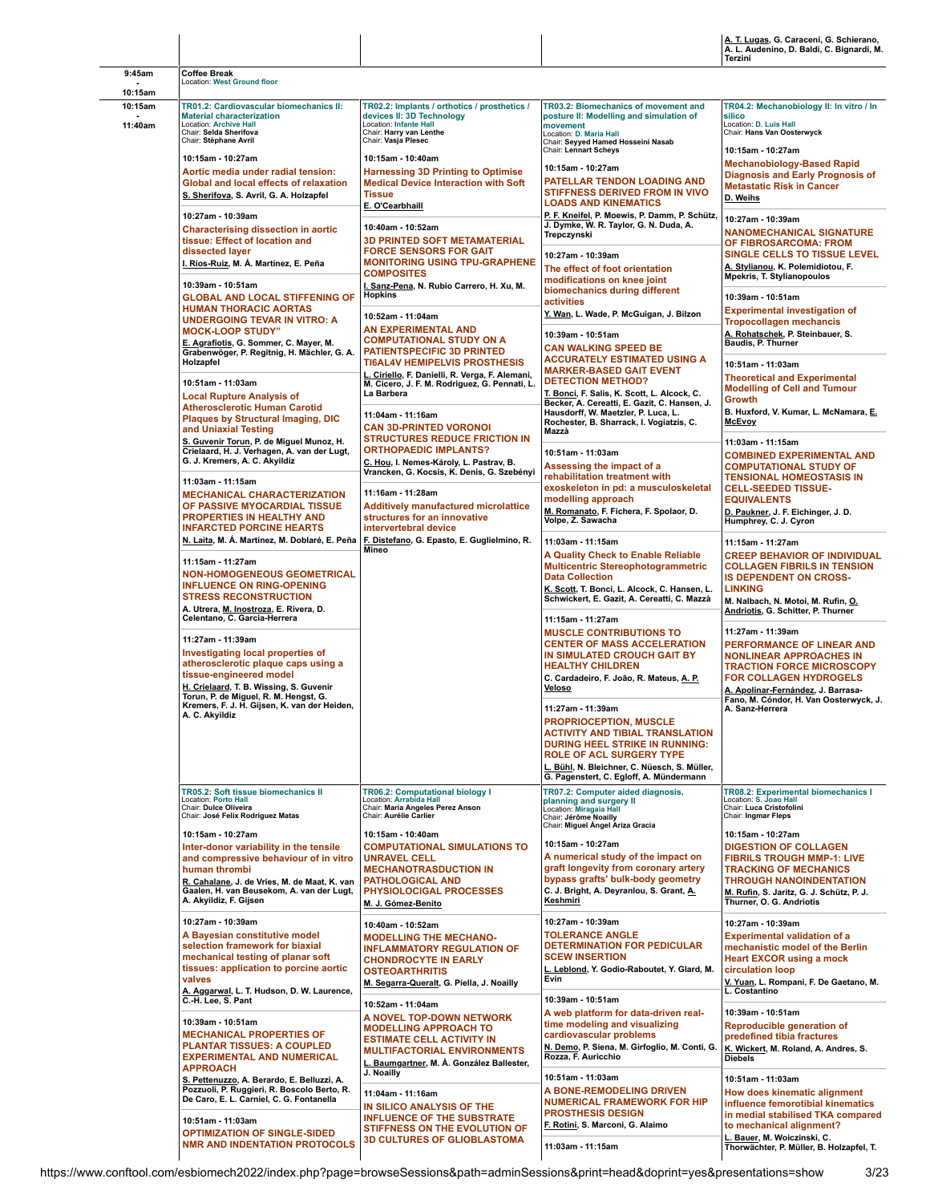A. T. Lugas, G. Caraceni, G. Schierano, A. L. Audenino, D. Baldi, C. Bignardi, M. Terzini

**9:45am - 10:15am**

**Coffee Break**
Location: West Ground floor

**10:15am - 11:40am**

### TR01.2: Cardiovascular biomechanics II: Material characterization
Location: Archive Hall
Chair: **Selda Sherifova**
Chair: **Stéphane Avril**

10:15am - 10:27am
**Aortic media under radial tension: Global and local effects of relaxation**
S. Sherifova, S. Avril, G. A. Holzapfel

10:27am - 10:39am
**Characterising dissection in aortic tissue: Effect of location and dissected layer**
I. Ríos-Ruiz, M. Á. Martínez, E. Peña

10:39am - 10:51am
**GLOBAL AND LOCAL STIFFENING OF HUMAN THORACIC AORTAS UNDERGOING TEVAR IN VITRO: A MOCK-LOOP STUDY"**
E. Agrafiotis, G. Sommer, C. Mayer, M. Grabenwöger, P. Regitnig, H. Mächler, G. A. Holzapfel

10:51am - 11:03am
**Local Rupture Analysis of Atherosclerotic Human Carotid Plaques by Structural Imaging, DIC and Uniaxial Testing**
S. Guvenir Torun, P. de Miguel Munoz, H. Crielaard, H. J. Verhagen, A. van der Lugt, G. J. Kremers, A. C. Akyildiz

11:03am - 11:15am
**MECHANICAL CHARACTERIZATION OF PASSIVE MYOCARDIAL TISSUE PROPERTIES IN HEALTHY AND INFARCTED PORCINE HEARTS**
N. Laita, M. Á. Martínez, M. Doblaré, E. Peña

11:15am - 11:27am
**NON-HOMOGENEOUS GEOMETRICAL INFLUENCE ON RING-OPENING STRESS RECONSTRUCTION**
A. Utrera, M. Inostroza, E. Rivera, D. Celentano, C. García-Herrera

11:27am - 11:39am
**Investigating local properties of atherosclerotic plaque caps using a tissue-engineered model**
H. Crielaard, T. B. Wissing, S. Guvenir Torun, P. de Miguel, R. M. Hengst, G. Kremers, F. J. H. Gijsen, K. van der Heiden, A. C. Akyildiz

### TR02.2: Implants / orthotics / prosthetics / devices II: 3D Technology
Location: Infante Hall
Chair: **Harry van Lenthe**
Chair: **Vasja Plesec**

10:15am - 10:40am
**Harnessing 3D Printing to Optimise Medical Device Interaction with Soft Tissue**
E. O'Cearbhaill

10:40am - 10:52am
**3D PRINTED SOFT METAMATERIAL FORCE SENSORS FOR GAIT MONITORING USING TPU-GRAPHENE COMPOSITES**
I. Sanz-Pena, N. Rubio Carrero, H. Xu, M. Hopkins

10:52am - 11:04am
**AN EXPERIMENTAL AND COMPUTATIONAL STUDY ON A PATIENTSPECIFIC 3D PRINTED TI6AL4V HEMIPELVIS PROSTHESIS**
L. Ciriello, F. Danielli, R. Verga, F. Alemani, M. Cicero, J. F. M. Rodriguez, G. Pennati, L. La Barbera

11:04am - 11:16am
**CAN 3D-PRINTED VORONOI STRUCTURES REDUCE FRICTION IN ORTHOPAEDIC IMPLANTS?**
C. Hou, I. Nemes-Károly, L. Pastrav, B. Vrancken, G. Kocsis, K. Denis, G. Szebényi

11:16am - 11:28am
**Additively manufactured microlattice structures for an innovative intervertebral device**
F. Distefano, G. Epasto, E. Guglielmino, R. Mineo

### TR03.2: Biomechanics of movement and posture II: Modelling and simulation of movement
Location: D. Maria Hall
Chair: **Seyyed Hamed Hosseini Nasab**
Chair: **Lennart Scheys**

10:15am - 10:27am
**PATELLAR TENDON LOADING AND STIFFNESS DERIVED FROM IN VIVO LOADS AND KINEMATICS**
P. F. Kneifel, P. Moewis, P. Damm, P. Schütz, J. Dymke, W. R. Taylor, G. N. Duda, A. Trepczynski

10:27am - 10:39am
**The effect of foot orientation modifications on knee joint biomechanics during different activities**
Y. Wan, L. Wade, P. McGuigan, J. Bilzon

10:39am - 10:51am
**CAN WALKING SPEED BE ACCURATELY ESTIMATED USING A MARKER-BASED GAIT EVENT DETECTION METHOD?**
T. Bonci, F. Salis, K. Scott, L. Alcock, C. Becker, A. Cereatti, E. Gazit, C. Hansen, J. Hausdorff, W. Maetzler, P. Luca, L. Rochester, B. Sharrack, I. Vogiatzis, C. Mazzà

10:51am - 11:03am
**Assessing the impact of a rehabilitation treatment with exoskeleton in pd: a musculoskeletal modelling approach**
M. Romanato, F. Fichera, F. Spolaor, D. Volpe, Z. Sawacha

11:03am - 11:15am
**A Quality Check to Enable Reliable Multicentric Stereophotogrammetric Data Collection**
K. Scott, T. Bonci, L. Alcock, C. Hansen, L. Schwickert, E. Gazit, A. Cereatti, C. Mazzà

11:15am - 11:27am
**MUSCLE CONTRIBUTIONS TO CENTER OF MASS ACCELERATION IN SIMULATED CROUCH GAIT BY HEALTHY CHILDREN**
C. Cardadeiro, F. João, R. Mateus, A. P. Veloso

11:27am - 11:39am
**PROPRIOCEPTION, MUSCLE ACTIVITY AND TIBIAL TRANSLATION DURING HEEL STRIKE IN RUNNING: ROLE OF ACL SURGERY TYPE**
L. Bühl, N. Bleichner, C. Nüesch, S. Müller, G. Pagenstert, C. Egloff, A. Mündermann

### TR04.2: Mechanobiology II: In vitro / In silico
Location: D. Luis Hall
Chair: **Hans Van Oosterwyck**

10:15am - 10:27am
**Mechanobiology-Based Rapid Diagnosis and Early Prognosis of Metastatic Risk in Cancer**
D. Weihs

10:27am - 10:39am
**NANOMECHANICAL SIGNATURE OF FIBROSARCOMA: FROM SINGLE CELLS TO TISSUE LEVEL**
A. Stylianou, K. Polemidiotou, F. Mpekris, T. Stylianopoulos

10:39am - 10:51am
**Experimental investigation of Tropocollagen mechanics**
A. Rohatschek, P. Steinbauer, S. Baudis, P. Thurner

10:51am - 11:03am
**Theoretical and Experimental Modelling of Cell and Tumour Growth**
B. Huxford, V. Kumar, L. McNamara, E. McEvoy

11:03am - 11:15am
**COMBINED EXPERIMENTAL AND COMPUTATIONAL STUDY OF TENSIONAL HOMEOSTASIS IN CELL-SEEDED TISSUE-EQUIVALENTS**
D. Paukner, J. F. Eichinger, J. D. Humphrey, C. J. Cyron

11:15am - 11:27am
**CREEP BEHAVIOR OF INDIVIDUAL COLLAGEN FIBRILS IN TENSION IS DEPENDENT ON CROSS-LINKING**
M. Nalbach, N. Motoi, M. Rufin, O. Andriotis, G. Schitter, P. Thurner

11:27am - 11:39am
**PERFORMANCE OF LINEAR AND NONLINEAR APPROACHES IN TRACTION FORCE MICROSCOPY FOR COLLAGEN HYDROGELS**
A. Apolinar-Fernández, J. Barrasa-Fano, M. Cóndor, H. Van Oosterwyck, J. A. Sanz-Herrera

### TR05.2: Soft tissue biomechanics II
Location: Porto Hall
Chair: **Dulce Oliveira**
Chair: **José Felix Rodriguez Matas**

10:15am - 10:27am
**Inter-donor variability in the tensile and compressive behaviour of in vitro human thrombi**
R. Cahalane, J. de Vries, M. de Maat, K. van Gaalen, H. van Beusekom, A. van der Lugt, A. Akyildiz, F. Gijsen

10:27am - 10:39am
**A Bayesian constitutive model selection framework for biaxial mechanical testing of planar soft tissues: application to porcine aortic valves**
A. Aggarwal, L. T. Hudson, D. W. Laurence, C.-H. Lee, S. Pant

10:39am - 10:51am
**MECHANICAL PROPERTIES OF PLANTAR TISSUES: A COUPLED EXPERIMENTAL AND NUMERICAL APPROACH**
S. Pettenuzzo, A. Berardo, E. Belluzzi, A. Pozzuoli, P. Ruggieri, R. Boscolo Berto, R. De Caro, E. L. Carniel, C. G. Fontanella

10:51am - 11:03am
**OPTIMIZATION OF SINGLE-SIDED NMR AND INDENTATION PROTOCOLS**

### TR06.2: Computational biology I
Location: Arrabida Hall
Chair: **Maria Angeles Perez Anson**
Chair: **Aurélie Carlier**

10:15am - 10:40am
**COMPUTATIONAL SIMULATIONS TO UNRAVEL CELL MECHANOTRANSDUCTION IN PATHOLOGICAL AND PHYSIOLOCIGAL PROCESSES**
M. J. Gómez-Benito

10:40am - 10:52am
**MODELLING THE MECHANO-INFLAMMATORY REGULATION OF CHONDROCYTE IN EARLY OSTEOARTHRITIS**
M. Segarra-Queralt, G. Piella, J. Noailly

10:52am - 11:04am
**A NOVEL TOP-DOWN NETWORK MODELLING APPROACH TO ESTIMATE CELL ACTIVITY IN MULTIFACTORIAL ENVIRONMENTS**
L. Baumgartner, M. Á. González Ballester, J. Noailly

11:04am - 11:16am
**IN SILICO ANALYSIS OF THE INFLUENCE OF THE SUBSTRATE STIFFNESS ON THE EVOLUTION OF 3D CULTURES OF GLIOBLASTOMA**

### TR07.2: Computer aided diagnosis, planning and surgery II
Location: Miragaia Hall
Chair: **Jérôme Noailly**
Chair: **Miguel Ángel Ariza Gracia**

10:15am - 10:27am
**A numerical study of the impact on graft longevity from coronary artery bypass grafts' bulk-body geometry**
C. J. Bright, A. Deyranlou, S. Grant, A. Keshmiri

10:27am - 10:39am
**TOLERANCE ANGLE DETERMINATION FOR PEDICULAR SCEW INSERTION**
L. Leblond, Y. Godio-Raboutet, Y. Glard, M. Evin

10:39am - 10:51am
**A web platform for data-driven real-time modeling and visualizing cardiovascular problems**
N. Demo, P. Siena, M. Girfoglio, M. Conti, G. Rozza, F. Auricchio

10:51am - 11:03am
**A BONE-REMODELING DRIVEN NUMERICAL FRAMEWORK FOR HIP PROSTHESIS DESIGN**
F. Rotini, S. Marconi, G. Alaimo

11:03am - 11:15am

### TR08.2: Experimental biomechanics I
Location: S. Joao Hall
Chair: **Luca Cristofolini**
Chair: **Ingmar Fleps**

10:15am - 10:27am
**DIGESTION OF COLLAGEN FIBRILS TROUGH MMP-1: LIVE TRACKING OF MECHANICS THROUGH NANOINDENTATION**
M. Rufin, S. Jaritz, G. J. Schütz, P. J. Thurner, O. G. Andriotis

10:27am - 10:39am
**Experimental validation of a mechanistic model of the Berlin Heart EXCOR using a mock circulation loop**
V. Yuan, L. Rompani, F. De Gaetano, M. L. Costantino

10:39am - 10:51am
**Reproducible generation of predefined tibia fractures**
K. Wickert, M. Roland, A. Andres, S. Diebels

10:51am - 11:03am
**How does kinematic alignment influence femorotibial kinematics in medial stabilised TKA compared to mechanical alignment?**
L. Bauer, M. Woiczinski, C. Thorwächter, P. Müller, B. Holzapfel, T.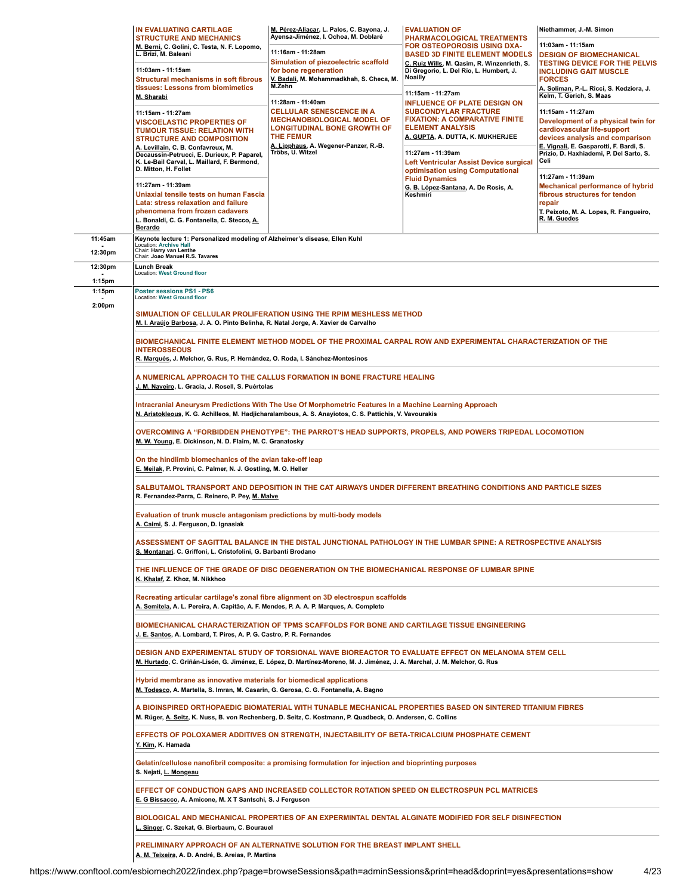**IN EVALUATING CARTILAGE STRUCTURE AND MECHANICS**
M. Berni, C. Golini, C. Testa, N. F. Lopomo, L. Brizi, M. Baleani

11:03am - 11:15am
**Structural mechanisms in soft fibrous tissues: Lessons from biomimetics**
M. Sharabi

11:15am - 11:27am
**VISCOELASTIC PROPERTIES OF TUMOUR TISSUE: RELATION WITH STRUCTURE AND COMPOSITION**
A. Levillain, C. B. Confavreux, M. Decaussin-Petrucci, E. Durieux, P. Paparel, K. Le-Bail Carval, L. Maillard, F. Bermond, D. Mitton, H. Follet

11:27am - 11:39am
**Uniaxial tensile tests on human Fascia Lata: stress relaxation and failure phenomena from frozen cadavers**
L. Bonaldi, C. G. Fontanella, C. Stecco, A. Berardo

M. Pérez-Aliacar, L. Palos, C. Bayona, J. Ayensa-Jiménez, I. Ochoa, M. Doblaré

11:16am - 11:28am
**Simulation of piezoelectric scaffold for bone regeneration**
V. Badali, M. Mohammadkhah, S. Checa, M. M.Zehn

11:28am - 11:40am
**CELLULAR SENESCENCE IN A MECHANOBIOLOGICAL MODEL OF LONGITUDINAL BONE GROWTH OF THE FEMUR**
A. Lipphaus, A. Wegener-Panzer, R.-B. Tröbs, U. Witzel

**EVALUATION OF PHARMACOLOGICAL TREATMENTS FOR OSTEOPOROSIS USING DXA-BASED 3D FINITE ELEMENT MODELS**
C. Ruiz Wills, M. Qasim, R. Winzenrieth, S. Di Gregorio, L. Del Río, L. Humbert, J. Noailly

11:15am - 11:27am
**INFLUENCE OF PLATE DESIGN ON SUBCONDYLAR FRACTURE FIXATION: A COMPARATIVE FINITE ELEMENT ANALYSIS**
A. GUPTA, A. DUTTA, K. MUKHERJEE

11:27am - 11:39am
**Left Ventricular Assist Device surgical optimisation using Computational Fluid Dynamics**
G. B. López-Santana, A. De Rosis, A. Keshmiri

Niethammer, J.-M. Simon

11:03am - 11:15am
**DESIGN OF BIOMECHANICAL TESTING DEVICE FOR THE PELVIS INCLUDING GAIT MUSCLE FORCES**
A. Soliman, P.-L. Ricci, S. Kedziora, J. Kelm, T. Gerich, S. Maas

11:15am - 11:27am
**Development of a physical twin for cardiovascular life-support devices analysis and comparison**
E. Vignali, E. Gasparotti, F. Bardi, S. Prizio, D. Haxhiademi, P. Del Sarto, S. Celi

11:27am - 11:39am
**Mechanical performance of hybrid fibrous structures for tendon repair**
T. Peixoto, M. A. Lopes, R. Fangueiro, R. M. Guedes

---

**11:45am - 12:30pm**
**Keynote lecture 1: Personalized modeling of Alzheimer's disease, Ellen Kuhl**
Location: Archive Hall
Chair: Harry van Lenthe
Chair: Joao Manuel R.S. Tavares

---

**12:30pm - 1:15pm**
**Lunch Break**
Location: West Ground floor

---

**1:15pm - 2:00pm**
**Poster sessions PS1 - PS6**
Location: West Ground floor

**SIMUALTION OF CELLULAR PROLIFERATION USING THE RPIM MESHLESS METHOD**
M. I. Araújo Barbosa, J. A. O. Pinto Belinha, R. Natal Jorge, A. Xavier de Carvalho

**BIOMECHANICAL FINITE ELEMENT METHOD MODEL OF THE PROXIMAL CARPAL ROW AND EXPERIMENTAL CHARACTERIZATION OF THE INTEROSSEOUS**
R. Marqués, J. Melchor, G. Rus, P. Hernández, O. Roda, I. Sánchez-Montesinos

**A NUMERICAL APPROACH TO THE CALLUS FORMATION IN BONE FRACTURE HEALING**
J. M. Naveiro, L. Gracia, J. Rosell, S. Puértolas

**Intracranial Aneurysm Predictions With The Use Of Morphometric Features In a Machine Learning Approach**
N. Aristokleous, K. G. Achilleos, M. Hadjicharalambous, A. S. Anayiotos, C. S. Pattichis, V. Vavourakis

**OVERCOMING A "FORBIDDEN PHENOTYPE": THE PARROT'S HEAD SUPPORTS, PROPELS, AND POWERS TRIPEDAL LOCOMOTION**
M. W. Young, E. Dickinson, N. D. Flaim, M. C. Granatosky

**On the hindlimb biomechanics of the avian take-off leap**
E. Meilak, P. Provini, C. Palmer, N. J. Gostling, M. O. Heller

**SALBUTAMOL TRANSPORT AND DEPOSITION IN THE CAT AIRWAYS UNDER DIFFERENT BREATHING CONDITIONS AND PARTICLE SIZES**
R. Fernandez-Parra, C. Reinero, P. Pey, M. Malve

**Evaluation of trunk muscle antagonism predictions by multi-body models**
A. Caimi, S. J. Ferguson, D. Ignasiak

**ASSESSMENT OF SAGITTAL BALANCE IN THE DISTAL JUNCTIONAL PATHOLOGY IN THE LUMBAR SPINE: A RETROSPECTIVE ANALYSIS**
S. Montanari, C. Griffoni, L. Cristofolini, G. Barbanti Brodano

**THE INFLUENCE OF THE GRADE OF DISC DEGENERATION ON THE BIOMECHANICAL RESPONSE OF LUMBAR SPINE**
K. Khalaf, Z. Khoz, M. Nikkhoo

**Recreating articular cartilage's zonal fibre alignment on 3D electrospun scaffolds**
A. Semitela, A. L. Pereira, A. Capitão, A. F. Mendes, P. A. A. P. Marques, A. Completo

**BIOMECHANICAL CHARACTERIZATION OF TPMS SCAFFOLDS FOR BONE AND CARTILAGE TISSUE ENGINEERING**
J. E. Santos, A. Lombard, T. Pires, A. P. G. Castro, P. R. Fernandes

**DESIGN AND EXPERIMENTAL STUDY OF TORSIONAL WAVE BIOREACTOR TO EVALUATE EFFECT ON MELANOMA STEM CELL**
M. Hurtado, C. Griñán-Lisón, G. Jiménez, E. López, D. Martínez-Moreno, M. J. Jiménez, J. A. Marchal, J. M. Melchor, G. Rus

**Hybrid membrane as innovative materials for biomedical applications**
M. Todesco, A. Martella, S. Imran, M. Casarin, G. Gerosa, C. G. Fontanella, A. Bagno

**A BIOINSPIRED ORTHOPAEDIC BIOMATERIAL WITH TUNABLE MECHANICAL PROPERTIES BASED ON SINTERED TITANIUM FIBRES**
M. Rüger, A. Seitz, K. Nuss, B. von Rechenberg, D. Seitz, C. Kostmann, P. Quadbeck, O. Andersen, C. Collins

**EFFECTS OF POLOXAMER ADDITIVES ON STRENGTH, INJECTABILITY OF BETA-TRICALCIUM PHOSPHATE CEMENT**
Y. Kim, K. Hamada

**Gelatin/cellulose nanofibril composite: a promising formulation for injection and bioprinting purposes**
S. Nejati, L. Mongeau

**EFFECT OF CONDUCTION GAPS AND INCREASED COLLECTOR ROTATION SPEED ON ELECTROSPUN PCL MATRICES**
E. G Bissacco, A. Amicone, M. X T Santschi, S. J Ferguson

**BIOLOGICAL AND MECHANICAL PROPERTIES OF AN EXPERMINTAL DENTAL ALGINATE MODIFIED FOR SELF DISINFECTION**
L. Singer, C. Szekat, G. Bierbaum, C. Bourauel

**PRELIMINARY APPROACH OF AN ALTERNATIVE SOLUTION FOR THE BREAST IMPLANT SHELL**
A. M. Teixeira, A. D. André, B. Areias, P. Martins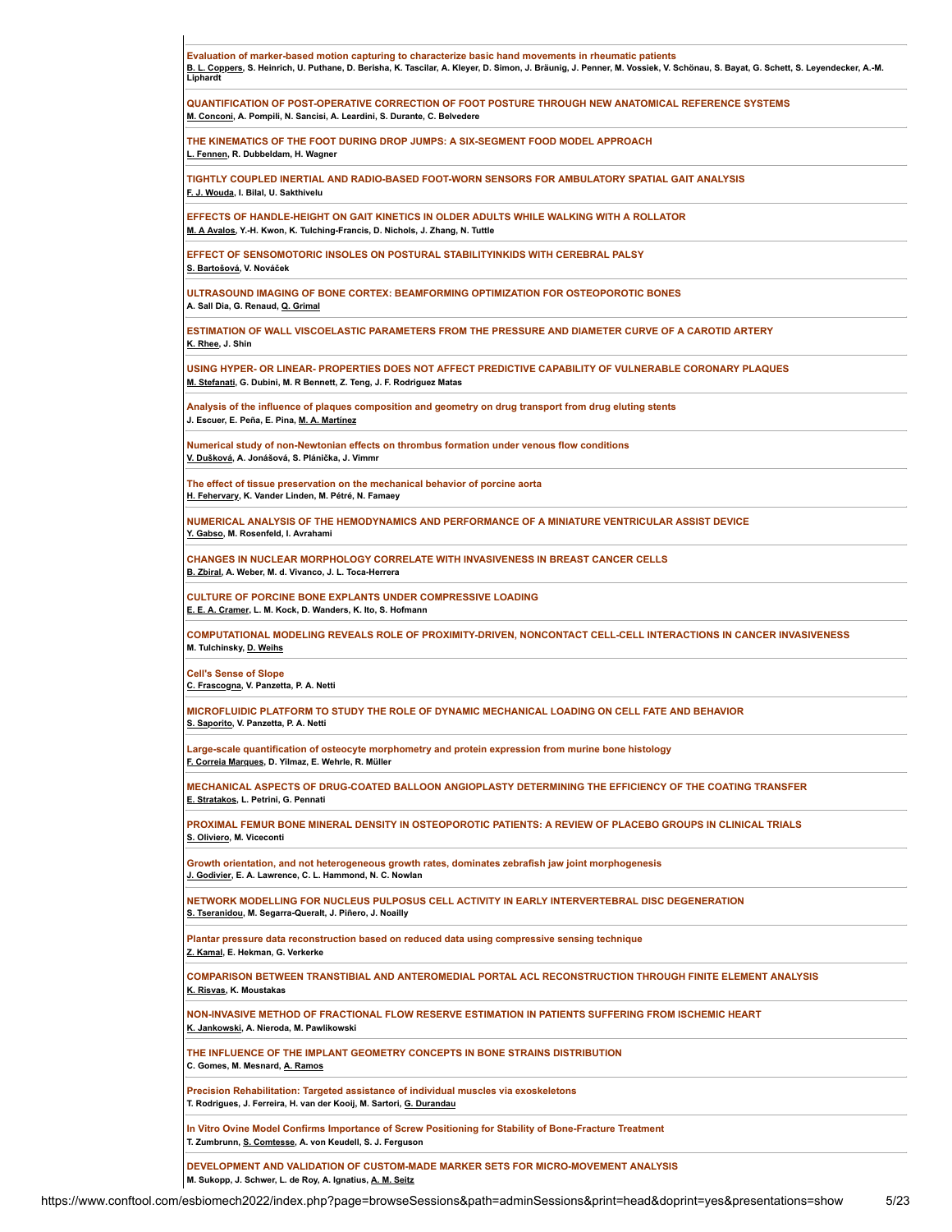**Evaluation of marker-based motion capturing to characterize basic hand movements in rheumatic patients**
B. L. Coppers, S. Heinrich, U. Puthane, D. Berisha, K. Tascilar, A. Kleyer, D. Simon, J. Bräunig, J. Penner, M. Vossiek, V. Schönau, S. Bayat, G. Schett, S. Leyendecker, A.-M. Liphardt

---

**QUANTIFICATION OF POST-OPERATIVE CORRECTION OF FOOT POSTURE THROUGH NEW ANATOMICAL REFERENCE SYSTEMS**
M. Conconi, A. Pompili, N. Sancisi, A. Leardini, S. Durante, C. Belvedere

---

**THE KINEMATICS OF THE FOOT DURING DROP JUMPS: A SIX-SEGMENT FOOD MODEL APPROACH**
L. Fennen, R. Dubbeldam, H. Wagner

---

**TIGHTLY COUPLED INERTIAL AND RADIO-BASED FOOT-WORN SENSORS FOR AMBULATORY SPATIAL GAIT ANALYSIS**
F. J. Wouda, I. Bilal, U. Sakthivelu

---

**EFFECTS OF HANDLE-HEIGHT ON GAIT KINETICS IN OLDER ADULTS WHILE WALKING WITH A ROLLATOR**
M. A Avalos, Y.-H. Kwon, K. Tulching-Francis, D. Nichols, J. Zhang, N. Tuttle

---

**EFFECT OF SENSOMOTORIC INSOLES ON POSTURAL STABILITYINKIDS WITH CEREBRAL PALSY**
S. Bartošová, V. Nováček

---

**ULTRASOUND IMAGING OF BONE CORTEX: BEAMFORMING OPTIMIZATION FOR OSTEOPOROTIC BONES**
A. Sall Dia, G. Renaud, Q. Grimal

---

**ESTIMATION OF WALL VISCOELASTIC PARAMETERS FROM THE PRESSURE AND DIAMETER CURVE OF A CAROTID ARTERY**
K. Rhee, J. Shin

---

**USING HYPER- OR LINEAR- PROPERTIES DOES NOT AFFECT PREDICTIVE CAPABILITY OF VULNERABLE CORONARY PLAQUES**
M. Stefanati, G. Dubini, M. R Bennett, Z. Teng, J. F. Rodriguez Matas

---

**Analysis of the influence of plaques composition and geometry on drug transport from drug eluting stents**
J. Escuer, E. Peña, E. Pina, M. A. Martínez

---

**Numerical study of non-Newtonian effects on thrombus formation under venous flow conditions**
V. Dušková, A. Jonášová, S. Plánička, J. Vimmr

---

**The effect of tissue preservation on the mechanical behavior of porcine aorta**
H. Fehervary, K. Vander Linden, M. Pétré, N. Famaey

---

**NUMERICAL ANALYSIS OF THE HEMODYNAMICS AND PERFORMANCE OF A MINIATURE VENTRICULAR ASSIST DEVICE**
Y. Gabso, M. Rosenfeld, I. Avrahami

---

**CHANGES IN NUCLEAR MORPHOLOGY CORRELATE WITH INVASIVENESS IN BREAST CANCER CELLS**
B. Zbiral, A. Weber, M. d. Vivanco, J. L. Toca-Herrera

---

**CULTURE OF PORCINE BONE EXPLANTS UNDER COMPRESSIVE LOADING**
E. E. A. Cramer, L. M. Kock, D. Wanders, K. Ito, S. Hofmann

---

**COMPUTATIONAL MODELING REVEALS ROLE OF PROXIMITY-DRIVEN, NONCONTACT CELL-CELL INTERACTIONS IN CANCER INVASIVENESS**
M. Tulchinsky, D. Weihs

---

**Cell's Sense of Slope**
C. Frascogna, V. Panzetta, P. A. Netti

---

**MICROFLUIDIC PLATFORM TO STUDY THE ROLE OF DYNAMIC MECHANICAL LOADING ON CELL FATE AND BEHAVIOR**
S. Saporito, V. Panzetta, P. A. Netti

---

**Large-scale quantification of osteocyte morphometry and protein expression from murine bone histology**
F. Correia Marques, D. Yilmaz, E. Wehrle, R. Müller

---

**MECHANICAL ASPECTS OF DRUG-COATED BALLOON ANGIOPLASTY DETERMINING THE EFFICIENCY OF THE COATING TRANSFER**
E. Stratakos, L. Petrini, G. Pennati

---

**PROXIMAL FEMUR BONE MINERAL DENSITY IN OSTEOPOROTIC PATIENTS: A REVIEW OF PLACEBO GROUPS IN CLINICAL TRIALS**
S. Oliviero, M. Viceconti

---

**Growth orientation, and not heterogeneous growth rates, dominates zebrafish jaw joint morphogenesis**
J. Godivier, E. A. Lawrence, C. L. Hammond, N. C. Nowlan

---

**NETWORK MODELLING FOR NUCLEUS PULPOSUS CELL ACTIVITY IN EARLY INTERVERTEBRAL DISC DEGENERATION**
S. Tseranidou, M. Segarra-Queralt, J. Piñero, J. Noailly

---

**Plantar pressure data reconstruction based on reduced data using compressive sensing technique**
Z. Kamal, E. Hekman, G. Verkerke

---

**COMPARISON BETWEEN TRANSTIBIAL AND ANTEROMEDIAL PORTAL ACL RECONSTRUCTION THROUGH FINITE ELEMENT ANALYSIS**
K. Risvas, K. Moustakas

---

**NON-INVASIVE METHOD OF FRACTIONAL FLOW RESERVE ESTIMATION IN PATIENTS SUFFERING FROM ISCHEMIC HEART**
K. Jankowski, A. Nieroda, M. Pawlikowski

---

**THE INFLUENCE OF THE IMPLANT GEOMETRY CONCEPTS IN BONE STRAINS DISTRIBUTION**
C. Gomes, M. Mesnard, A. Ramos

---

**Precision Rehabilitation: Targeted assistance of individual muscles via exoskeletons**
T. Rodrigues, J. Ferreira, H. van der Kooij, M. Sartori, G. Durandau

---

**In Vitro Ovine Model Confirms Importance of Screw Positioning for Stability of Bone-Fracture Treatment**
T. Zumbrunn, S. Comtesse, A. von Keudell, S. J. Ferguson

---

**DEVELOPMENT AND VALIDATION OF CUSTOM-MADE MARKER SETS FOR MICRO-MOVEMENT ANALYSIS**
M. Sukopp, J. Schwer, L. de Roy, A. Ignatius, A. M. Seitz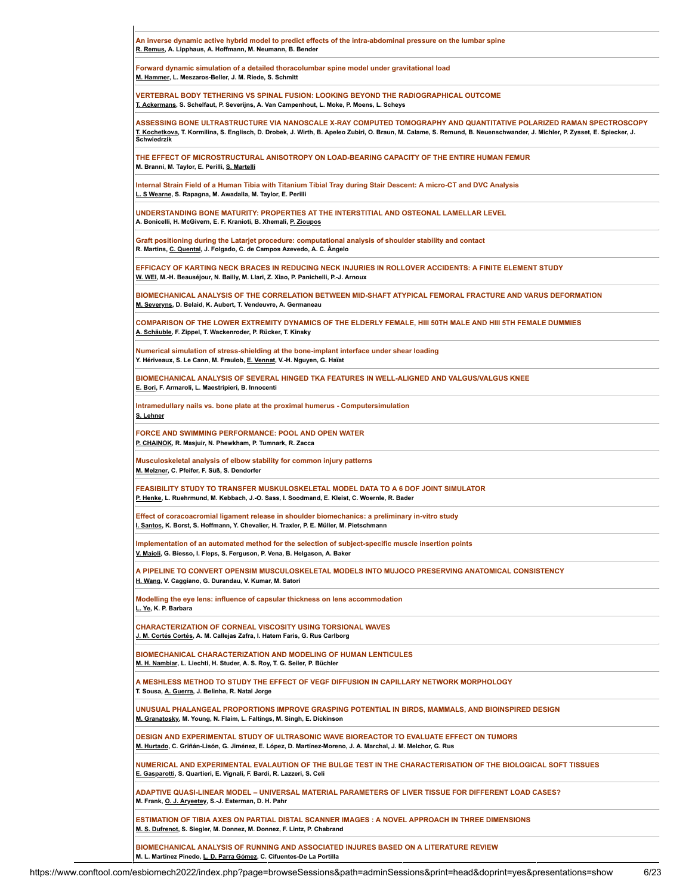**An inverse dynamic active hybrid model to predict effects of the intra-abdominal pressure on the lumbar spine**
R. Remus, A. Lipphaus, A. Hoffmann, M. Neumann, B. Bender

**Forward dynamic simulation of a detailed thoracolumbar spine model under gravitational load**
M. Hammer, L. Meszaros-Beller, J. M. Riede, S. Schmitt

**VERTEBRAL BODY TETHERING VS SPINAL FUSION: LOOKING BEYOND THE RADIOGRAPHICAL OUTCOME**
T. Ackermans, S. Schelfaut, P. Severijns, A. Van Campenhout, L. Moke, P. Moens, L. Scheys

**ASSESSING BONE ULTRASTRUCTURE VIA NANOSCALE X-RAY COMPUTED TOMOGRAPHY AND QUANTITATIVE POLARIZED RAMAN SPECTROSCOPY**
T. Kochetkova, T. Kormilina, S. Englisch, D. Drobek, J. Wirth, B. Apeleo Zubiri, O. Braun, M. Calame, S. Remund, B. Neuenschwander, J. Michler, P. Zysset, E. Spiecker, J. Schwiedrzik

**THE EFFECT OF MICROSTRUCTURAL ANISOTROPY ON LOAD-BEARING CAPACITY OF THE ENTIRE HUMAN FEMUR**
M. Branni, M. Taylor, E. Perilli, S. Martelli

**Internal Strain Field of a Human Tibia with Titanium Tibial Tray during Stair Descent: A micro-CT and DVC Analysis**
L. S Wearne, S. Rapagna, M. Awadalla, M. Taylor, E. Perilli

**UNDERSTANDING BONE MATURITY: PROPERTIES AT THE INTERSTITIAL AND OSTEONAL LAMELLAR LEVEL**
A. Bonicelli, H. McGivern, E. F. Kranioti, B. Xhemali, P. Zioupos

**Graft positioning during the Latarjet procedure: computational analysis of shoulder stability and contact**
R. Martins, C. Quental, J. Folgado, C. de Campos Azevedo, A. C. Ângelo

**EFFICACY OF KARTING NECK BRACES IN REDUCING NECK INJURIES IN ROLLOVER ACCIDENTS: A FINITE ELEMENT STUDY**
W. WEI, M.-H. Beauséjour, N. Bailly, M. Llari, Z. Xiao, P. Panichelli, P.-J. Arnoux

**BIOMECHANICAL ANALYSIS OF THE CORRELATION BETWEEN MID-SHAFT ATYPICAL FEMORAL FRACTURE AND VARUS DEFORMATION**
M. Severyns, D. Belaid, K. Aubert, T. Vendeuvre, A. Germaneau

**COMPARISON OF THE LOWER EXTREMITY DYNAMICS OF THE ELDERLY FEMALE, HIII 50TH MALE AND HIII 5TH FEMALE DUMMIES**
A. Schäuble, F. Zippel, T. Wackenroder, P. Rücker, T. Kinsky

**Numerical simulation of stress-shielding at the bone-implant interface under shear loading**
Y. Hériveaux, S. Le Cann, M. Fraulob, E. Vennat, V.-H. Nguyen, G. Haïat

**BIOMECHANICAL ANALYSIS OF SEVERAL HINGED TKA FEATURES IN WELL-ALIGNED AND VALGUS/VALGUS KNEE**
E. Bori, F. Armaroli, L. Maestripieri, B. Innocenti

**Intramedullary nails vs. bone plate at the proximal humerus - Computersimulation**
S. Lehner

**FORCE AND SWIMMING PERFORMANCE: POOL AND OPEN WATER**
P. CHAINOK, R. Masjuir, N. Phewkham, P. Tumnark, R. Zacca

**Musculoskeletal analysis of elbow stability for common injury patterns**
M. Melzner, C. Pfeifer, F. Süß, S. Dendorfer

**FEASIBILITY STUDY TO TRANSFER MUSKULOSKELETAL MODEL DATA TO A 6 DOF JOINT SIMULATOR**
P. Henke, L. Ruehrmund, M. Kebbach, J.-O. Sass, I. Soodmand, E. Kleist, C. Woernle, R. Bader

**Effect of coracoacromial ligament release in shoulder biomechanics: a preliminary in-vitro study**
I. Santos, K. Borst, S. Hoffmann, Y. Chevalier, H. Traxler, P. E. Müller, M. Pietschmann

**Implementation of an automated method for the selection of subject-specific muscle insertion points**
V. Maioli, G. Biesso, I. Fleps, S. Ferguson, P. Vena, B. Helgason, A. Baker

**A PIPELINE TO CONVERT OPENSIM MUSCULOSKELETAL MODELS INTO MUJOCO PRESERVING ANATOMICAL CONSISTENCY**
H. Wang, V. Caggiano, G. Durandau, V. Kumar, M. Satori

**Modelling the eye lens: influence of capsular thickness on lens accommodation**
L. Ye, K. P. Barbara

**CHARACTERIZATION OF CORNEAL VISCOSITY USING TORSIONAL WAVES**
J. M. Cortés Cortés, A. M. Callejas Zafra, I. Hatem Faris, G. Rus Carlborg

**BIOMECHANICAL CHARACTERIZATION AND MODELING OF HUMAN LENTICULES**
M. H. Nambiar, L. Liechti, H. Studer, A. S. Roy, T. G. Seiler, P. Büchler

**A MESHLESS METHOD TO STUDY THE EFFECT OF VEGF DIFFUSION IN CAPILLARY NETWORK MORPHOLOGY**
T. Sousa, A. Guerra, J. Belinha, R. Natal Jorge

**UNUSUAL PHALANGEAL PROPORTIONS IMPROVE GRASPING POTENTIAL IN BIRDS, MAMMALS, AND BIOINSPIRED DESIGN**
M. Granatosky, M. Young, N. Flaim, L. Faltings, M. Singh, E. Dickinson

**DESIGN AND EXPERIMENTAL STUDY OF ULTRASONIC WAVE BIOREACTOR TO EVALUATE EFFECT ON TUMORS**
M. Hurtado, C. Griñán-Lisón, G. Jiménez, E. López, D. Martínez-Moreno, J. A. Marchal, J. M. Melchor, G. Rus

**NUMERICAL AND EXPERIMENTAL EVALAUTION OF THE BULGE TEST IN THE CHARACTERISATION OF THE BIOLOGICAL SOFT TISSUES**
E. Gasparotti, S. Quartieri, E. Vignali, F. Bardi, R. Lazzeri, S. Celi

**ADAPTIVE QUASI-LINEAR MODEL – UNIVERSAL MATERIAL PARAMETERS OF LIVER TISSUE FOR DIFFERENT LOAD CASES?**
M. Frank, O. J. Aryeetey, S.-J. Esterman, D. H. Pahr

**ESTIMATION OF TIBIA AXES ON PARTIAL DISTAL SCANNER IMAGES : A NOVEL APPROACH IN THREE DIMENSIONS**
M. S. Dufrenot, S. Siegler, M. Donnez, M. Donnez, F. Lintz, P. Chabrand

**BIOMECHANICAL ANALYSIS OF RUNNING AND ASSOCIATED INJURES BASED ON A LITERATURE REVIEW**
M. L. Martinez Pinedo, L. D. Parra Gómez, C. Cifuentes-De La Portilla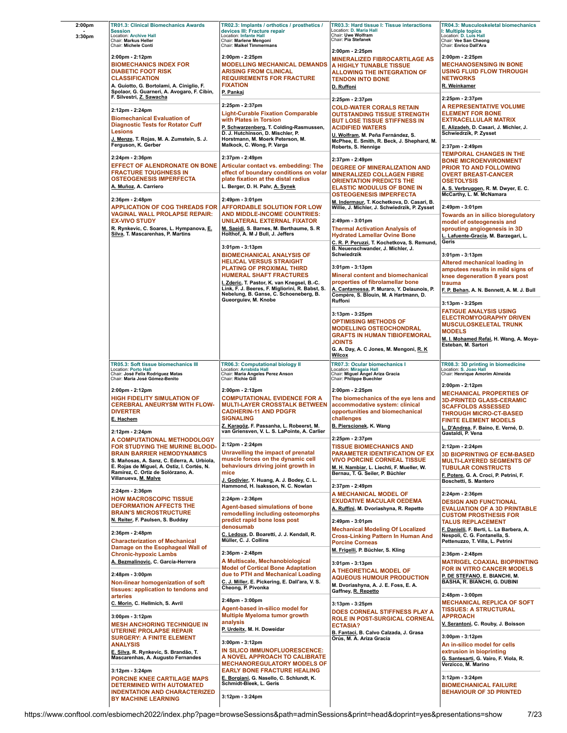**2:00pm - 3:30pm**

### TR01.3: Clinical Biomechanics Awards Session
Location: Archive Hall
Chair: Markus Heller
Chair: Michele Conti

2:00pm - 2:12pm
**BIOMECHANICS INDEX FOR DIABETIC FOOT RISK CLASSIFICATION**
A. Guiotto, G. Bortolami, A. Ciniglio, F. Spolaor, G. Guarneri, A. Avogaro, F. Cibin, F. Silvestri, Z. Sawacha

2:12pm - 2:24pm
**Biomechanical Evaluation of Diagnostic Tests for Rotator Cuff Lesions**
J. Menze, T. Rojas, M. A. Zumstein, S. J. Ferguson, K. Gerber

2:24pm - 2:36pm
**EFFECT OF ALENDRONATE ON BONE FRACTURE TOUGHNESS IN OSTEOGENESIS IMPERFECTA**
A. Muñoz, A. Carriero

2:36pm - 2:48pm
**APPLICATION OF COG THREADS FOR VAGINAL WALL PROLAPSE REPAIR: EX-VIVO STUDY**
R. Rynkevic, C. Soares, L. Hympanova, E. Silva, T. Mascarenhas, P. Martins

### TR02.3: Implants / orthotics / prosthetics / devices III: Fracture repair
Location: Infante Hall
Chair: Marlene Mengoni
Chair: Maikel Timmermans

2:00pm - 2:25pm
**MODELLING MECHANICAL DEMANDS ARISING FROM CLINICAL REQUIREMENTS FOR FRACTURE FIXATION**
P. Pankaj

2:25pm - 2:37pm
**Light-Curable Fixation Comparable with Plates in Torsion**
P. Schwarzenberg, T. Colding-Rasmussen, D. J. Hutchinson, D. Mischler, P. Horstmann, M. Moerk Peterson, M. Malkock, C. Wong, P. Varga

2:37pm - 2:49pm
**Articular contact vs. embedding: The effect of boundary conditions on volar plate fixation at the distal radius**
L. Berger, D. H. Pahr, A. Synek

2:49pm - 3:01pm
**AFFORDABLE SOLUTION FOR LOW AND MIDDLE-INCOME COUNTRIES: UNILATERAL EXTERNAL FIXATOR**
M. Saeidi, S. Barnes, M. Berthaume, S. R Holthof, A. M J Bull, J. Jeffers

3:01pm - 3:13pm
**BIOMECHANICAL ANALYSIS OF HELICAL VERSUS STRAIGHT PLATING OF PROXIMAL THIRD HUMERAL SHAFT FRACTURES**
I. Zderic, T. Pastor, K. van Knegsel, B.-C. Link, F. J. Beeres, F. Migliorini, R. Babst, S. Nebelung, B. Ganse, C. Schoeneberg, B. Gueorguiev, M. Knobe

### TR03.3: Hard tissue I: Tissue interactions
Location: D. Maria Hall
Chair: Uwe Wolfram
Chair: Pia Stefanek

2:00pm - 2:25pm
**MINERALIZED FIBROCARTILAGE AS A HIGHLY TUNABLE TISSUE ALLOWING THE INTEGRATION OF TENDON INTO BONE**
D. Ruffoni

2:25pm - 2:37pm
**COLD-WATER CORALS RETAIN OUTSTANDING TISSUE STRENGTH BUT LOSE TISSUE STIFFNESS IN ACIDIFIED WATERS**
U. Wolfram, M. Peña Fernández, S. McPhee, E. Smith, R. Beck, J. Shephard, M. Roberts, S. Hennige

2:37pm - 2:49pm
**DEGREE OF MINERALIZATION AND MINERALIZED COLLAGEN FIBRE ORIENTATION PREDICTS THE ELASTIC MODULUS OF BONE IN OSTEOGENESIS IMPERFECTA**
M. Indermaur, T. Kochetkova, D. Casari, B. Willie, J. Michler, J. Schwiedrzik, P. Zysset

2:49pm - 3:01pm
**Thermal Activation Analysis of Hydrated Lamellar Ovine Bone**
C. R. P. Peruzzi, T. Kochetkova, S. Remund, B. Neuenschwander, J. Michler, J. Schwiedrzik

3:01pm - 3:13pm
**Mineral content and biomechanical properties of fibrolamellar bone**
A. Cantamessa, P. Muraro, T. Delaunois, P. Compère, S. Blouin, M. A Hartmann, D. Ruffoni

3:13pm - 3:25pm
**OPTIMISING METHODS OF MODELLING OSTEOCHONDRAL GRAFTS IN HUMAN TIBIOFEMORAL JOINTS**
G. A. Day, A. C Jones, M. Mengoni, R. K Wilcox

### TR04.3: Musculoskeletal biomechanics I: Multiple topics
Location: D. Luis Hall
Chair: Vee San Cheong
Chair: Enrico Dall'Ara

2:00pm - 2:25pm
**MECHANOSENSING IN BONE USING FLUID FLOW THROUGH NETWORKS**
R. Weinkamer

2:25pm - 2:37pm
**A REPRESENTATIVE VOLUME ELEMENT FOR BONE EXTRACELLULAR MATRIX**
E. Alizadeh, D. Casari, J. Michler, J. Schwiedrzik, P. Zysset

2:37pm - 2:49pm
**TEMPORAL CHANGES IN THE BONE MICROENVIRONMENT PRIOR TO AND FOLLOWING OVERT BREAST-CANCER OSETOLYSIS**
A. S. Verbruggen, R. M. Dwyer, E. C. McCarthy, L. M. McNamara

2:49pm - 3:01pm
**Towards an in silico bioregulatory model of osteogenesis and sprouting angiogenesis in 3D**
L. Lafuente-Gracia, M. Barzegari, L. Geris

3:01pm - 3:13pm
**Altered mechanical loading in amputees results in mild signs of knee degeneration 8 years post trauma**
F. P. Behan, A. N. Bennett, A. M. J. Bull

3:13pm - 3:25pm
**FATIGUE ANALYSIS USING ELECTROMYOGRAPHY DRIVEN MUSCULOSKELETAL TRUNK MODELS**
M. I. Mohamed Refai, H. Wang, A. Moya-Esteban, M. Sartori

### TR05.3: Soft tissue biomechanics III
Location: Porto Hall
Chair: José Felix Rodriguez Matas
Chair: Maria José Gómez-Benito

2:00pm - 2:12pm
**HIGH FIDELITY SIMULATION OF CEREBRAL ANEURYSM WITH FLOW-DIVERTER**
E. Hachem

2:12pm - 2:24pm
**A COMPUTATIONAL METHODOLOGY FOR STUDYING THE MURINE BLOOD-BRAIN BARRIER HEMODYNAMICS**
S. Mañosas, A. Sanz, C. Ederra, A. Urbiola, E. Rojas de Miguel, A. Ostiz, I. Cortés, N. Ramírez, C. Ortiz de Solórzano, A. Villanueva, M. Malve

2:24pm - 2:36pm
**HOW MACROSCOPIC TISSUE DEFORMATION AFFECTS THE BRAIN'S MICROSTRUCTURE**
N. Reiter, F. Paulsen, S. Budday

2:36pm - 2:48pm
**Characterization of Mechanical Damage on the Esophageal Wall of Chronic-hypoxic Lambs**
A. Bezmalinovic, C. García-Herrera

2:48pm - 3:00pm
**Non-linear homogenization of soft tissues: application to tendons and arteries**
C. Morin, C. Hellmich, S. Avril

3:00pm - 3:12pm
**MESH ANCHORING TECHNIQUE IN UTERINE PROLAPSE REPAIR SURGERY: A FINITE ELEMENT ANALYSIS**
E. Silva, R. Rynkevic, S. Brandão, T. Mascarenhas, A. Augusto Fernandes

3:12pm - 3:24pm
**PORCINE KNEE CARTILAGE MAPS DETERMINED WITH AUTOMATED INDENTATION AND CHARACTERIZED BY MACHINE LEARNING**

### TR06.3: Computational biology II
Location: Arrabida Hall
Chair: Maria Angeles Perez Anson
Chair: Richie Gill

2:00pm - 2:12pm
**COMPUTATIONAL EVIDENCE FOR A MULTI-LAYER CROSSTALK BETWEEN CADHERIN-11 AND PDGFR SIGNALING**
Z. Karagöz, F. Passanha, L. Robeerst, M. van Griensven, V. L. S. LaPointe, A. Carlier

2:12pm - 2:24pm
**Unravelling the impact of prenatal muscle forces on the dynamic cell behaviours driving joint growth in mice**
J. Godivier, Y. Huang, A. J. Bodey, C. L. Hammond, H. Isaksson, N. C. Nowlan

2:24pm - 2:36pm
**Agent-based simulations of bone remodelling including osteomorphs predict rapid bone loss post denosumab**
C. Ledoux, D. Boaretti, J. J. Kendall, R. Müller, C. J. Collins

2:36pm - 2:48pm
**A Multiscale, Mechanobiological Model of Cortical Bone Adaptation due to PTH and Mechanical Loading**
C. J. Miller, E. Pickering, E. Dall'ara, V. S. Cheong, P. Pivonka

2:48pm - 3:00pm
**Agent-based in-silico model for Multiple Myeloma tumor growth analysis**
P. Urdeitx, M. H. Doweidar

3:00pm - 3:12pm
**IN SILICO IMMUNOFLUORESCENCE: A NOVEL APPROACH TO CALIBRATE MECHANOREGULATORY MODELS OF EARLY BONE FRACTURE HEALING**
E. Borgiani, G. Nasello, C. Schlundt, K. Schmidt-Bleek, L. Geris

3:12pm - 3:24pm

### TR07.3: Ocular biomechanics I
Location: Miragaia Hall
Chair: Miguel Angel Ariza Gracia
Chair: Philippe Buechler

2:00pm - 2:25pm
**The biomechanics of the eye lens and accommodative system: clinical opportunities and biomechanical challenges**
B. Pierscionek, K. Wang

2:25pm - 2:37pm
**TISSUE BIOMECHANICS AND PARAMETER IDENTIFICATION OF EX VIVO PORCINE CORNEAL TISSUE**
M. H. Nambiar, L. Liechti, F. Mueller, W. Bernau, T. G. Seiler, P. Büchler

2:37pm - 2:49pm
**A MECHANICAL MODEL OF EXUDATIVE MACULAR OEDEMA**
A. Ruffini, M. Dvoriashyna, R. Repetto

2:49pm - 3:01pm
**Mechanical Modeling Of Localized Cross-Linking Pattern In Human And Porcine Corneas**
M. Frigelli, P. Büchler, S. Kling

3:01pm - 3:13pm
**A THEORETICAL MODEL OF AQUEOUS HUMOUR PRODUCTION**
M. Dvoriashyna, A. J. E. Foss, E. A. Gaffney, R. Repetto

3:13pm - 3:25pm
**DOES CORNEAL STIFFNESS PLAY A ROLE IN POST-SURGICAL CORNEAL ECTASIA?**
B. Fantaci, B. Calvo Calzada, J. Grasa Orús, M. A. Ariza Gracia

### TR08.3: 3D printing in biomedicine
Location: S. Joao Hall
Chair: Henrique Amorim Almeida

2:00pm - 2:12pm
**MECHANICAL PROPERTIES OF 3D-PRINTED GLASS-CERAMIC SCAFFOLDS ASSESSED THROUGH MICRO-CT-BASED FINITE ELEMENT MODELS**
L. D'Andrea, F. Baino, E. Verné, D. Gastaldi, P. Vena

2:12pm - 2:24pm
**3D BIOPRINTING OF ECM-BASED MULTI-LAYERED SEGMENTS OF TUBULAR CONSTRUCTS**
F. Potere, G. A. Croci, P. Petrini, F. Boschetti, S. Mantero

2:24pm - 2:36pm
**DESIGN AND FUNCTIONAL EVALUATION OF A 3D PRINTABLE CUSTOM PROSTHESIS FOR TALUS REPLACEMENT**
F. Danielli, F. Berti, L. La Barbera, A. Nespoli, C. G. Fontanella, S. Pettenuzzo, T. Villa, L. Petrini

2:36pm - 2:48pm
**MATRIGEL COAXIAL BIOPRINTING FOR IN VITRO CANCER MODELS**
P. DE STEFANO, E. BIANCHI, M. BASHA, R. BIANCHI, G. DUBINI

2:48pm - 3:00pm
**MECHANICAL REPLICA OF SOFT TISSUES: A STRUCTURAL APPROACH**
V. Serantoni, C. Rouby, J. Boisson

3:00pm - 3:12pm
**An in-silico model for cells extrusion in bioprinting**
G. Santesarti, G. Vairo, F. Viola, R. Verzicco, M. Marino

3:12pm - 3:24pm
**BIOMECHANICAL FAILURE BEHAVIOUR OF 3D PRINTED**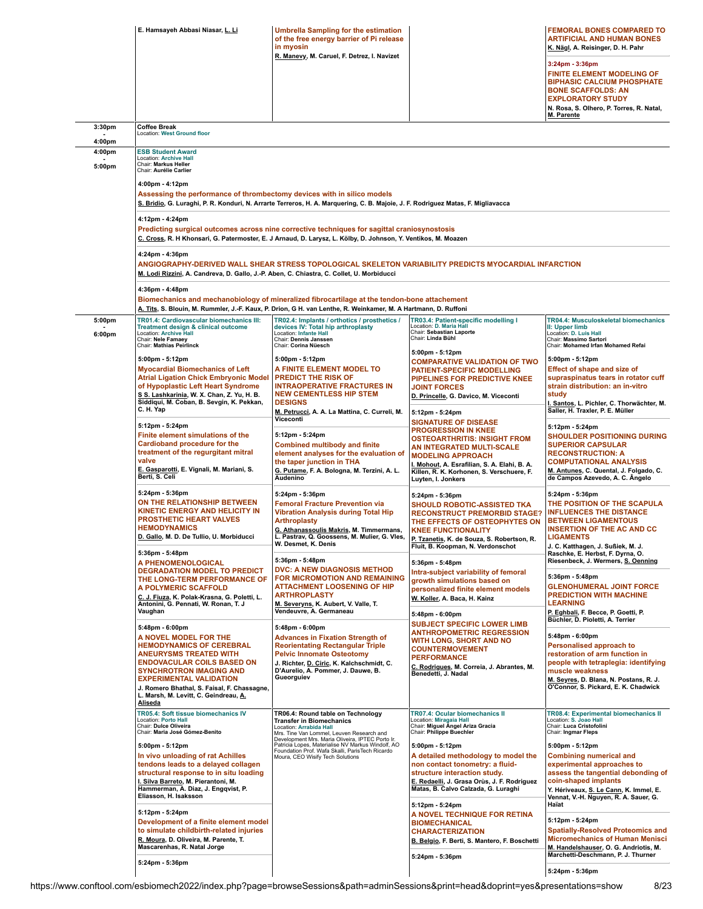E. Hamsayeh Abbasi Niasar, L. Li

**Umbrella Sampling for the estimation of the free energy barrier of Pi release in myosin**
R. Manevy, M. Caruel, F. Detrez, I. Navizet

**FEMORAL BONES COMPARED TO ARTIFICIAL AND HUMAN BONES**
K. Nägl, A. Reisinger, D. H. Pahr

3:24pm - 3:36pm
**FINITE ELEMENT MODELING OF BIPHASIC CALCIUM PHOSPHATE BONE SCAFFOLDS: AN EXPLORATORY STUDY**
N. Rosa, S. Olhero, P. Torres, R. Natal, M. Parente

---

## 3:30pm - 4:00pm

**Coffee Break**
Location: West Ground floor

---

## 4:00pm - 5:00pm

**ESB Student Award**
Location: Archive Hall
Chair: Markus Heller
Chair: Aurélie Carlier

4:00pm - 4:12pm
**Assessing the performance of thrombectomy devices with in silico models**
S. Bridio, G. Luraghi, P. R. Konduri, N. Arrarte Terreros, H. A. Marquering, C. B. Majoie, J. F. Rodriguez Matas, F. Migliavacca

4:12pm - 4:24pm
**Predicting surgical outcomes across nine corrective techniques for sagittal craniosynostosis**
C. Cross, R. H Khonsari, G. Patermoster, E. J Arnaud, D. Larysz, L. Kölby, D. Johnson, Y. Ventikos, M. Moazen

4:24pm - 4:36pm
**ANGIOGRAPHY-DERIVED WALL SHEAR STRESS TOPOLOGICAL SKELETON VARIABILITY PREDICTS MYOCARDIAL INFARCTION**
M. Lodi Rizzini, A. Candreva, D. Gallo, J.-P. Aben, C. Chiastra, C. Collet, U. Morbiducci

4:36pm - 4:48pm
**Biomechanics and mechanobiology of mineralized fibrocartilage at the tendon-bone attachement**
A. Tits, S. Blouin, M. Rummler, J.-F. Kaux, P. Drion, G H. van Lenthe, R. Weinkamer, M. A Hartmann, D. Ruffoni

---

## 5:00pm - 6:00pm

### TR01.4: Cardiovascular biomechanics III: Treatment design & clinical outcome
Location: Archive Hall
Chair: Nele Famaey
Chair: Mathias Peirlinck

5:00pm - 5:12pm
**Myocardial Biomechanics of Left Atrial Ligation Chick Embryonic Model of Hypoplastic Left Heart Syndrome**
S S. Lashkarinia, W. X. Chan, Z. Yu, H. B. Siddiqui, M. Coban, B. Sevgin, K. Pekkan, C. H. Yap

5:12pm - 5:24pm
**Finite element simulations of the Cardioband procedure for the treatment of the regurgitant mitral valve**
E. Gasparotti, E. Vignali, M. Mariani, S. Berti, S. Celi

5:24pm - 5:36pm
**ON THE RELATIONSHIP BETWEEN KINETIC ENERGY AND HELICITY IN PROSTHETIC HEART VALVES HEMODYNAMICS**
D. Gallo, M. D. De Tullio, U. Morbiducci

5:36pm - 5:48pm
**A PHENOMENOLOGICAL DEGRADATION MODEL TO PREDICT THE LONG-TERM PERFORMANCE OF A POLYMERIC SCAFFOLD**
C. J. Fiuza, K. Polak-Krasna, G. Poletti, L. Antonini, G. Pennati, W. Ronan, T. J Vaughan

5:48pm - 6:00pm
**A NOVEL MODEL FOR THE HEMODYNAMICS OF CEREBRAL ANEURYSMS TREATED WITH ENDOVACULAR COILS BASED ON SYNCHROTRON IMAGING AND EXPERIMENTAL VALIDATION**
J. Romero Bhathal, S. Faisal, F. Chassagne, L. Marsh, M. Levitt, C. Geindreau, A. Aliseda

### TR02.4: Implants / orthotics / prosthetics / devices IV: Total hip arthroplasty
Location: Infante Hall
Chair: Dennis Janssen
Chair: Corina Nüesch

5:00pm - 5:12pm
**A FINITE ELEMENT MODEL TO PREDICT THE RISK OF INTRAOPERATIVE FRACTURES IN NEW CEMENTLESS HIP STEM DESIGNS**
M. Petrucci, A. A. La Mattina, C. Curreli, M. Viceconti

5:12pm - 5:24pm
**Combined multibody and finite element analyses for the evaluation of the taper junction in THA**
G. Putame, F. A. Bologna, M. Terzini, A. L. Audenino

5:24pm - 5:36pm
**Femoral Fracture Prevention via Vibration Analysis during Total Hip Arthroplasty**
G. Athanassoulis Makris, M. Timmermans, L. Pastrav, Q. Goossens, M. Mulier, G. Vles, W. Desmet, K. Denis

5:36pm - 5:48pm
**DVC: A NEW DIAGNOSIS METHOD FOR MICROMOTION AND REMAINING ATTACHMENT LOOSENING OF HIP ARTHROPLASTY**
M. Severyns, K. Aubert, V. Valle, T. Vendeuvre, A. Germaneau

5:48pm - 6:00pm
**Advances in Fixation Strength of Reorientating Rectangular Triple Pelvic Innomate Osteotomy**
J. Richter, D. Ciric, K. Kalchschmidt, C. D'Aurelio, A. Pommer, J. Dauwe, B. Gueorguiev

### TR03.4: Patient-specific modelling I
Location: D. Maria Hall
Chair: Sebastian Laporte
Chair: Linda Bühl

5:00pm - 5:12pm
**COMPARATIVE VALIDATION OF TWO PATIENT-SPECIFIC MODELLING PIPELINES FOR PREDICTIVE KNEE JOINT FORCES**
D. Princelle, G. Davico, M. Viceconti

5:12pm - 5:24pm
**SIGNATURE OF DISEASE PROGRESSION IN KNEE OSTEOARTHRITIS: INSIGHT FROM AN INTEGRATED MULTI-SCALE MODELING APPROACH**
I. Mohout, A. Esrafilian, S. A. Elahi, B. A. Killen, R. K. Korhonen, S. Verschuere, F. Luyten, I. Jonkers

5:24pm - 5:36pm
**SHOULD ROBOTIC-ASSISTED TKA RECONSTRUCT PREMORBID STAGE? THE EFFECTS OF OSTEOPHYTES ON KNEE FUNCTIONALITY**
P. Tzanetis, K. de Souza, S. Robertson, R. Fluit, B. Koopman, N. Verdonschot

5:36pm - 5:48pm
**Intra-subject variability of femoral growth simulations based on personalized finite element models**
W. Koller, A. Baca, H. Kainz

5:48pm - 6:00pm
**SUBJECT SPECIFIC LOWER LIMB ANTHROPOMETRIC REGRESSION WITH LONG, SHORT AND NO COUNTERMOVEMENT PERFORMANCE**
C. Rodrigues, M. Correia, J. Abrantes, M. Benedetti, J. Nadal

### TR04.4: Musculoskeletal biomechanics II: Upper limb
Location: D. Luis Hall
Chair: Massimo Sartori
Chair: Mohamed Irfan Mohamed Refai

5:00pm - 5:12pm
**Effect of shape and size of supraspinatus tears in rotator cuff strain distribution: an in-vitro study**
I. Santos, L. Pichler, C. Thorwächter, M. Saller, H. Traxler, P. E. Müller

5:12pm - 5:24pm
**SHOULDER POSITIONING DURING SUPERIOR CAPSULAR RECONSTRUCTION: A COMPUTATIONAL ANALYSIS**
M. Antunes, C. Quental, J. Folgado, C. de Campos Azevedo, A. C. Ângelo

5:24pm - 5:36pm
**THE POSITION OF THE SCAPULA INFLUENCES THE DISTANCE BETWEEN LIGAMENTOUS INSERTION OF THE AC AND CC LIGAMENTS**
J. C. Katthagen, J. Sußiek, M. J. Raschke, E. Herbst, F. Dyrna, O. Riesenbeck, J. Wermers, S. Oenning

5:36pm - 5:48pm
**GLENOHUMERAL JOINT FORCE PREDICTION WITH MACHINE LEARNING**
P. Eghbali, F. Becce, P. Goetti, P. Büchler, D. Pioletti, A. Terrier

5:48pm - 6:00pm
**Personalised approach to restoration of arm function in people with tetraplegia: identifying muscle weakness**
M. Seyres, D. Blana, N. Postans, R. J. O'Connor, S. Pickard, E. K. Chadwick

### TR05.4: Soft tissue biomechanics IV
Location: Porto Hall
Chair: Dulce Oliveira
Chair: Maria José Gómez-Benito

5:00pm - 5:12pm
**In vivo unloading of rat Achilles tendons leads to a delayed collagen structural response to in situ loading**
I. Silva Barreto, M. Pierantoni, M. Hammerman, A. Diaz, J. Engqvist, P. Eliasson, H. Isaksson

5:12pm - 5:24pm
**Development of a finite element model to simulate childbirth-related injuries**
R. Moura, D. Oliveira, M. Parente, T. Mascarenhas, R. Natal Jorge

5:24pm - 5:36pm

### TR06.4: Round table on Technology Transfer in Biomechanics
Location: Arrabida Hall
Mrs. Tine Van Lommel, Leuven Research and Development Mrs. Maria Oliveira, IPTEC Porto Ir. Patricia Lopes, Materialise NV Markus Windolf, AO Foundation Prof. Wafa Skalli, ParisTech Ricardo Moura, CEO Wisify Tech Solutions

### TR07.4: Ocular biomechanics II
Location: Miragaia Hall
Chair: Miguel Ángel Ariza Gracia
Chair: Philippe Buechler

5:00pm - 5:12pm
**A detailed methodology to model the non contact tonometry: a fluid-structure interaction study.**
E. Redaelli, J. Grasa Orús, J. F. Rodriguez Matas, B. Calvo Calzada, G. Luraghi

5:12pm - 5:24pm
**A NOVEL TECHNIQUE FOR RETINA BIOMECHANICAL CHARACTERIZATION**
B. Belgio, F. Berti, S. Mantero, F. Boschetti

5:24pm - 5:36pm

### TR08.4: Experimental biomechanics II
Location: S. Joao Hall
Chair: Luca Cristofolini
Chair: Ingmar Fleps

5:00pm - 5:12pm
**Combining numerical and experimental approaches to assess the tangential debonding of coin-shaped implants**
Y. Hériveaux, S. Le Cann, K. Immel, E. Vennat, V.-H. Nguyen, R. A. Sauer, G. Haïat

5:12pm - 5:24pm
**Spatially-Resolved Proteomics and Micromechanics of Human Menisci**
M. Handelshauser, O. G. Andriotis, M. Marchetti-Deschmann, P. J. Thurner

5:24pm - 5:36pm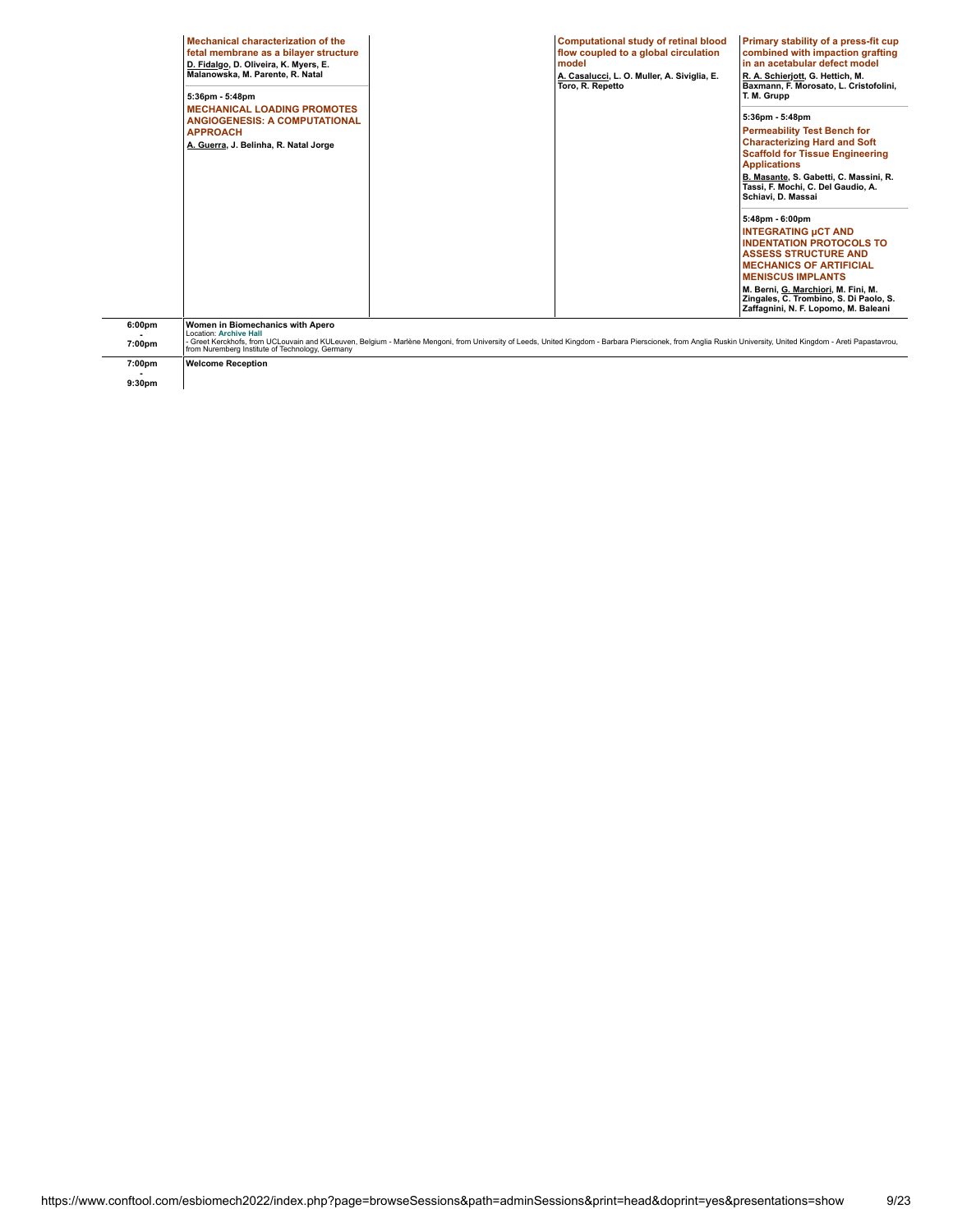**Mechanical characterization of the fetal membrane as a bilayer structure**
D. Fidalgo, D. Oliveira, K. Myers, E. Malanowska, M. Parente, R. Natal

5:36pm - 5:48pm
**MECHANICAL LOADING PROMOTES ANGIOGENESIS: A COMPUTATIONAL APPROACH**
A. Guerra, J. Belinha, R. Natal Jorge

**Computational study of retinal blood flow coupled to a global circulation model**
A. Casalucci, L. O. Muller, A. Siviglia, E. Toro, R. Repetto

**Primary stability of a press-fit cup combined with impaction grafting in an acetabular defect model**
R. A. Schierjott, G. Hettich, M. Baxmann, F. Morosato, L. Cristofolini, T. M. Grupp

5:36pm - 5:48pm
**Permeability Test Bench for Characterizing Hard and Soft Scaffold for Tissue Engineering Applications**
B. Masante, S. Gabetti, C. Massini, R. Tassi, F. Mochi, C. Del Gaudio, A. Schiavi, D. Massai

5:48pm - 6:00pm
**INTEGRATING µCT AND INDENTATION PROTOCOLS TO ASSESS STRUCTURE AND MECHANICS OF ARTIFICIAL MENISCUS IMPLANTS**
M. Berni, G. Marchiori, M. Fini, M. Zingales, C. Trombino, S. Di Paolo, S. Zaffagnini, N. F. Lopomo, M. Baleani

| Time | Session |
|---|---|
| 6:00pm - 7:00pm | **Women in Biomechanics with Apero**<br>Location: Archive Hall<br>- Greet Kerckhofs, from UCLouvain and KULeuven, Belgium - Marlène Mengoni, from University of Leeds, United Kingdom - Barbara Pierscionek, from Anglia Ruskin University, United Kingdom - Areti Papastavrou, from Nuremberg Institute of Technology, Germany |
| 7:00pm - 9:30pm | **Welcome Reception** |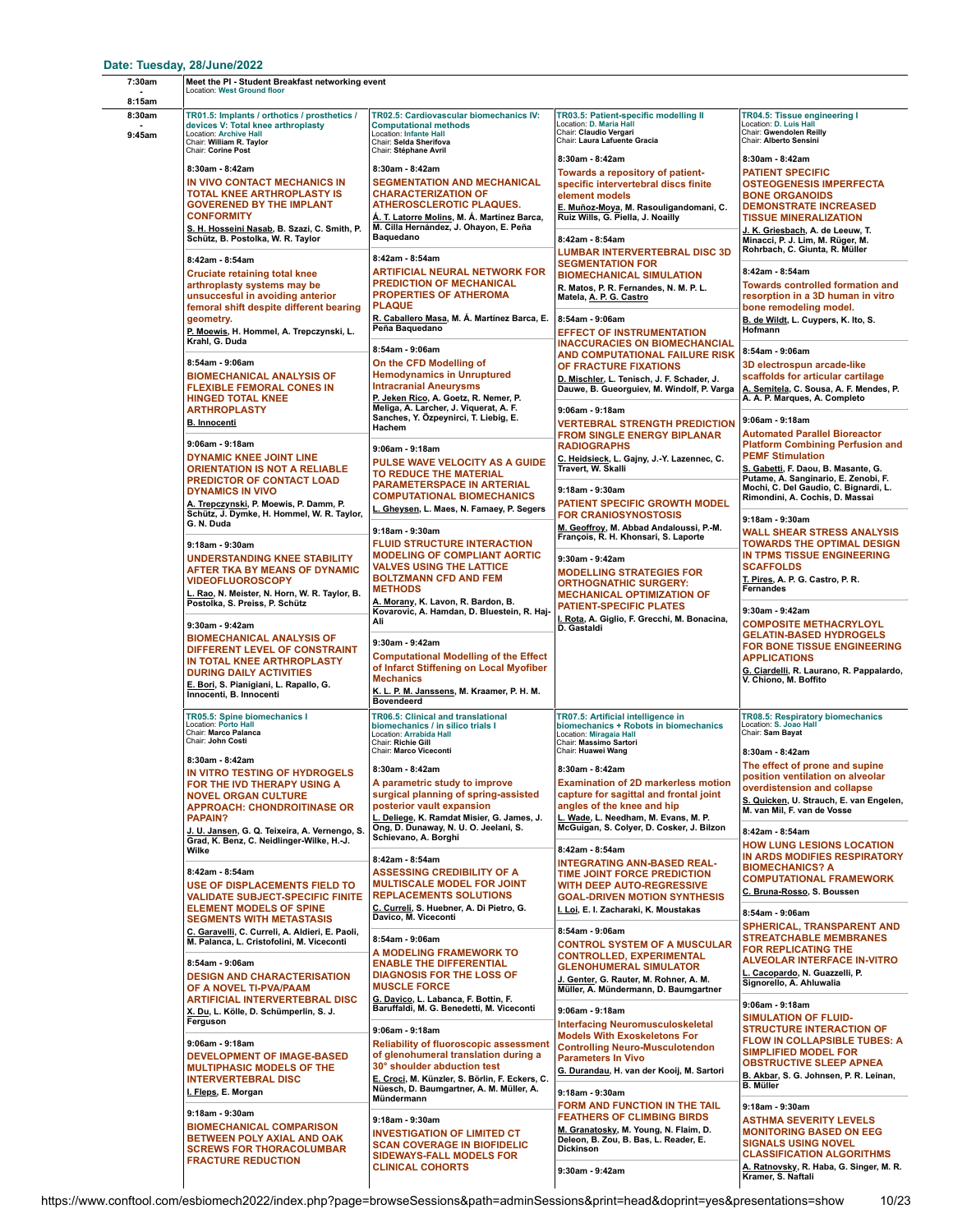**Date: Tuesday, 28/June/2022**

**7:30am - 8:15am**

**Meet the PI - Student Breakfast networking event**
Location: West Ground floor

**8:30am - 9:45am**

### TR01.5: Implants / orthotics / prosthetics / devices V: Total knee arthroplasty
Location: Archive Hall
Chair: William R. Taylor
Chair: Corinne Post

8:30am - 8:42am
**IN VIVO CONTACT MECHANICS IN TOTAL KNEE ARTHROPLASTY IS GOVERENED BY THE IMPLANT CONFORMITY**
S. H. Hosseini Nasab, B. Szazi, C. Smith, P. Schütz, B. Postolka, W. R. Taylor

8:42am - 8:54am
**Cruciate retaining total knee arthroplasty systems may be unsuccesful in avoiding anterior femoral shift despite different bearing geometry.**
P. Moewis, H. Hommel, A. Trepczynski, L. Krahl, G. Duda

8:54am - 9:06am
**BIOMECHANICAL ANALYSIS OF FLEXIBLE FEMORAL CONES IN HINGED TOTAL KNEE ARTHROPLASTY**
B. Innocenti

9:06am - 9:18am
**DYNAMIC KNEE JOINT LINE ORIENTATION IS NOT A RELIABLE PREDICTOR OF CONTACT LOAD DYNAMICS IN VIVO**
A. Trepczynski, P. Moewis, P. Damm, P. Schütz, J. Dymke, H. Hommel, W. R. Taylor, G. N. Duda

9:18am - 9:30am
**UNDERSTANDING KNEE STABILITY AFTER TKA BY MEANS OF DYNAMIC VIDEOFLUOROSCOPY**
L. Rao, N. Meister, H. Horn, W. R. Taylor, B. Postolka, S. Preiss, P. Schütz

9:30am - 9:42am
**BIOMECHANICAL ANALYSIS OF DIFFERENT LEVEL OF CONSTRAINT IN TOTAL KNEE ARTHROPLASTY DURING DAILY ACTIVITIES**
E. Bori, S. Pianigiani, L. Rapallo, G. Innocenti, B. Innocenti

### TR02.5: Cardiovascular biomechanics IV: Computational methods
Location: Infante Hall
Chair: Selda Sherifova
Chair: Stéphane Avril

8:30am - 8:42am
**SEGMENTATION AND MECHANICAL CHARACTERIZATION OF ATHEROSCLEROTIC PLAQUES.**
Á. T. Latorre Molins, M. Á. Martínez Barca, M. Cilla Hernández, J. Ohayon, E. Peña Baquedano

8:42am - 8:54am
**ARTIFICIAL NEURAL NETWORK FOR PREDICTION OF MECHANICAL PROPERTIES OF ATHEROMA PLAQUE**
R. Caballero Masa, M. Á. Martínez Barca, E. Peña Baquedano

8:54am - 9:06am
**On the CFD Modelling of Hemodynamics in Unruptured Intracranial Aneurysms**
P. Jeken Rico, A. Goetz, R. Nemer, P. Meliga, A. Larcher, J. Viquerat, A. F. Sanches, Y. Özpeynirci, T. Liebig, E. Hachem

9:06am - 9:18am
**PULSE WAVE VELOCITY AS A GUIDE TO REDUCE THE MATERIAL PARAMETERSPACE IN ARTERIAL COMPUTATIONAL BIOMECHANICS**
L. Gheysen, L. Maes, N. Famaey, P. Segers

9:18am - 9:30am
**FLUID STRUCTURE INTERACTION MODELING OF COMPLIANT AORTIC VALVES USING THE LATTICE BOLTZMANN CFD AND FEM METHODS**
A. Morany, K. Lavon, R. Bardon, B. Kovarovic, A. Hamdan, D. Bluestein, R. Haj-Ali

9:30am - 9:42am
**Computational Modelling of the Effect of Infarct Stiffening on Local Myofiber Mechanics**
K. L. P. M. Janssens, M. Kraamer, P. H. M. Bovendeerd

### TR03.5: Patient-specific modelling II
Location: D. Maria Hall
Chair: Claudio Vergari
Chair: Laura Lafuente Gracia

8:30am - 8:42am
**Towards a repository of patient-specific intervertebral discs finite element models**
E. Muñoz-Moya, M. Rasouligandomani, C. Ruiz Wills, G. Piella, J. Noailly

8:42am - 8:54am
**LUMBAR INTERVERTEBRAL DISC 3D SEGMENTATION FOR BIOMECHANICAL SIMULATION**
R. Matos, P. R. Fernandes, N. M. P. L. Matela, A. P. G. Castro

8:54am - 9:06am
**EFFECT OF INSTRUMENTATION INACCURACIES ON BIOMECHANCIAL AND COMPUTATIONAL FAILURE RISK OF FRACTURE FIXATIONS**
D. Mischler, L. Tenisch, J. F. Schader, J. Dauwe, B. Gueorguiev, M. Windolf, P. Varga

9:06am - 9:18am
**VERTEBRAL STRENGTH PREDICTION FROM SINGLE ENERGY BIPLANAR RADIOGRAPHS**
C. Heidsieck, L. Gajny, J.-Y. Lazennec, C. Travert, W. Skalli

9:18am - 9:30am
**PATIENT SPECIFIC GROWTH MODEL FOR CRANIOSYNOSTOSIS**
M. Geoffroy, M. Abbad Andaloussi, P.-M. François, R. H. Khonsari, S. Laporte

9:30am - 9:42am
**MODELLING STRATEGIES FOR ORTHOGNATHIC SURGERY: MECHANICAL OPTIMIZATION OF PATIENT-SPECIFIC PLATES**
I. Rota, A. Giglio, F. Grecchi, M. Bonacina, D. Gastaldi

### TR04.5: Tissue engineering I
Location: D. Luis Hall
Chair: Gwendolen Reilly
Chair: Alberto Sensini

8:30am - 8:42am
**PATIENT SPECIFIC OSTEOGENESIS IMPERFECTA BONE ORGANOIDS DEMONSTRATE INCREASED TISSUE MINERALIZATION**
J. K. Griesbach, A. de Leeuw, T. Minacci, P. J. Lim, M. Rüger, M. Rohrbach, C. Giunta, R. Müller

8:42am - 8:54am
**Towards controlled formation and resorption in a 3D human in vitro bone remodeling model.**
B. de Wildt, L. Cuypers, K. Ito, S. Hofmann

8:54am - 9:06am
**3D electrospun arcade-like scaffolds for articular cartilage**
A. Semitela, C. Sousa, A. F. Mendes, P. A. A. P. Marques, A. Completo

9:06am - 9:18am
**Automated Parallel Bioreactor Platform Combining Perfusion and PEMF Stimulation**
S. Gabetti, F. Daou, B. Masante, G. Putame, A. Sanginario, E. Zenobi, F. Mochi, C. Del Gaudio, C. Bignardi, L. Rimondini, A. Cochis, D. Massai

9:18am - 9:30am
**WALL SHEAR STRESS ANALYSIS TOWARDS THE OPTIMAL DESIGN IN TPMS TISSUE ENGINEERING SCAFFOLDS**
T. Pires, A. P. G. Castro, P. R. Fernandes

9:30am - 9:42am
**COMPOSITE METHACRYLOYL GELATIN-BASED HYDROGELS FOR BONE TISSUE ENGINEERING APPLICATIONS**
G. Ciardelli, R. Laurano, R. Pappalardo, V. Chiono, M. Boffito

### TR05.5: Spine biomechanics I
Location: Porto Hall
Chair: Marco Palanca
Chair: John Costi

8:30am - 8:42am
**IN VITRO TESTING OF HYDROGELS FOR THE IVD THERAPY USING A NOVEL ORGAN CULTURE APPROACH: CHONDROITINASE OR PAPAIN?**
J. U. Jansen, G. Q. Teixeira, A. Vernengo, S. Grad, K. Benz, C. Neidlinger-Wilke, H.-J. Wilke

8:42am - 8:54am
**USE OF DISPLACEMENTS FIELD TO VALIDATE SUBJECT-SPECIFIC FINITE ELEMENT MODELS OF SPINE SEGMENTS WITH METASTASIS**
C. Garavelli, C. Curreli, A. Aldieri, E. Paoli, M. Palanca, L. Cristofolini, M. Viceconti

8:54am - 9:06am
**DESIGN AND CHARACTERISATION OF A NOVEL TI-PVA/PAAM ARTIFICIAL INTERVERTEBRAL DISC**
X. Du, L. Kölle, D. Schümperlin, S. J. Ferguson

9:06am - 9:18am
**DEVELOPMENT OF IMAGE-BASED MULTIPHASIC MODELS OF THE INTERVERTEBRAL DISC**
I. Fleps, E. Morgan

9:18am - 9:30am
**BIOMECHANICAL COMPARISON BETWEEN POLY AXIAL AND OAK SCREWS FOR THORACOLUMBAR FRACTURE REDUCTION**

### TR06.5: Clinical and translational biomechanics / in silico trials I
Location: Arrabida Hall
Chair: Richie Gill
Chair: Marco Viceconti

8:30am - 8:42am
**A parametric study to improve surgical planning of spring-assisted posterior vault expansion**
L. Deliege, K. Ramdat Misier, G. James, J. Ong, D. Dunaway, N. U. O. Jeelani, S. Schievano, A. Borghi

8:42am - 8:54am
**ASSESSING CREDIBILITY OF A MULTISCALE MODEL FOR JOINT REPLACEMENTS SOLUTIONS**
C. Curreli, S. Huebner, A. Di Pietro, G. Davico, M. Viceconti

8:54am - 9:06am
**A MODELING FRAMEWORK TO ENABLE THE DIFFERENTIAL DIAGNOSIS FOR THE LOSS OF MUSCLE FORCE**
G. Davico, L. Labanca, F. Bottin, F. Baruffaldi, M. G. Benedetti, M. Viceconti

9:06am - 9:18am
**Reliability of fluoroscopic assessment of glenohumeral translation during a 30° shoulder abduction test**
E. Croci, M. Künzler, S. Börlin, F. Eckers, C. Nüesch, D. Baumgartner, A. M. Müller, A. Mündermann

9:18am - 9:30am
**INVESTIGATION OF LIMITED CT SCAN COVERAGE IN BIOFIDELIC SIDEWAYS-FALL MODELS FOR CLINICAL COHORTS**

### TR07.5: Artificial intelligence in biomechanics + Robots in biomechanics
Location: Miragaia Hall
Chair: Massimo Sartori
Chair: Huawei Wang

8:30am - 8:42am
**Examination of 2D markerless motion capture for sagittal and frontal joint angles of the knee and hip**
L. Wade, L. Needham, M. Evans, M. P. McGuigan, S. Colyer, D. Cosker, J. Bilzon

8:42am - 8:54am
**INTEGRATING ANN-BASED REAL-TIME JOINT FORCE PREDICTION WITH DEEP AUTO-REGRESSIVE GOAL-DRIVEN MOTION SYNTHESIS**
I. Loi, E. I. Zacharaki, K. Moustakas

8:54am - 9:06am
**CONTROL SYSTEM OF A MUSCULAR CONTROLLED, EXPERIMENTAL GLENOHUMERAL SIMULATOR**
J. Genter, G. Rauter, M. Rohner, A. M. Müller, A. Mündermann, D. Baumgartner

9:06am - 9:18am
**Interfacing Neuromusculoskeletal Models With Exoskeletons For Controlling Neuro-Musculotendon Parameters In Vivo**
G. Durandau, H. van der Kooij, M. Sartori

9:18am - 9:30am
**FORM AND FUNCTION IN THE TAIL FEATHERS OF CLIMBING BIRDS**
M. Granatosky, M. Young, N. Flaim, D. Deleon, B. Zou, B. Bas, L. Reader, E. Dickinson

9:30am - 9:42am

### TR08.5: Respiratory biomechanics
Location: S. Joao Hall
Chair: Sam Bayat

8:30am - 8:42am
**The effect of prone and supine position ventilation on alveolar overdistension and collapse**
S. Quicken, U. Strauch, E. van Engelen, M. van Mil, F. van de Vosse

8:42am - 8:54am
**HOW LUNG LESIONS LOCATION IN ARDS MODIFIES RESPIRATORY BIOMECHANICS? A COMPUTATIONAL FRAMEWORK**
C. Bruna-Rosso, S. Boussen

8:54am - 9:06am
**SPHERICAL, TRANSPARENT AND STREATCHABLE MEMBRANES FOR REPLICATING THE ALVEOLAR INTERFACE IN-VITRO**
L. Cacopardo, N. Guazzelli, P. Signorello, A. Ahluwalia

9:06am - 9:18am
**SIMULATION OF FLUID-STRUCTURE INTERACTION OF FLOW IN COLLAPSIBLE TUBES: A SIMPLIFIED MODEL FOR OBSTRUCTIVE SLEEP APNEA**
B. Akbar, S. G. Johnsen, P. R. Leinan, B. Müller

9:18am - 9:30am
**ASTHMA SEVERITY LEVELS MONITORING BASED ON EEG SIGNALS USING NOVEL CLASSIFICATION ALGORITHMS**
A. Ratnovsky, R. Haba, G. Singer, M. R. Kramer, S. Naftali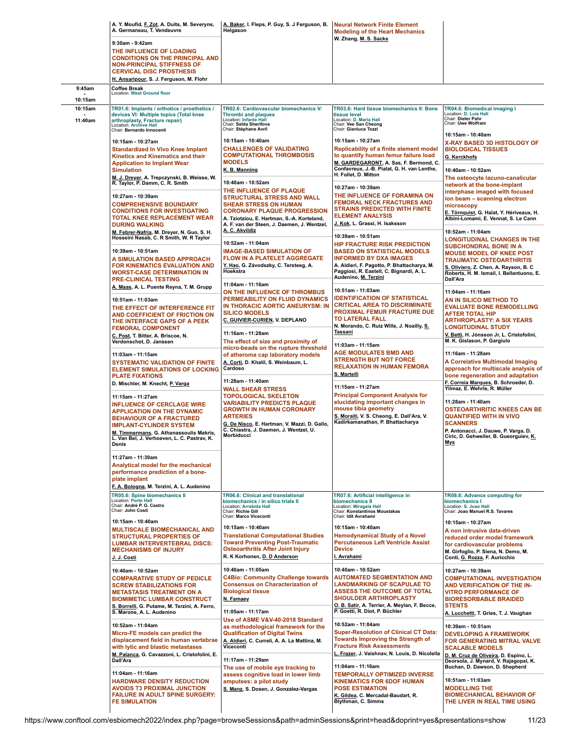A. Y. Moufid, F. Zot, A. Duits, M. Severyns, A. Germaneau, T. Vendeuvre

9:30am - 9:42am

**THE INFLUENCE OF LOADING CONDITIONS ON THE PRINCIPAL AND NON-PRINCIPAL STIFFNESS OF CERVICAL DISC PROSTHESIS**

H. Ansaripour, S. J. Ferguson, M. Flohr

A. Baker, I. Fleps, P. Guy, S. J Ferguson, B. Helgason

**Neural Network Finite Element Modeling of the Heart Mechanics**

W. Zhang, M. S. Sacks

---

**9:45am - 10:15am**

**Coffee Break**
Location: West Ground floor

---

**10:15am - 11:40am**

### TR01.6: Implants / orthotics / prosthetics / devices VI: Multiple topics (Total knee arthroplasty, Fracture repair)
Location: Archive Hall
Chair: Bernardo Innocenti

10:15am - 10:27am

**Standardized In Vivo Knee Implant Kinetics and Kinematics and their Application to Implant Wear Simulation**

M. J. Dreyer, A. Trepczynski, B. Weisse, W. R. Taylor, P. Damm, C. R. Smith

10:27am - 10:39am

**COMPREHENSIVE BOUNDARY CONDITIONS FOR INVESTIGATING TOTAL KNEE REPLACEMENT WEAR DURING WALKING**

M. Febrer-Nafría, M. Dreyer, N. Guo, S. H. Hosseini Nasab, C. R Smith, W. R Taylor

10:39am - 10:51am

**A SIMULATION BASED APPROACH FOR KINEMATICS EVALUATION AND WORST-CASE DETERMINATION IN PRE-CLINICAL TESTING**

A. Maas, A. L. Puente Reyna, T. M. Grupp

10:51am - 11:03am

**THE EFFECT OF INTERFERENCE FIT AND COEFFICIENT OF FRICTION ON THE INTERFACE GAPS OF A PEEK FEMORAL COMPONENT**

C. Post, T. Bitter, A. Briscoe, N. Verdonschot, D. Janssen

11:03am - 11:15am

**SYSTEMATIC VALIDATION OF FINITE ELEMENT SIMULATIONS OF LOCKING PLATE FIXATIONS**

D. Mischler, M. Knecht, P. Varga

11:15am - 11:27am

**INFLUENCE OF CERCLAGE WIRE APPLICATION ON THE DYNAMIC BEHAVIOUR OF A FRACTURED IMPLANT-CYLINDER SYSTEM**

M. Timmermans, G. Athanassoulis Makris, L. Van Bel, J. Verhoeven, L. C. Pastrav, K. Denis

11:27am - 11:39am

**Analytical model for the mechanical performance prediction of a bone-plate implant**

F. A. Bologna, M. Terzini, A. L. Audenino

### TR02.6: Cardiovascular biomechanics V: Thrombi and plaques
Location: Infante Hall
Chair: Selda Sherifova
Chair: Stéphane Avril

10:15am - 10:40am

**CHALLENGES OF VALIDATING COMPUTATIONAL THROMBOSIS MODELS**

K. B. Manning

10:40am - 10:52am

**THE INFLUENCE OF PLAQUE STRUCTURAL STRESS AND WALL SHEAR STRESS ON HUMAN CORONARY PLAQUE PROGRESSION**

A. Tziotziou, E. Hartman, S.-A. Korteland, A. F. van der Steen, J. Daemen, J. Wentzel, A. C. Akyildiz

10:52am - 11:04am

**IMAGE-BASED SIMULATION OF FLOW IN A PLATELET AGGREGATE**

Y. Hao, G. Závodszky, C. Tersteeg, A. Hoekstra

11:04am - 11:16am

**ON THE INFLUENCE OF THROMBUS PERMEABILITY ON FLUID DYNAMICS IN THORACIC AORTIC ANEURYSM: IN SILICO MODELS**

C. GUIVIER-CURIEN, V. DEPLANO

11:16am - 11:28am

**The effect of size and proximity of micro-beads on the rupture threshold of atheroma cap laboratory models**

A. Corti, D. Khalil, S. Weinbaum, L. Cardoso

11:28am - 11:40am

**WALL SHEAR STRESS TOPOLOGICAL SKELETON VARIABILITY PREDICTS PLAQUE GROWTH IN HUMAN CORONARY ARTERIES**

G. De Nisco, E. Hartman, V. Mazzi, D. Gallo, C. Chiastra, J. Daemen, J. Wentzel, U. Morbiducci

### TR03.6: Hard tissue biomechanics II: Bone tissue level
Location: D. Maria Hall
Chair: Vee San Cheong
Chair: Gianluca Tozzi

10:15am - 10:27am

**Replicability of a finite element model to quantify human femur failure load**

M. GARDEGARONT, A. Sas, F. Bermond, C. Confavreux, J.-B. Pialat, G. H. van Lenthe, H. Follet, D. Mitton

10:27am - 10:39am

**THE INFLUENCE OF FORAMINA ON FEMORAL NECK FRACTURES AND STRAINS PREDICTED WITH FINITE ELEMENT ANALYSIS**

J. Kok, L. Grassi, H. Isaksson

10:39am - 10:51am

**HIP FRACTURE RISK PREDICTION BASED ON STATISTICAL MODELS INFORMED BY DXA IMAGES**

A. Aldieri, F. Pagotto, P. Bhattacharya, M. Paggiosi, R. Eastell, C. Bignardi, A. L. Audenino, M. Terzini

10:51am - 11:03am

**IDENTIFICATION OF STATISTICAL CRITICAL AREA TO DISCRIMINATE PROXIMAL FEMUR FRACTURE DUE TO LATERAL FALL**

N. Morando, C. Ruiz Wills, J. Noailly, S. Tassani

11:03am - 11:15am

**AGE MODULATES BMD AND STRENGTH BUT NOT FORCE RELAXATION IN HUMAN FEMORA**

S. Martelli

11:15am - 11:27am

**Principal Component Analysis for elucidating important changes in mouse tibia geometry**

S. Moraiti, V. S. Cheong, E. Dall'Ara, V. Kadirkamanathan, P. Bhattacharya

### TR04.6: Biomedical imaging I
Location: D. Luis Hall
Chair: Dieter Pahr
Chair: Uwe Wolfram

10:15am - 10:40am

**X-RAY BASED 3D HISTOLOGY OF BIOLOGICAL TISSUES**

G. Kerckhofs

10:40am - 10:52am

**The osteocyte lacuno-canalicular network at the bone-implant interphase imaged with focused ion beam – scanning electron microscopy**

E. Törnquist, G. Haïat, Y. Hériveaux, H. Albini-Lomami, E. Vennat, S. Le Cann

10:52am - 11:04am

**LONGITUDINAL CHANGES IN THE SUBCHONDRAL BONE IN A MOUSE MODEL OF KNEE POST TRAUMATIC OSTEOARTHRITIS**

S. Oliviero, Z. Chen, A. Rayson, B. C Roberts, H. M. Ismail, I. Bellantuono, E. Dall'Ara

11:04am - 11:16am

**AN IN SILICO METHOD TO EVALUATE BONE REMODELLING AFTER TOTAL HIP ARTHROPLASTY: A SIX YEARS LONGITUDINAL STUDY**

V. Betti, H. Jónsson Jr, L. Cristofolini, M. K. Gislason, P. Gargiulo

11:16am - 11:28am

**A Correlative Multimodal Imaging approach for multiscale analysis of bone regeneration and adaptation**

F. Correia Marques, B. Schroeder, D. Yilmaz, E. Wehrle, R. Müller

11:28am - 11:40am

**OSTEOARTHRITIC KNEES CAN BE QUANTIFIED WITH IN VIVO SCANNERS**

P. Antonacci, J. Dauwe, P. Varga, D. Ciric, D. Gehweiler, B. Gueorguiev, K. Mys

### TR05.6: Spine biomechanics II
Location: Porto Hall
Chair: André P. G. Castro
Chair: John Costi

10:15am - 10:40am

**MULTISCALE BIOMECHANICAL AND STRUCTURAL PROPERTIES OF LUMBAR INTERVERTEBRAL DISCS: MECHANISMS OF INJURY**

J. J. Costi

10:40am - 10:52am

**COMPARATIVE STUDY OF PEDICLE SCREW STABILIZATIONS FOR METASTASIS TREATMENT ON A BIOMIMETIC LUMBAR CONSTRUCT**

S. Borrelli, G. Putame, M. Terzini, A. Ferro, S. Marone, A. L. Audenino

10:52am - 11:04am

**Micro-FE models can predict the displacement field in human vertebrae with lytic and blastic metastases**

M. Palanca, G. Cavazzoni, L. Cristofolini, E. Dall'Ara

11:04am - 11:16am

**HARDWARE DENSITY REDUCTION AVOIDS T3 PROXIMAL JUNCTION FAILURE IN ADULT SPINE SURGERY: FE SIMULATION**

### TR06.6: Clinical and translational biomechanics / in silico trials II
Location: Arrabida Hall
Chair: Richie Gill
Chair: Marco Viceconti

10:15am - 10:40am

**Translational Computational Studies Toward Preventing Post-Traumatic Osteoarthritis After Joint Injury**

R. K Korhonen, D. D Anderson

10:40am - 11:05am

**C4Bio: Community Challenge towards Consensus on Characterization of Biological tissue**

N. Famaey

11:05am - 11:17am

**Use of ASME V&V-40-2018 Standard as methodological framework for the Qualification of Digital Twins**

A. Aldieri, C. Curreli, A. A. La Mattina, M. Viceconti

11:17am - 11:29am

**The use of mobile eye tracking to assess cognitive load in lower limb amputees: a pilot study**

S. Manz, S. Dosen, J. Gonzalez-Vargas

### TR07.6: Artificial intelligence in biomechanics II
Location: Miragaia Hall
Chair: Konstantinos Moustakas
Chair: Idit Avrahami

10:15am - 10:40am

**Hemodynamical Study of a Novel Percutaneous Left Ventricle Assist Device**

I. Avrahami

10:40am - 10:52am

**AUTOMATED SEGMENTATION AND LANDMARKING OF SCAPULAE TO ASSESS THE OUTCOME OF TOTAL SHOULDER ARTHROPLASTY**

O. B. Satir, A. Terrier, A. Meylan, F. Becce, P. Goetti, R. Diot, P. Büchler

10:52am - 11:04am

**Super-Resolution of Clinical CT Data: Towards Improving the Strength of Fracture Risk Assessments**

L. Frazer, J. Vaishnav, N. Louis, D. Nicolella

11:04am - 11:16am

**TEMPORALLY OPTIMIZED INVERSE KINEMATICS FOR 6DOF HUMAN POSE ESTIMATION**

K. Gildea, C. Mercadal-Baudart, R. Blythman, C. Simms

### TR08.6: Advance computing for biomechanics I
Location: S. Joao Hall
Chair: Joao Manuel R.S. Tavares

10:15am - 10:27am

**A non intrusive data-driven reduced order model framework for cardiovascular problems**

M. Girfoglio, P. Siena, N. Demo, M. Conti, G. Rozza, F. Auricchio

10:27am - 10:39am

**COMPUTATIONAL INVESTIGATION AND VERIFICATION OF THE IN-VITRO PERFORMANCE OF BIORESORBABLE BRAIDED STENTS**

A. Lucchetti, T. Gries, T. J. Vaughan

10:39am - 10:51am

**DEVELOPING A FRAMEWORK FOR GENERATING MITRAL VALVE SCALABLE MODELS**

D. M. Cruz de Oliveira, D. Espino, L. Deorsola, J. Mynard, V. Rajagopal, K. Buchan, D. Dawson, D. Shepherd

10:51am - 11:03am

**MODELLING THE BIOMECHANICAL BEHAVIOR OF THE LIVER IN REAL TIME USING**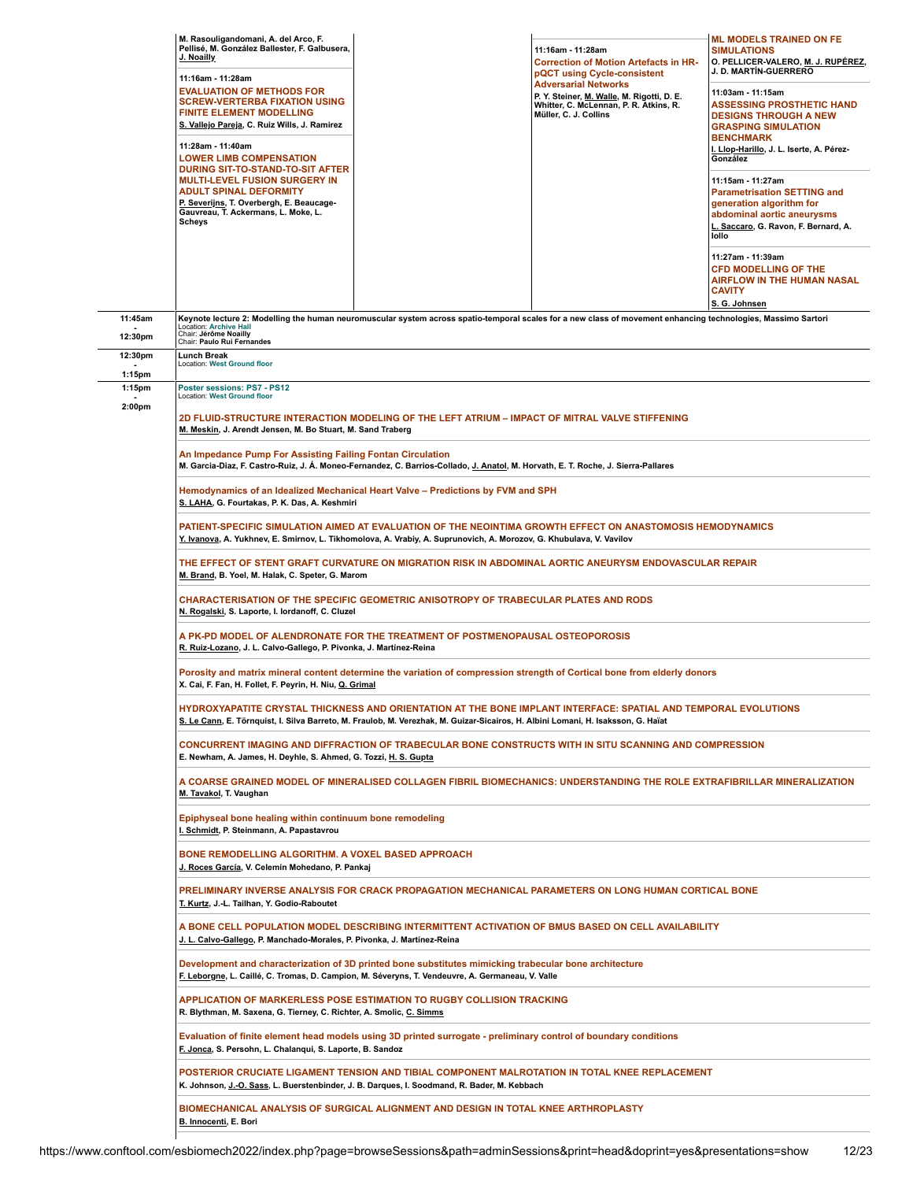M. Rasouligandomani, A. del Arco, F. Pellisé, M. González Ballester, F. Galbusera, J. Noailly

11:16am - 11:28am
**EVALUATION OF METHODS FOR SCREW-VERTEBRA FIXATION USING FINITE ELEMENT MODELLING**
S. Vallejo Pareja, C. Ruiz Wills, J. Ramirez

11:28am - 11:40am
**LOWER LIMB COMPENSATION DURING SIT-TO-STAND-TO-SIT AFTER MULTI-LEVEL FUSION SURGERY IN ADULT SPINAL DEFORMITY**
P. Severijns, T. Overbergh, E. Beaucage-Gauvreau, T. Ackermans, L. Moke, L. Scheys

11:16am - 11:28am
**Correction of Motion Artefacts in HR-pQCT using Cycle-consistent Adversarial Networks**
P. Y. Steiner, M. Walle, M. Rigotti, D. E. Whitter, C. McLennan, P. R. Atkins, R. Müller, C. J. Collins

**ML MODELS TRAINED ON FE SIMULATIONS**
O. PELLICER-VALERO, M. J. RUPÉREZ, J. D. MARTÍN-GUERRERO

11:03am - 11:15am
**ASSESSING PROSTHETIC HAND DESIGNS THROUGH A NEW GRASPING SIMULATION BENCHMARK**
I. Llop-Harillo, J. L. Iserte, A. Pérez-González

11:15am - 11:27am
**Parametrisation SETTING and generation algorithm for abdominal aortic aneurysms**
L. Saccaro, G. Ravon, F. Bernard, A. Iollo

11:27am - 11:39am
**CFD MODELLING OF THE AIRFLOW IN THE HUMAN NASAL CAVITY**
S. G. Johnsen

---

**11:45am - 12:30pm**

**Keynote lecture 2: Modelling the human neuromuscular system across spatio-temporal scales for a new class of movement enhancing technologies, Massimo Sartori**
Location: Archive Hall
Chair: Jérôme Noailly
Chair: Paulo Rui Fernandes

---

**12:30pm - 1:15pm**

**Lunch Break**
Location: West Ground floor

---

**1:15pm - 2:00pm**

**Poster sessions: PS7 - PS12**
Location: West Ground floor

**2D FLUID-STRUCTURE INTERACTION MODELING OF THE LEFT ATRIUM – IMPACT OF MITRAL VALVE STIFFENING**
M. Meskin, J. Arendt Jensen, M. Bo Stuart, M. Sand Traberg

**An Impedance Pump For Assisting Failing Fontan Circulation**
M. Garcia-Diaz, F. Castro-Ruiz, J. Á. Moneo-Fernandez, C. Barrios-Collado, J. Anatol, M. Horvath, E. T. Roche, J. Sierra-Pallares

**Hemodynamics of an Idealized Mechanical Heart Valve – Predictions by FVM and SPH**
S. LAHA, G. Fourtakas, P. K. Das, A. Keshmiri

**PATIENT-SPECIFIC SIMULATION AIMED AT EVALUATION OF THE NEOINTIMA GROWTH EFFECT ON ANASTOMOSIS HEMODYNAMICS**
Y. Ivanova, A. Yukhnev, E. Smirnov, L. Tikhomolova, A. Vrabiy, A. Suprunovich, A. Morozov, G. Khubulava, V. Vavilov

**THE EFFECT OF STENT GRAFT CURVATURE ON MIGRATION RISK IN ABDOMINAL AORTIC ANEURYSM ENDOVASCULAR REPAIR**
M. Brand, B. Yoel, M. Halak, C. Speter, G. Marom

**CHARACTERISATION OF THE SPECIFIC GEOMETRIC ANISOTROPY OF TRABECULAR PLATES AND RODS**
N. Rogalski, S. Laporte, I. Iordanoff, C. Cluzel

**A PK-PD MODEL OF ALENDRONATE FOR THE TREATMENT OF POSTMENOPAUSAL OSTEOPOROSIS**
R. Ruiz-Lozano, J. L. Calvo-Gallego, P. Pivonka, J. Martínez-Reina

**Porosity and matrix mineral content determine the variation of compression strength of Cortical bone from elderly donors**
X. Cai, F. Fan, H. Follet, F. Peyrin, H. Niu, Q. Grimal

**HYDROXYAPATITE CRYSTAL THICKNESS AND ORIENTATION AT THE BONE IMPLANT INTERFACE: SPATIAL AND TEMPORAL EVOLUTIONS**
S. Le Cann, E. Törnquist, I. Silva Barreto, M. Fraulob, M. Verezhak, M. Guizar-Sicairos, H. Albini Lomani, H. Isaksson, G. Haïat

**CONCURRENT IMAGING AND DIFFRACTION OF TRABECULAR BONE CONSTRUCTS WITH IN SITU SCANNING AND COMPRESSION**
E. Newham, A. James, H. Deyhle, S. Ahmed, G. Tozzi, H. S. Gupta

**A COARSE GRAINED MODEL OF MINERALISED COLLAGEN FIBRIL BIOMECHANICS: UNDERSTANDING THE ROLE EXTRAFIBRILLAR MINERALIZATION**
M. Tavakol, T. Vaughan

**Epiphyseal bone healing within continuum bone remodeling**
I. Schmidt, P. Steinmann, A. Papastavrou

**BONE REMODELLING ALGORITHM. A VOXEL BASED APPROACH**
J. Roces García, V. Celemín Mohedano, P. Pankaj

**PRELIMINARY INVERSE ANALYSIS FOR CRACK PROPAGATION MECHANICAL PARAMETERS ON LONG HUMAN CORTICAL BONE**
T. Kurtz, J.-L. Tailhan, Y. Godio-Raboutet

**A BONE CELL POPULATION MODEL DESCRIBING INTERMITTENT ACTIVATION OF BMUS BASED ON CELL AVAILABILITY**
J. L. Calvo-Gallego, P. Manchado-Morales, P. Pivonka, J. Martínez-Reina

**Development and characterization of 3D printed bone substitutes mimicking trabecular bone architecture**
F. Leborgne, L. Caillé, C. Tromas, D. Campion, M. Séveryns, T. Vendeuvre, A. Germaneau, V. Valle

**APPLICATION OF MARKERLESS POSE ESTIMATION TO RUGBY COLLISION TRACKING**
R. Blythman, M. Saxena, G. Tierney, C. Richter, A. Smolic, C. Simms

**Evaluation of finite element head models using 3D printed surrogate - preliminary control of boundary conditions**
F. Jonca, S. Persohn, L. Chalanqui, S. Laporte, B. Sandoz

**POSTERIOR CRUCIATE LIGAMENT TENSION AND TIBIAL COMPONENT MALROTATION IN TOTAL KNEE REPLACEMENT**
K. Johnson, J.-O. Sass, L. Buerstenbinder, J. B. Darques, I. Soodmand, R. Bader, M. Kebbach

**BIOMECHANICAL ANALYSIS OF SURGICAL ALIGNMENT AND DESIGN IN TOTAL KNEE ARTHROPLASTY**
B. Innocenti, E. Bori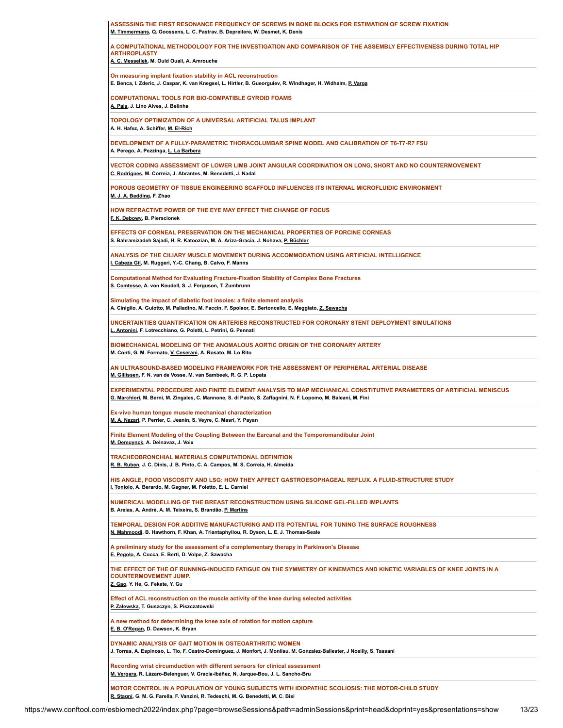**ASSESSING THE FIRST RESONANCE FREQUENCY OF SCREWS IN BONE BLOCKS FOR ESTIMATION OF SCREW FIXATION**
M. Timmermans, Q. Goossens, L. C. Pastrav, B. Depreitere, W. Desmet, K. Denis

---

**A COMPUTATIONAL METHODOLOGY FOR THE INVESTIGATION AND COMPARISON OF THE ASSEMBLY EFFECTIVENESS DURING TOTAL HIP ARTHROPLASTY**
A. C. Messellek, M. Ould Ouali, A. Amrouche

---

**On measuring implant fixation stability in ACL reconstruction**
E. Benca, I. Zderic, J. Caspar, K. van Knegsel, L. Hirtler, B. Gueorguiev, R. Windhager, H. Widhalm, P. Varga

---

**COMPUTATIONAL TOOLS FOR BIO-COMPATIBLE GYROID FOAMS**
A. Pais, J. Lino Alves, J. Belinha

---

**TOPOLOGY OPTIMIZATION OF A UNIVERSAL ARTIFICIAL TALUS IMPLANT**
A. H. Hafez, A. Schiffer, M. El-Rich

---

**DEVELOPMENT OF A FULLY-PARAMETRIC THORACOLUMBAR SPINE MODEL AND CALIBRATION OF T6-T7-R7 FSU**
A. Perego, A. Pezzinga, L. La Barbera

---

**VECTOR CODING ASSESSMENT OF LOWER LIMB JOINT ANGULAR COORDINATION ON LONG, SHORT AND NO COUNTERMOVEMENT**
C. Rodrigues, M. Correia, J. Abrantes, M. Benedetti, J. Nadal

---

**POROUS GEOMETRY OF TISSUE ENGINEERING SCAFFOLD INFLUENCES ITS INTERNAL MICROFLUIDIC ENVIRONMENT**
M. J. A. Bedding, F. Zhao

---

**HOW REFRACTIVE POWER OF THE EYE MAY EFFECT THE CHANGE OF FOCUS**
F. K. Debowy, B. Pierscionek

---

**EFFECTS OF CORNEAL PRESERVATION ON THE MECHANICAL PROPERTIES OF PORCINE CORNEAS**
S. Bahramizadeh Sajadi, H. R. Katoozian, M. A. Ariza-Gracia, J. Nohava, P. Büchler

---

**ANALYSIS OF THE CILIARY MUSCLE MOVEMENT DURING ACCOMMODATION USING ARTIFICIAL INTELLIGENCE**
I. Cabeza Gil, M. Ruggeri, Y.-C. Chang, B. Calvo, F. Manns

---

**Computational Method for Evaluating Fracture-Fixation Stability of Complex Bone Fractures**
S. Comtesse, A. von Keudell, S. J. Ferguson, T. Zumbrunn

---

**Simulating the impact of diabetic foot insoles: a finite element analysis**
A. Ciniglio, A. Guiotto, M. Palladino, M. Faccin, F. Spolaor, E. Bertoncello, E. Meggiato, Z. Sawacha

---

**UNCERTAINTIES QUANTIFICATION ON ARTERIES RECONSTRUCTED FOR CORONARY STENT DEPLOYMENT SIMULATIONS**
L. Antonini, F. Lotrecchiano, G. Poletti, L. Petrini, G. Pennati

---

**BIOMECHANICAL MODELING OF THE ANOMALOUS AORTIC ORIGIN OF THE CORONARY ARTERY**
M. Conti, G. M. Formato, V. Ceserani, A. Rosato, M. Lo Rito

---

**AN ULTRASOUND-BASED MODELING FRAMEWORK FOR THE ASSESSMENT OF PERIPHERAL ARTERIAL DISEASE**
M. Gillissen, F. N. van de Vosse, M. van Sambeek, R. G. P. Lopata

---

**EXPERIMENTAL PROCEDURE AND FINITE ELEMENT ANALYSIS TO MAP MECHANICAL CONSTITUTIVE PARAMETERS OF ARTIFICIAL MENISCUS**
G. Marchiori, M. Berni, M. Zingales, C. Mannone, S. di Paolo, S. Zaffagnini, N. F. Lopomo, M. Baleani, M. Fini

---

**Ex-vivo human tongue muscle mechanical characterization**
M. A. Nazari, P. Perrier, C. Jeanin, S. Veyre, C. Masri, Y. Payan

---

**Finite Element Modeling of the Coupling Between the Earcanal and the Temporomandibular Joint**
M. Demuynck, A. Delnavaz, J. Voix

---

**TRACHEOBRONCHIAL MATERIALS COMPUTATIONAL DEFINITION**
R. B. Ruben, J. C. Dinis, J. B. Pinto, C. A. Campos, M. S. Correia, H. Almeida

---

**HIS ANGLE, FOOD VISCOSITY AND LSG: HOW THEY AFFECT GASTROESOPHAGEAL REFLUX. A FLUID-STRUCTURE STUDY**
I. Toniolo, A. Berardo, M. Gagner, M. Foletto, E. L. Carniel

---

**NUMERICAL MODELLING OF THE BREAST RECONSTRUCTION USING SILICONE GEL-FILLED IMPLANTS**
B. Areias, A. André, A. M. Teixeira, S. Brandão, P. Martins

---

**TEMPORAL DESIGN FOR ADDITIVE MANUFACTURING AND ITS POTENTIAL FOR TUNING THE SURFACE ROUGHNESS**
N. Mahmoodi, B. Hawthorn, F. Khan, A. Triantaphyllou, R. Dyson, L. E. J. Thomas-Seale

---

**A preliminary study for the assessment of a complementary therapy in Parkinson's Disease**
E. Pegolo, A. Cucca, E. Berti, D. Volpe, Z. Sawacha

---

**THE EFFECT OF THE OF RUNNING-INDUCED FATIGUE ON THE SYMMETRY OF KINEMATICS AND KINETIC VARIABLES OF KNEE JOINTS IN A COUNTERMOVEMENT JUMP.**
Z. Gao, Y. He, G. Fekete, Y. Gu

---

**Effect of ACL reconstruction on the muscle activity of the knee during selected activities**
P. Zalewska, T. Guszczyn, S. Piszczatowski

---

**A new method for determining the knee axis of rotation for motion capture**
E. B. O'Regan, D. Dawson, K. Bryan

---

**DYNAMIC ANALYSIS OF GAIT MOTION IN OSTEOARTHRITIC WOMEN**
J. Torras, A. Espinoso, L. Tio, F. Castro-Domínguez, J. Monfort, J. Monllau, M. Gonzalez-Ballester, J Noailly, S. Tassani

---

**Recording wrist circumduction with different sensors for clinical assessment**
M. Vergara, R. Lázaro-Belenguer, V. Gracia-Ibáñez, N. Jarque-Bou, J. L. Sancho-Bru

---

**MOTOR CONTROL IN A POPULATION OF YOUNG SUBJECTS WITH IDIOPATHIC SCOLIOSIS: THE MOTOR-CHILD STUDY**
R. Stagni, G. M. G. Farella, F. Vanzini, R. Tedeschi, M. G. Benedetti, M. C. Bisi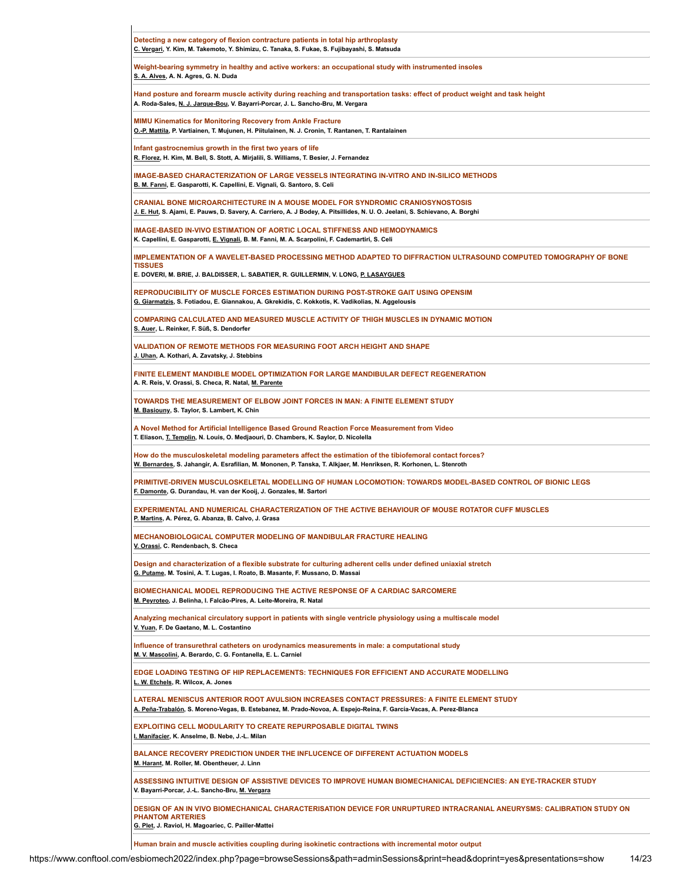**Detecting a new category of flexion contracture patients in total hip arthroplasty**
C. Vergari, Y. Kim, M. Takemoto, Y. Shimizu, C. Tanaka, S. Fukae, S. Fujibayashi, S. Matsuda

---

**Weight-bearing symmetry in healthy and active workers: an occupational study with instrumented insoles**
S. A. Alves, A. N. Agres, G. N. Duda

---

**Hand posture and forearm muscle activity during reaching and transportation tasks: effect of product weight and task height**
A. Roda-Sales, N. J. Jarque-Bou, V. Bayarri-Porcar, J. L. Sancho-Bru, M. Vergara

---

**MIMU Kinematics for Monitoring Recovery from Ankle Fracture**
O.-P. Mattila, P. Vartiainen, T. Mujunen, H. Piitulainen, N. J. Cronin, T. Rantanen, T. Rantalainen

---

**Infant gastrocnemius growth in the first two years of life**
R. Florez, H. Kim, M. Bell, S. Stott, A. Mirjalili, S. Williams, T. Besier, J. Fernandez

---

**IMAGE-BASED CHARACTERIZATION OF LARGE VESSELS INTEGRATING IN-VITRO AND IN-SILICO METHODS**
B. M. Fanni, E. Gasparotti, K. Capellini, E. Vignali, G. Santoro, S. Celi

---

**CRANIAL BONE MICROARCHITECTURE IN A MOUSE MODEL FOR SYNDROMIC CRANIOSYNOSTOSIS**
J. E. Hut, S. Ajami, E. Pauws, D. Savery, A. Carriero, A. J Bodey, A. Pitsillides, N. U. O. Jeelani, S. Schievano, A. Borghi

---

**IMAGE-BASED IN-VIVO ESTIMATION OF AORTIC LOCAL STIFFNESS AND HEMODYNAMICS**
K. Capellini, E. Gasparotti, E. Vignali, B. M. Fanni, M. A. Scarpolini, F. Cademartiri, S. Celi

---

**IMPLEMENTATION OF A WAVELET-BASED PROCESSING METHOD ADAPTED TO DIFFRACTION ULTRASOUND COMPUTED TOMOGRAPHY OF BONE TISSUES**
E. DOVERI, M. BRIE, J. BALDISSER, L. SABATIER, R. GUILLERMIN, V. LONG, P. LASAYGUES

---

**REPRODUCIBILITY OF MUSCLE FORCES ESTIMATION DURING POST-STROKE GAIT USING OPENSIM**
G. Giarmatzis, S. Fotiadou, E. Giannakou, A. Gkrekidis, C. Kokkotis, K. Vadikolias, N. Aggelousis

---

**COMPARING CALCULATED AND MEASURED MUSCLE ACTIVITY OF THIGH MUSCLES IN DYNAMIC MOTION**
S. Auer, L. Reinker, F. Süß, S. Dendorfer

---

**VALIDATION OF REMOTE METHODS FOR MEASURING FOOT ARCH HEIGHT AND SHAPE**
J. Uhan, A. Kothari, A. Zavatsky, J. Stebbins

---

**FINITE ELEMENT MANDIBLE MODEL OPTIMIZATION FOR LARGE MANDIBULAR DEFECT REGENERATION**
A. R. Reis, V. Orassi, S. Checa, R. Natal, M. Parente

---

**TOWARDS THE MEASUREMENT OF ELBOW JOINT FORCES IN MAN: A FINITE ELEMENT STUDY**
M. Basiouny, S. Taylor, S. Lambert, K. Chin

---

**A Novel Method for Artificial Intelligence Based Ground Reaction Force Measurement from Video**
T. Eliason, T. Templin, N. Louis, O. Medjaouri, D. Chambers, K. Saylor, D. Nicolella

---

**How do the musculoskeletal modeling parameters affect the estimation of the tibiofemoral contact forces?**
W. Bernardes, S. Jahangir, A. Esrafilian, M. Mononen, P. Tanska, T. Alkjaer, M. Henriksen, R. Korhonen, L. Stenroth

---

**PRIMITIVE-DRIVEN MUSCULOSKELETAL MODELLING OF HUMAN LOCOMOTION: TOWARDS MODEL-BASED CONTROL OF BIONIC LEGS**
F. Damonte, G. Durandau, H. van der Kooij, J. Gonzales, M. Sartori

---

**EXPERIMENTAL AND NUMERICAL CHARACTERIZATION OF THE ACTIVE BEHAVIOUR OF MOUSE ROTATOR CUFF MUSCLES**
P. Martins, A. Pérez, G. Abanza, B. Calvo, J. Grasa

---

**MECHANOBIOLOGICAL COMPUTER MODELING OF MANDIBULAR FRACTURE HEALING**
V. Orassi, C. Rendenbach, S. Checa

---

**Design and characterization of a flexible substrate for culturing adherent cells under defined uniaxial stretch**
G. Putame, M. Tosini, A. T. Lugas, I. Roato, B. Masante, F. Mussano, D. Massai

---

**BIOMECHANICAL MODEL REPRODUCING THE ACTIVE RESPONSE OF A CARDIAC SARCOMERE**
M. Peyroteo, J. Belinha, I. Falcão-Pires, A. Leite-Moreira, R. Natal

---

**Analyzing mechanical circulatory support in patients with single ventricle physiology using a multiscale model**
V. Yuan, F. De Gaetano, M. L. Costantino

---

**Influence of transurethral catheters on urodynamics measurements in male: a computational study**
M. V. Mascolini, A. Berardo, C. G. Fontanella, E. L. Carniel

---

**EDGE LOADING TESTING OF HIP REPLACEMENTS: TECHNIQUES FOR EFFICIENT AND ACCURATE MODELLING**
L. W. Etchels, R. Wilcox, A. Jones

---

**LATERAL MENISCUS ANTERIOR ROOT AVULSION INCREASES CONTACT PRESSURES: A FINITE ELEMENT STUDY**
A. Peña-Trabalón, S. Moreno-Vegas, B. Estebanez, M. Prado-Novoa, A. Espejo-Reina, F. García-Vacas, A. Perez-Blanca

---

**EXPLOITING CELL MODULARITY TO CREATE REPURPOSABLE DIGITAL TWINS**
I. Manifacier, K. Anselme, B. Nebe, J.-L. Milan

---

**BALANCE RECOVERY PREDICTION UNDER THE INFLUCENCE OF DIFFERENT ACTUATION MODELS**
M. Harant, M. Roller, M. Obentheuer, J. Linn

---

**ASSESSING INTUITIVE DESIGN OF ASSISTIVE DEVICES TO IMPROVE HUMAN BIOMECHANICAL DEFICIENCIES: AN EYE-TRACKER STUDY**
V. Bayarri-Porcar, J.-L. Sancho-Bru, M. Vergara

---

**DESIGN OF AN IN VIVO BIOMECHANICAL CHARACTERISATION DEVICE FOR UNRUPTURED INTRACRANIAL ANEURYSMS: CALIBRATION STUDY ON PHANTOM ARTERIES**
G. Plet, J. Raviol, H. Magoariec, C. Pailler-Mattei

---

**Human brain and muscle activities coupling during isokinetic contractions with incremental motor output**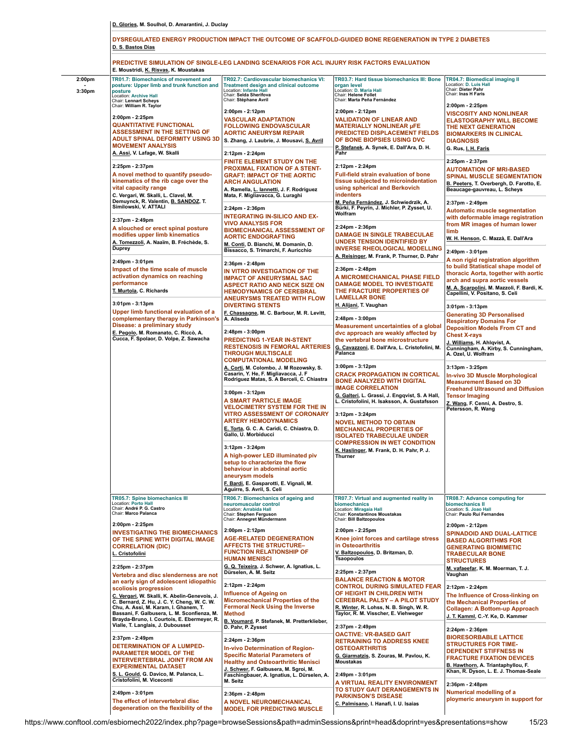D. Glories, M. Soulhol, D. Amarantini, J. Duclay

**DYSREGULATED ENERGY PRODUCTION IMPACT THE OUTCOME OF SCAFFOLD-GUIDED BONE REGENERATION IN TYPE 2 DIABETES**
D. S. Bastos Dias

**PREDICTIVE SIMULATION OF SINGLE-LEG LANDING SCENARIOS FOR ACL INJURY RISK FACTORS EVALUATION**
E. Moustridi, K. Risvas, K. Moustakas

## 2:00pm - 3:30pm

### TR01.7: Biomechanics of movement and posture: Upper limb and trunk function and posture
Location: Archive Hall
Chair: Lennart Scheys
Chair: William R. Taylor

2:00pm - 2:25pm
**QUANTITATIVE FUNCTIONAL ASSESSMENT IN THE SETTING OF ADULT SPINAL DEFORMITY USING 3D MOVEMENT ANALYSIS**
A. Assi, V. Lafage, W. Skalli

2:25pm - 2:37pm
**A novel method to quantify pseudo-kinematics of the rib cage over the vital capacity range**
C. Vergari, W. Skalli, L. Clavel, M. Demuynck, R. Valentin, B. SANDOZ, T. Similowski, V. ATTALI

2:37pm - 2:49pm
**A slouched or erect spinal posture modifies upper limb kinematics**
A. Tomezzoli, A. Naaïm, B. Fréchède, S. Duprey

2:49pm - 3:01pm
**Impact of the time scale of muscle activation dynamics on reaching performance**
T. Murtola, C. Richards

3:01pm - 3:13pm
**Upper limb functional evaluation of a complementary therapy in Parkinson's Disease: a preliminary study**
E. Pegolo, M. Romanato, C. Riccò, A. Cucca, F. Spolaor, D. Volpe, Z. Sawacha

### TR02.7: Cardiovascular biomechanics VI: Treatment design and clinical outcome
Location: Infante Hall
Chair: Selda Sherifova
Chair: Stéphane Avril

2:00pm - 2:12pm
**VASCULAR ADAPTATION FOLLOWING ENDOVASCULAR AORTIC ANEURYSM REPAIR**
S. Zhang, J. Laubrie, J. Mousavi, S. Avril

2:12pm - 2:24pm
**FINITE ELEMENT STUDY ON THE PROXIMAL FIXATION OF A STENT-GRAFT: IMPACT OF THE AORTIC ARCH ANGULATION**
A. Ramella, L. Iannetti, J. F. Rodriguez Mata, F. Migliavacca, G. Luraghi

2:24pm - 2:36pm
**INTEGRATING IN-SILICO AND EX-VIVO ANALYSIS FOR BIOMECHANICAL ASSESSMENT OF AORTIC ENDOGRAFTING**
M. Conti, D. Bianchi, M. Domanin, D. Bissacco, S. Trimarchi, F. Auricchio

2:36pm - 2:48pm
**IN VITRO INVESTIGATION OF THE IMPACT OF ANEURYSMAL SAC ASPECT RATIO AND NECK SIZE ON HEMODYNAMICS OF CEREBRAL ANEURYSMS TREATED WITH FLOW DIVERTING STENTS**
F. Chassagne, M. C. Barbour, M. R. Levitt, A. Aliseda

2:48pm - 3:00pm
**PREDICTING 1-YEAR IN-STENT RESTENOSIS IN FEMORAL ARTERIES THROUGH MULTISCALE COMPUTATIONAL MODELING**
A. Corti, M. Colombo, J. M Rozowsky, S. Casarin, Y. He, F. Migliavacca, J. F Rodriguez Matas, S. A Berceli, C. Chiastra

3:00pm - 3:12pm
**A SMART PARTICLE IMAGE VELOCIMETRY SYSTEM FOR THE IN VITRO ASSESSMENT OF CORONARY ARTERY HEMODYNAMICS**
E. Torta, G. C. A. Caridi, C. Chiastra, D. Gallo, U. Morbiducci

3:12pm - 3:24pm
**A high-power LED illuminated piv setup to characterize the flow behaviour in abdominal aortic aneurysm models**
F. Bardi, E. Gasparotti, E. Vignali, M. Aguirre, S. Avril, S. Celi

### TR03.7: Hard tissue biomechanics III: Bone organ level
Location: D. Maria Hall
Chair: Helene Follet
Chair: Marta Peña Fernández

2:00pm - 2:12pm
**VALIDATION OF LINEAR AND MATERIALLY NONLINEAR µFE PREDICTED DISPLACEMENT FIELDS OF BONE BIOPSIES USING DVC**
P. Stefanek, A. Synek, E. Dall'Ara, D. H. Pahr

2:12pm - 2:24pm
**Full-field strain evaluation of bone tissue subjected to microindentation using spherical and Berkovich indenters**
M. Peña Fernández, J. Schwiedrzik, A. Bürki, F. Peyrin, J. Michler, P. Zysset, U. Wolfram

2:24pm - 2:36pm
**DAMAGE IN SINGLE TRABECULAE UNDER TENSION IDENTIFIED BY INVERSE RHEOLOGICAL MODELLING**
A. Reisinger, M. Frank, P. Thurner, D. Pahr

2:36pm - 2:48pm
**A MICROMECHANICAL PHASE FIELD DAMAGE MODEL TO INVESTIGATE THE FRACTURE PROPERTIES OF LAMELLAR BONE**
H. Alijani, T. Vaughan

2:48pm - 3:00pm
**Measurement uncertainties of a global dvc approach are weakly affected by the vertebral bone microstructure**
G. Cavazzoni, E. Dall'Ara, L. Cristofolini, M. Palanca

3:00pm - 3:12pm
**CRACK PROPAGATION IN CORTICAL BONE ANALYZED WITH DIGITAL IMAGE CORRELATION**
G. Galteri, L. Grassi, J. Engqvist, S. A Hall, L. Cristofolini, H. Isaksson, A. Gustafsson

3:12pm - 3:24pm
**NOVEL METHOD TO OBTAIN MECHANICAL PROPERTIES OF ISOLATED TRABECULAE UNDER COMPRESSION IN WET CONDITION**
K. Haslinger, M. Frank, D. H. Pahr, P. J. Thurner

### TR04.7: Biomedical imaging II
Location: D. Luis Hall
Chair: Dieter Pahr
Chair: Inas H Faris

2:00pm - 2:25pm
**VISCOSITY AND NONLINEAR ELASTOGRAPHY WILL BECOME THE NEXT GENERATION BIOMARKERS IN CLINICAL DIAGNOSIS**
G. Rus, I. H. Faris

2:25pm - 2:37pm
**AUTOMATION OF MRI-BASED SPINAL MUSCLE SEGMENTATION**
B. Peeters, T. Overbergh, D. Farotto, E. Beaucage-gauvreau, L. Scheys

2:37pm - 2:49pm
**Automatic muscle segmentation with deformable image registration from MR images of human lower limb**
W. H. Henson, C. Mazzà, E. Dall'Ara

2:49pm - 3:01pm
**A non rigid registration algorithm to build Statistical shape model of thoracic Aorta, together with aortic arch and supra aortic vessels**
M. A. Scarpolini, M. Mazzoli, F. Bardi, K. Capellini, V. Positano, S. Celi

3:01pm - 3:13pm
**Generating 3D Personalised Respiratory Domains For Deposition Models From CT and Chest X-rays**
J. Williams, H. Ahlqvist, A. Cunningham, A. Kirby, S. Cunningham, A. Ozel, U. Wolfram

3:13pm - 3:25pm
**In-vivo 3D Muscle Morphological Measurement Based on 3D Freehand Ultrasound and Diffusion Tensor Imaging**
Z. Wang, F. Cenni, A. Destro, S. Petersson, R. Wang

### TR05.7: Spine biomechanics III
Location: Porto Hall
Chair: André P. G. Castro
Chair: Marco Palanca

2:00pm - 2:25pm
**INVESTIGATING THE BIOMECHANICS OF THE SPINE WITH DIGITAL IMAGE CORRELATION (DIC)**
L. Cristofolini

2:25pm - 2:37pm
**Vertebra and disc slenderness are not an early sign of adolescent idiopathic scoliosis progression**
C. Vergari, W. Skalli, K. Abelin-Genevois, J. C. Bernard, Z. Hu, J. C. Y. Cheng, W. C. W. Chu, A. Assi, M. Karam, I. Ghanem, T. Bassani, F. Galbusera, L. M. Sconfienza, M. Brayda-Bruno, I. Courtois, E. Ebermeyer, R. Vialle, T. Langlais, J. Dubousset

2:37pm - 2:49pm
**DETERMINATION OF A LUMPED-PARAMETER MODEL OF THE INTERVERTEBRAL JOINT FROM AN EXPERIMENTAL DATASET**
S. L. Gould, G. Davico, M. Palanca, L. Cristofolini, M. Viceconti

2:49pm - 3:01pm
**The effect of intervertebral disc degeneration on the flexibility of the**

### TR06.7: Biomechanics of ageing and neuromuscular control
Location: Arrabida Hall
Chair: Stephen Ferguson
Chair: Annegret Mündermann

2:00pm - 2:12pm
**AGE-RELATED DEGENERATION AFFECTS THE STRUCTURE–FUNCTION RELATIONSHIP OF HUMAN MENISCI**
G. Q. Teixeira, J. Schwer, A. Ignatius, L. Dürselen, A. M. Seitz

2:12pm - 2:24pm
**Influence of Ageing on Micromechanical Properties of the Fermoral Neck Using the Inverse Method**
B. Voumard, P. Stefanek, M. Pretterklieber, D. Pahr, P. Zysset

2:24pm - 2:36pm
**In-vivo Determination of Region-Specific Material Parameters of Healthy and Osteoarthritic Menisci**
J. Schwer, F. Galbusera, M. Sgroi, M. Faschingbauer, A. Ignatius, L. Dürselen, A. M. Seitz

2:36pm - 2:48pm
**A NOVEL NEUROMECHANICAL MODEL FOR PREDICTING MUSCLE**

### TR07.7: Virtual and augmented reality in biomechanics
Location: Miragaia Hall
Chair: Konstantinos Moustakas
Chair: Bill Baltzopoulos

2:00pm - 2:25pm
**Knee joint forces and cartilage stress in Osteoarthritis**
V. Baltzopoulos, D. Britzman, D. Tsaopoulos

2:25pm - 2:37pm
**BALANCE REACTION & MOTOR CONTROL DURING SIMULATED FEAR OF HEIGHT IN CHILDREN WITH CEREBRAL PALSY – A PILOT STUDY**
R. Winter, R. Lohss, N. B. Singh, W. R. Taylor, R. M. Visscher, E. Viehweger

2:37pm - 2:49pm
**OACTIVE: VR-BASED GAIT RETRAINING TO ADDRESS KNEE OSTEOARTHRITIS**
G. Giarmatzis, S. Zouras, M. Pavlou, K. Moustakas

2:49pm - 3:01pm
**A VIRTUAL REALITY ENVIRONMENT TO STUDY GAIT DERANGEMENTS IN PARKINSON'S DISEASE**
C. Palmisano, I. Hanafi, I. U. Isaias

### TR08.7: Advance computing for biomechanics II
Location: S. Joao Hall
Chair: Paulo Rui Fernandes

2:00pm - 2:12pm
**SPINADOID AND DUAL-LATTICE BASED ALGORITHMS FOR GENERATING BIOMIMETIC TRABECULAR BONE STRUCTURES**
M. vafaeefar, K. M. Moerman, T. J. Vaughan

2:12pm - 2:24pm
**The Influence of Cross-linking on the Mechanical Properties of Collagen: A Bottom-up Approach**
J. T. Kamml, C.-Y. Ke, D. Kammer

2:24pm - 2:36pm
**BIORESORBABLE LATTICE STRUCTURES FOR TIME-DEPENDENT STIFFNESS IN FRACTURE FIXATION DEVICES**
B. Hawthorn, A. Triantaphyllou, F. Khan, R. Dyson, L. E. J. Thomas-Seale

2:36pm - 2:48pm
**Numerical modelling of a ploymeric aneurysm in support for**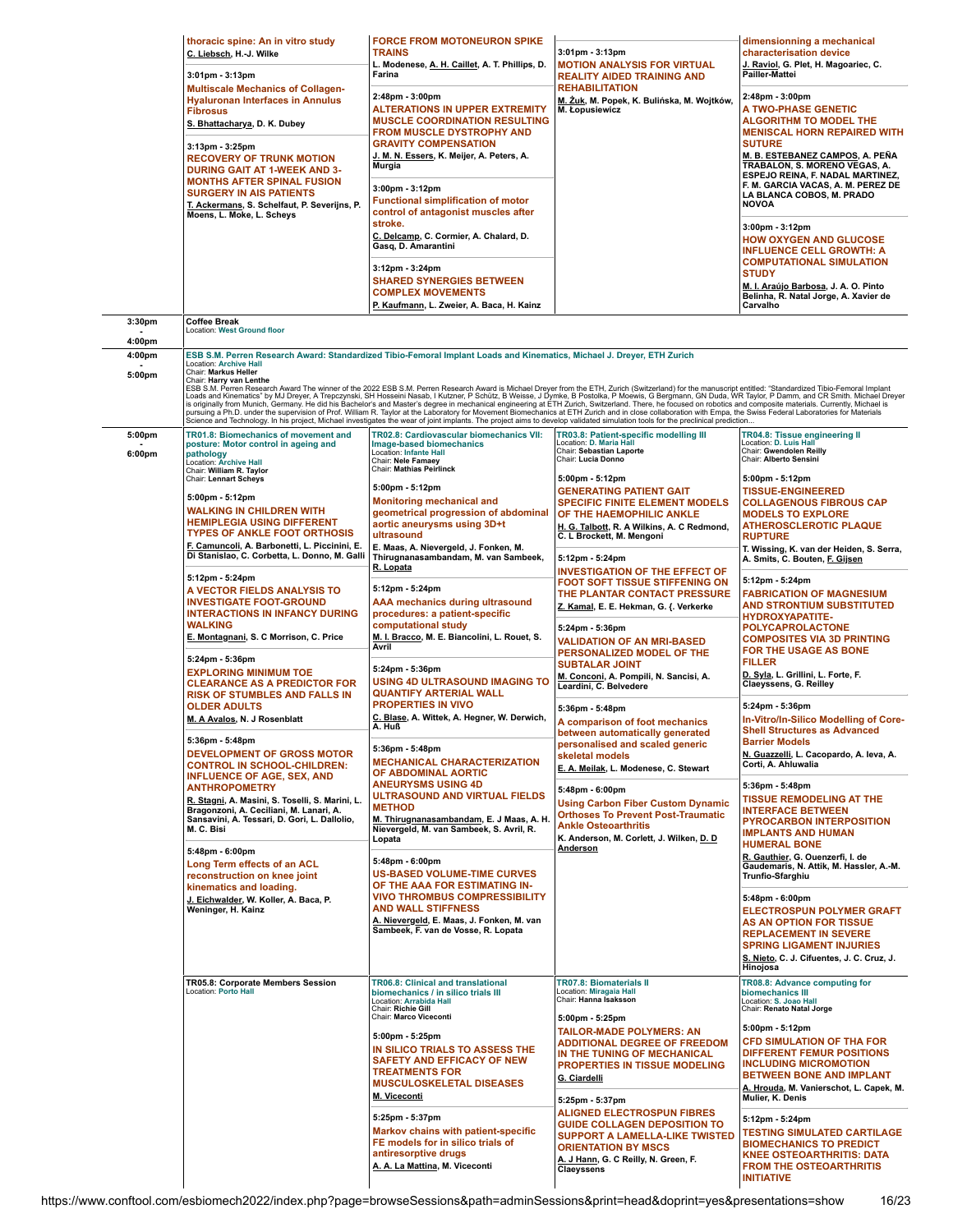**(continued from previous page)**

thoracic spine: An in vitro study
C. Liebsch, H.-J. Wilke

3:01pm - 3:13pm
**Multiscale Mechanics of Collagen-Hyaluronan Interfaces in Annulus Fibrosus**
S. Bhattacharya, D. K. Dubey

3:13pm - 3:25pm
**RECOVERY OF TRUNK MOTION DURING GAIT AT 1-WEEK AND 3-MONTHS AFTER SPINAL FUSION SURGERY IN AIS PATIENTS**
T. Ackermans, S. Schelfaut, P. Severijns, P. Moens, L. Moke, L. Scheys

---

**FORCE FROM MOTONEURON SPIKE TRAINS**
L. Modenese, A. H. Caillet, A. T. Phillips, D. Farina

2:48pm - 3:00pm
**ALTERATIONS IN UPPER EXTREMITY MUSCLE COORDINATION RESULTING FROM MUSCLE DYSTROPHY AND GRAVITY COMPENSATION**
J. M. N. Essers, K. Meijer, A. Peters, A. Murgia

3:00pm - 3:12pm
**Functional simplification of motor control of antagonist muscles after stroke.**
C. Delcamp, C. Cormier, A. Chalard, D. Gasq, D. Amarantini

3:12pm - 3:24pm
**SHARED SYNERGIES BETWEEN COMPLEX MOVEMENTS**
P. Kaufmann, L. Zweier, A. Baca, H. Kainz

---

3:01pm - 3:13pm
**MOTION ANALYSIS FOR VIRTUAL REALITY AIDED TRAINING AND REHABILITATION**
M. Żuk, M. Popek, K. Bulińska, M. Wojtków, M. Łopusiewicz

---

**dimensionning a mechanical characterisation device**
J. Raviol, G. Plet, H. Magoariec, C. Pailler-Mattei

2:48pm - 3:00pm
**A TWO-PHASE GENETIC ALGORITHM TO MODEL THE MENISCAL HORN REPAIRED WITH SUTURE**
M. B. ESTEBANEZ CAMPOS, A. PEÑA TRABALON, S. MORENO VEGAS, A. ESPEJO REINA, F. NADAL MARTINEZ, F. M. GARCIA VACAS, A. M. PEREZ DE LA BLANCA COBOS, M. PRADO NOVOA

3:00pm - 3:12pm
**HOW OXYGEN AND GLUCOSE INFLUENCE CELL GROWTH: A COMPUTATIONAL SIMULATION STUDY**
M. I. Araújo Barbosa, J. A. O. Pinto Belinha, R. Natal Jorge, A. Xavier de Carvalho

---

## 3:30pm - 4:00pm

**Coffee Break**
Location: West Ground floor

## 4:00pm - 5:00pm

**ESB S.M. Perren Research Award: Standardized Tibio-Femoral Implant Loads and Kinematics, Michael J. Dreyer, ETH Zurich**
Location: Archive Hall
Chair: Markus Heller
Chair: Harry van Lenthe

ESB S.M. Perren Research Award The winner of the 2022 ESB S.M. Perren Research Award is Michael Dreyer from the ETH, Zurich (Switzerland) for the manuscript entitled: "Standardized Tibio-Femoral Implant Loads and Kinematics" by MJ Dreyer, A Trepczynski, SH Hosseini Nasab, I Kutzner, P Schütz, B Weisse, J Dymke, B Postolka, P Moewis, G Bergmann, GN Duda, WR Taylor, P Damm, and CR Smith. Michael Dreyer is originally from Munich, Germany. He did his Bachelor's and Master's degree in mechanical engineering at ETH Zurich, Switzerland. There, he focused on robotics and composite materials. Currently, Michael is pursuing a Ph.D. under the supervision of Prof. William R. Taylor at the Laboratory for Movement Biomechanics at ETH Zurich and in close collaboration with Empa, the Swiss Federal Laboratories for Materials Science and Technology. In his project, Michael investigates the wear of joint implants. The project aims to develop validated simulation tools for the preclinical prediction...

## 5:00pm - 6:00pm

### TR01.8: Biomechanics of movement and posture: Motor control in ageing and pathology
Location: Archive Hall
Chair: William R. Taylor
Chair: Lennart Scheys

5:00pm - 5:12pm
**WALKING IN CHILDREN WITH HEMIPLEGIA USING DIFFERENT TYPES OF ANKLE FOOT ORTHOSIS**
F. Camuncoli, A. Barbonetti, L. Piccinini, E. Di Stanislao, C. Corbetta, L. Donno, M. Galli

5:12pm - 5:24pm
**A VECTOR FIELDS ANALYSIS TO INVESTIGATE FOOT-GROUND INTERACTIONS IN INFANCY DURING WALKING**
E. Montagnani, S. C Morrison, C. Price

5:24pm - 5:36pm
**EXPLORING MINIMUM TOE CLEARANCE AS A PREDICTOR FOR RISK OF STUMBLES AND FALLS IN OLDER ADULTS**
M. A Avalos, N. J Rosenblatt

5:36pm - 5:48pm
**DEVELOPMENT OF GROSS MOTOR CONTROL IN SCHOOL-CHILDREN: INFLUENCE OF AGE, SEX, AND ANTHROPOMETRY**
R. Stagni, A. Masini, S. Toselli, S. Marini, L. Bragonzoni, A. Ceciliani, M. Lanari, A. Sansavini, A. Tessari, D. Gori, L. Dallolio, M. C. Bisi

5:48pm - 6:00pm
**Long Term effects of an ACL reconstruction on knee joint kinematics and loading.**
J. Eichwalder, W. Koller, A. Baca, P. Weninger, H. Kainz

### TR02.8: Cardiovascular biomechanics VII: Image-based biomechanics
Location: Infante Hall
Chair: Nele Famaey
Chair: Mathias Peirlinck

5:00pm - 5:12pm
**Monitoring mechanical and geometrical progression of abdominal aortic aneurysms using 3D+t ultrasound**
E. Maas, A. Nievergeld, J. Fonken, M. Thirugnanasambandam, M. van Sambeek, R. Lopata

5:12pm - 5:24pm
**AAA mechanics during ultrasound procedures: a patient-specific computational study**
M. I. Bracco, M. E. Biancolini, L. Rouet, S. Avril

5:24pm - 5:36pm
**USING 4D ULTRASOUND IMAGING TO QUANTIFY ARTERIAL WALL PROPERTIES IN VIVO**
C. Blase, A. Wittek, A. Hegner, W. Derwich, A. Huß

5:36pm - 5:48pm
**MECHANICAL CHARACTERIZATION OF ABDOMINAL AORTIC ANEURYSMS USING 4D ULTRASOUND AND VIRTUAL FIELDS METHOD**
M. Thirugnanasambandam, E. J Maas, A. H. Nievergeld, M. van Sambeek, S. Avril, R. Lopata

5:48pm - 6:00pm
**US-BASED VOLUME-TIME CURVES OF THE AAA FOR ESTIMATING IN-VIVO THROMBUS COMPRESSIBILITY AND WALL STIFFNESS**
A. Nievergeld, E. Maas, J. Fonken, M. van Sambeek, F. van de Vosse, R. Lopata

### TR03.8: Patient-specific modelling III
Location: D. Maria Hall
Chair: Sebastian Laporte
Chair: Lucia Donno

5:00pm - 5:12pm
**GENERATING PATIENT GAIT SPECIFIC FINITE ELEMENT MODELS OF THE HAEMOPHILIC ANKLE**
H. G. Talbott, R. A Wilkins, A. C Redmond, C. L Brockett, M. Mengoni

5:12pm - 5:24pm
**INVESTIGATION OF THE EFFECT OF FOOT SOFT TISSUE STIFFENING ON THE PLANTAR CONTACT PRESSURE**
Z. Kamal, E. E. Hekman, G. {. Verkerke

5:24pm - 5:36pm
**VALIDATION OF AN MRI-BASED PERSONALIZED MODEL OF THE SUBTALAR JOINT**
M. Conconi, A. Pompili, N. Sancisi, A. Leardini, C. Belvedere

5:36pm - 5:48pm
**A comparison of foot mechanics between automatically generated personalised and scaled generic skeletal models**
E. A Meilak, L. Modenese, C. Stewart

5:48pm - 6:00pm
**Using Carbon Fiber Custom Dynamic Orthoses To Prevent Post-Traumatic Ankle Osteoarthritis**
K. Anderson, M. Corlett, J. Wilken, D. D Anderson

### TR04.8: Tissue engineering II
Location: D. Luis Hall
Chair: Gwendolen Reilly
Chair: Alberto Sensini

5:00pm - 5:12pm
**TISSUE-ENGINEERED COLLAGENOUS FIBROUS CAP MODELS TO EXPLORE ATHEROSCLEROTIC PLAQUE RUPTURE**
T. Wissing, K. van der Heiden, S. Serra, A. Smits, C. Bouten, F. Gijsen

5:12pm - 5:24pm
**FABRICATION OF MAGNESIUM AND STRONTIUM SUBSTITUTED HYDROXYAPATITE-POLYCAPROLACTONE COMPOSITES VIA 3D PRINTING FOR THE USAGE AS BONE FILLER**
D. Syla, L. Grillini, L. Forte, F. Claeyssens, G. Reilley

5:24pm - 5:36pm
**In-Vitro/In-Silico Modelling of Core-Shell Structures as Advanced Barrier Models**
N. Guazzelli, L. Cacopardo, A. Ieva, A. Corti, A. Ahluwalia

5:36pm - 5:48pm
**TISSUE REMODELING AT THE INTERFACE BETWEEN PYROCARBON INTERPOSITION IMPLANTS AND HUMAN HUMERAL BONE**
R. Gauthier, G. Ouenzerfi, I. de Gaudemaris, N. Attik, M. Hassler, A.-M. Trunfio-Sfarghiu

5:48pm - 6:00pm
**ELECTROSPUN POLYMER GRAFT AS AN OPTION FOR TISSUE REPLACEMENT IN SEVERE SPRING LIGAMENT INJURIES**
S. Nieto, C. J. Cifuentes, J. C. Cruz, J. Hinojosa

### TR05.8: Corporate Members Session
Location: Porto Hall

### TR06.8: Clinical and translational biomechanics / in silico trials III
Location: Arrabida Hall
Chair: Richie Gill
Chair: Marco Viceconti

5:00pm - 5:25pm
**IN SILICO TRIALS TO ASSESS THE SAFETY AND EFFICACY OF NEW TREATMENTS FOR MUSCULOSKELETAL DISEASES**
M. Viceconti

5:25pm - 5:37pm
**Markov chains with patient-specific FE models for in silico trials of antiresorptive drugs**
A. A. La Mattina, M. Viceconti

### TR07.8: Biomaterials II
Location: Miragaia Hall
Chair: Hanna Isaksson

5:00pm - 5:25pm
**TAILOR-MADE POLYMERS: AN ADDITIONAL DEGREE OF FREEDOM IN THE TUNING OF MECHANICAL PROPERTIES IN TISSUE MODELING**
G. Ciardelli

5:25pm - 5:37pm
**ALIGNED ELECTROSPUN FIBRES GUIDE COLLAGEN DEPOSITION TO SUPPORT A LAMELLA-LIKE TWISTED ORIENTATION BY MSCS**
A. J Hann, G. C Reilly, N. Green, F. Claeyssens

### TR08.8: Advance computing for biomechanics III
Location: S. Joao Hall
Chair: Renato Natal Jorge

5:00pm - 5:12pm
**CFD SIMULATION OF THA FOR DIFFERENT FEMUR POSITIONS INCLUDING MICROMOTION BETWEEN BONE AND IMPLANT**
A. Hrouda, M. Vanierschot, L. Capek, M. Mulier, K. Denis

5:12pm - 5:24pm
**TESTING SIMULATED CARTILAGE BIOMECHANICS TO PREDICT KNEE OSTEOARTHRITIS: DATA FROM THE OSTEOARTHRITIS INITIATIVE**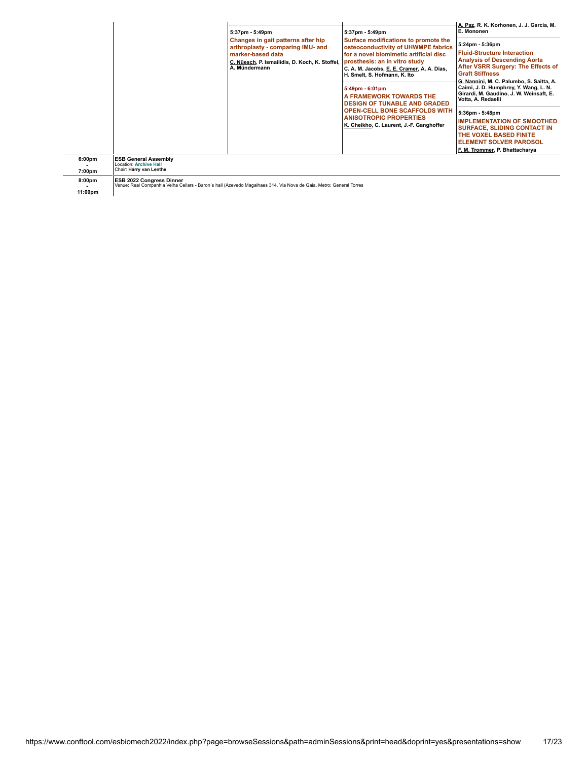| | | | | |
|---|---|---|---|---|
| | | 5:37pm - 5:49pm<br>**Changes in gait patterns after hip arthroplasty - comparing IMU- and marker-based data**<br>C. Nüesch, P. Ismailidis, D. Koch, K. Stoffel, A. Mündermann | 5:37pm - 5:49pm<br>**Surface modifications to promote the osteoconductivity of UHWMPE fabrics for a novel biomimetic artificial disc prosthesis: an in vitro study**<br>C. A. M. Jacobs, E. E. Cramer, A. A. Dias, H. Smelt, S. Hofmann, K. Ito<br><br>5:49pm - 6:01pm<br>**A FRAMEWORK TOWARDS THE DESIGN OF TUNABLE AND GRADED OPEN-CELL BONE SCAFFOLDS WITH ANISOTROPIC PROPERTIES**<br>K. Cheikho, C. Laurent, J.-F. Ganghoffer | A. Paz, R. K. Korhonen, J. J. García, M. E. Mononen<br><br>5:24pm - 5:36pm<br>**Fluid-Structure Interaction Analysis of Descending Aorta After VSRR Surgery: The Effects of Graft Stiffness**<br>G. Nannini, M. C. Palumbo, S. Saitta, A. Caimi, J. D. Humphrey, Y. Wang, L. N. Girardi, M. Gaudino, J. W. Weinsaft, E. Votta, A. Redaelli<br><br>5:36pm - 5:48pm<br>**IMPLEMENTATION OF SMOOTHED SURFACE, SLIDING CONTACT IN THE VOXEL BASED FINITE ELEMENT SOLVER PAROSOL**<br>F. M. Trommer, P. Bhattacharya |
| 6:00pm - 7:00pm | **ESB General Assembly**<br>Location: **Archive Hall**<br>Chair: **Harry van Lenthe** | | | |
| 8:00pm - 11:00pm | **ESB 2022 Congress Dinner**<br>Venue: Real Companhia Velha Cellars - Baron´s hall (Azevedo Magalhaes 314, Via Nova de Gaia. Metro: General Torres | | | |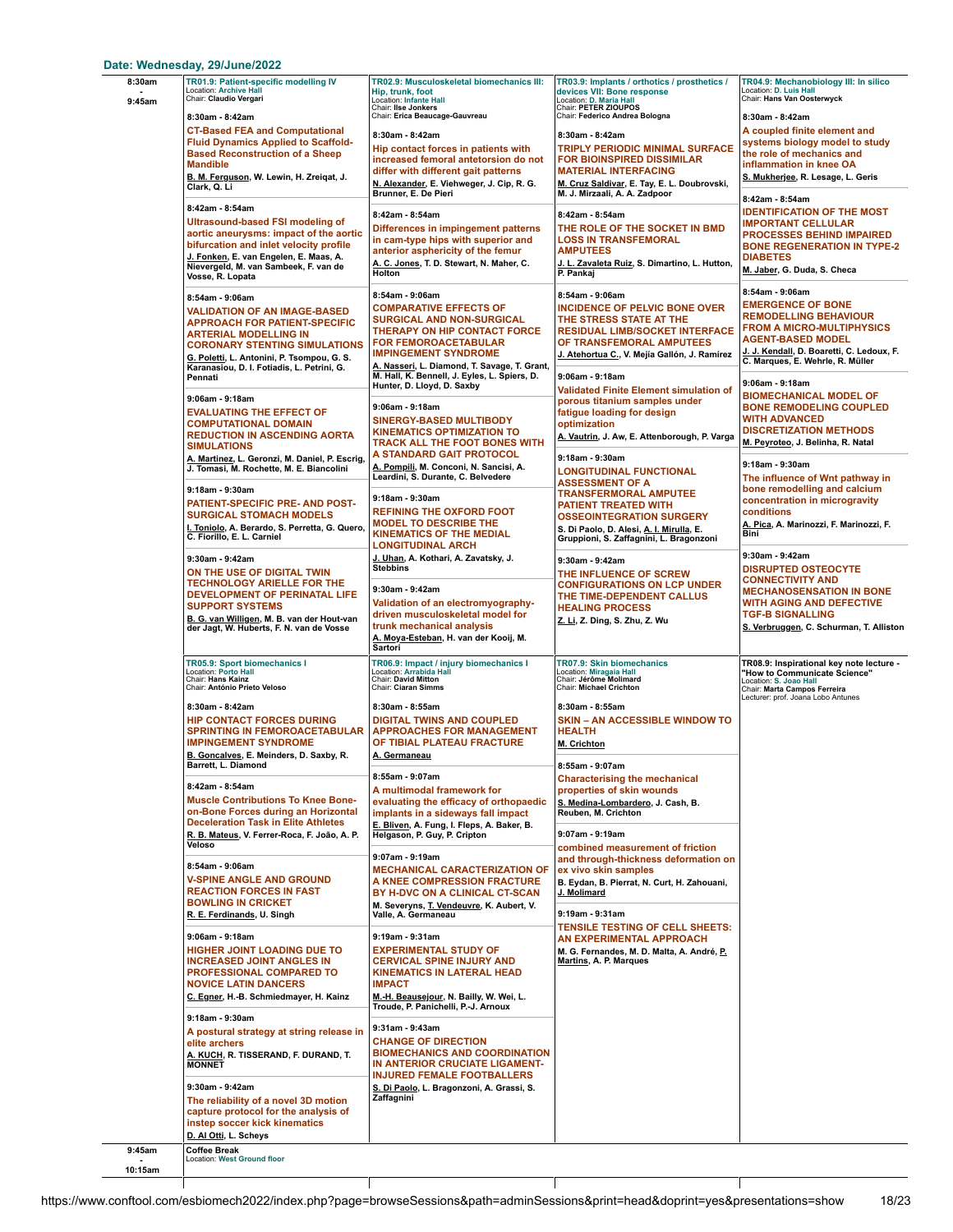## Date: Wednesday, 29/June/2022

### 8:30am - 9:45am

#### TR01.9: Patient-specific modelling IV
Location: Archive Hall
Chair: **Claudio Vergari**

**8:30am - 8:42am**
**CT-Based FEA and Computational Fluid Dynamics Applied to Scaffold-Based Reconstruction of a Sheep Mandible**
B. M. Ferguson, W. Lewin, H. Zreiqat, J. Clark, Q. Li

**8:42am - 8:54am**
**Ultrasound-based FSI modeling of aortic aneurysms: impact of the aortic bifurcation and inlet velocity profile**
J. Fonken, E. van Engelen, E. Maas, A. Nievergeld, M. van Sambeek, F. van de Vosse, R. Lopata

**8:54am - 9:06am**
**VALIDATION OF AN IMAGE-BASED APPROACH FOR PATIENT-SPECIFIC ARTERIAL MODELLING IN CORONARY STENTING SIMULATIONS**
G. Poletti, L. Antonini, P. Tsompou, G. S. Karanasiou, D. I. Fotiadis, L. Petrini, G. Pennati

**9:06am - 9:18am**
**EVALUATING THE EFFECT OF COMPUTATIONAL DOMAIN REDUCTION IN ASCENDING AORTA SIMULATIONS**
A. Martinez, L. Geronzi, M. Daniel, P. Escrig, J. Tomasi, M. Rochette, M. E. Biancolini

**9:18am - 9:30am**
**PATIENT-SPECIFIC PRE- AND POST-SURGICAL STOMACH MODELS**
I. Toniolo, A. Berardo, S. Perretta, G. Quero, C. Fiorillo, E. L. Carniel

**9:30am - 9:42am**
**ON THE USE OF DIGITAL TWIN TECHNOLOGY ARIELLE FOR THE DEVELOPMENT OF PERINATAL LIFE SUPPORT SYSTEMS**
B. G. van Willigen, M. B. van der Hout-van der Jagt, W. Huberts, F. N. van de Vosse

#### TR02.9: Musculoskeletal biomechanics III: Hip, trunk, foot
Location: Infante Hall
Chair: **Ilse Jonkers**
Chair: **Erica Beaucage-Gauvreau**

**8:30am - 8:42am**
**Hip contact forces in patients with increased femoral antetorsion do not differ with different gait patterns**
N. Alexander, E. Viehweger, J. Cip, R. G. Brunner, E. De Pieri

**8:42am - 8:54am**
**Differences in impingement patterns in cam-type hips with superior and anterior asphericity of the femur**
A. C. Jones, T. D. Stewart, N. Maher, C. Holton

**8:54am - 9:06am**
**COMPARATIVE EFFECTS OF SURGICAL AND NON-SURGICAL THERAPY ON HIP CONTACT FORCE FOR FEMOROACETABULAR IMPINGEMENT SYNDROME**
A. Nasseri, L. Diamond, T. Savage, T. Grant, M. Hall, K. Bennell, L. Eyles, L. Spiers, D. Hunter, D. Lloyd, D. Saxby

**9:06am - 9:18am**
**SINERGY-BASED MULTIBODY KINEMATICS OPTIMIZATION TO TRACK ALL THE FOOT BONES WITH A STANDARD GAIT PROTOCOL**
A. Pompili, M. Conconi, N. Sancisi, A. Leardini, S. Durante, C. Belvedere

**9:18am - 9:30am**
**REFINING THE OXFORD FOOT MODEL TO DESCRIBE THE KINEMATICS OF THE MEDIAL LONGITUDINAL ARCH**
J. Uhan, A. Kothari, A. Zavatsky, J. Stebbins

**9:30am - 9:42am**
**Validation of an electromyography-driven musculoskeletal model for trunk mechanical analysis**
A. Moya-Esteban, H. van der Kooij, M. Sartori

#### TR03.9: Implants / orthotics / prosthetics / devices VII: Bone response
Location: D. Maria Hall
Chair: **PETER ZIOUPOS**
Chair: **Federico Andrea Bologna**

**8:30am - 8:42am**
**TRIPLY PERIODIC MINIMAL SURFACE FOR BIOINSPIRED DISSIMILAR MATERIAL INTERFACING**
M. Cruz Saldivar, E. Tay, E. L. Doubrovski, M. J. Mirzaali, A. A. Zadpoor

**8:42am - 8:54am**
**THE ROLE OF THE SOCKET IN BMD LOSS IN TRANSFEMORAL AMPUTEES**
J. L. Zavaleta Ruiz, S. Dimartino, L. Hutton, P. Pankaj

**8:54am - 9:06am**
**INCIDENCE OF PELVIC BONE OVER THE STRESS STATE AT THE RESIDUAL LIMB/SOCKET INTERFACE OF TRANSFEMORAL AMPUTEES**
J. Atehortua C., V. Mejía Gallón, J. Ramírez

**9:06am - 9:18am**
**Validated Finite Element simulation of porous titanium samples under fatigue loading for design optimization**
A. Vautrin, J. Aw, E. Attenborough, P. Varga

**9:18am - 9:30am**
**LONGITUDINAL FUNCTIONAL ASSESSMENT OF A TRANSFERMORAL AMPUTEE PATIENT TREATED WITH OSSEOINTEGRATION SURGERY**
S. Di Paolo, D. Alesi, A. I. Mirulla, E. Gruppioni, S. Zaffagnini, L. Bragonzoni

**9:30am - 9:42am**
**THE INFLUENCE OF SCREW CONFIGURATIONS ON LCP UNDER THE TIME-DEPENDENT CALLUS HEALING PROCESS**
Z. Li, Z. Ding, S. Zhu, Z. Wu

#### TR04.9: Mechanobiology III: In silico
Location: D. Luis Hall
Chair: **Hans Van Oosterwyck**

**8:30am - 8:42am**
**A coupled finite element and systems biology model to study the role of mechanics and inflammation in knee OA**
S. Mukherjee, R. Lesage, L. Geris

**8:42am - 8:54am**
**IDENTIFICATION OF THE MOST IMPORTANT CELLULAR PROCESSES BEHIND IMPAIRED BONE REGENERATION IN TYPE-2 DIABETES**
M. Jaber, G. Duda, S. Checa

**8:54am - 9:06am**
**EMERGENCE OF BONE REMODELLING BEHAVIOUR FROM A MICRO-MULTIPHYSICS AGENT-BASED MODEL**
J. J. Kendall, D. Boaretti, C. Ledoux, F. C. Marques, E. Wehrle, R. Müller

**9:06am - 9:18am**
**BIOMECHANICAL MODEL OF BONE REMODELING COUPLED WITH ADVANCED DISCRETIZATION METHODS**
M. Peyroteo, J. Belinha, R. Natal

**9:18am - 9:30am**
**The influence of Wnt pathway in bone remodelling and calcium concentration in microgravity conditions**
A. Pica, A. Marinozzi, F. Marinozzi, F. Bini

**9:30am - 9:42am**
**DISRUPTED OSTEOCYTE CONNECTIVITY AND MECHANOSENSATION IN BONE WITH AGING AND DEFECTIVE TGF-B SIGNALLING**
S. Verbruggen, C. Schurman, T. Alliston

#### TR05.9: Sport biomechanics I
Location: Porto Hall
Chair: **Hans Kainz**
Chair: **António Prieto Veloso**

**8:30am - 8:42am**
**HIP CONTACT FORCES DURING SPRINTING IN FEMOROACETABULAR IMPINGEMENT SYNDROME**
B. Goncalves, E. Meinders, D. Saxby, R. Barrett, L. Diamond

**8:42am - 8:54am**
**Muscle Contributions To Knee Bone-on-Bone Forces during an Horizontal Deceleration Task in Elite Athletes**
R. B. Mateus, V. Ferrer-Roca, F. João, A. P. Veloso

**8:54am - 9:06am**
**V-SPINE ANGLE AND GROUND REACTION FORCES IN FAST BOWLING IN CRICKET**
R. E. Ferdinands, U. Singh

**9:06am - 9:18am**
**HIGHER JOINT LOADING DUE TO INCREASED JOINT ANGLES IN PROFESSIONAL COMPARED TO NOVICE LATIN DANCERS**
C. Egner, H.-B. Schmiedmayer, H. Kainz

**9:18am - 9:30am**
**A postural strategy at string release in elite archers**
A. KUCH, R. TISSERAND, F. DURAND, T. MONNET

**9:30am - 9:42am**
**The reliability of a novel 3D motion capture protocol for the analysis of instep soccer kick kinematics**
D. Al Otti, L. Scheys

#### TR06.9: Impact / injury biomechanics I
Location: Arrabida Hall
Chair: **David Mitton**
Chair: **Ciaran Simms**

**8:30am - 8:55am**
**DIGITAL TWINS AND COUPLED APPROACHES FOR MANAGEMENT OF TIBIAL PLATEAU FRACTURE**
A. Germaneau

**8:55am - 9:07am**
**A multimodal framework for evaluating the efficacy of orthopaedic implants in a sideways fall impact**
E. Bliven, A. Fung, I. Fleps, A. Baker, B. Helgason, P. Guy, P. Cripton

**9:07am - 9:19am**
**MECHANICAL CARACTERIZATION OF A KNEE COMPRESSION FRACTURE BY H-DVC ON A CLINICAL CT-SCAN**
M. Severyns, T. Vendeuvre, K. Aubert, V. Valle, A. Germaneau

**9:19am - 9:31am**
**EXPERIMENTAL STUDY OF CERVICAL SPINE INJURY AND KINEMATICS IN LATERAL HEAD IMPACT**
M.-H. Beausejour, N. Bailly, W. Wei, L. Troude, P. Panichelli, P.-J. Arnoux

**9:31am - 9:43am**
**CHANGE OF DIRECTION BIOMECHANICS AND COORDINATION IN ANTERIOR CRUCIATE LIGAMENT-INJURED FEMALE FOOTBALLERS**
S. Di Paolo, L. Bragonzoni, A. Grassi, S. Zaffagnini

#### TR07.9: Skin biomechanics
Location: Miragaia Hall
Chair: **Jérôme Molimard**
Chair: **Michael Crichton**

**8:30am - 8:55am**
**SKIN – AN ACCESSIBLE WINDOW TO HEALTH**
M. Crichton

**8:55am - 9:07am**
**Characterising the mechanical properties of skin wounds**
S. Medina-Lombardero, J. Cash, B. Reuben, M. Crichton

**9:07am - 9:19am**
**combined measurement of friction and through-thickness deformation on ex vivo skin samples**
B. Eydan, B. Pierrat, N. Curt, H. Zahouani, J. Molimard

**9:19am - 9:31am**
**TENSILE TESTING OF CELL SHEETS: AN EXPERIMENTAL APPROACH**
M. G. Fernandes, M. D. Malta, A. André, P. Martins, A. P. Marques

#### TR08.9: Inspirational key note lecture - "How to Communicate Science"
Location: S. Joao Hall
Chair: **Marta Campos Ferreira**
Lecturer: prof. Joana Lobo Antunes

### 9:45am - 10:15am

**Coffee Break**
Location: West Ground floor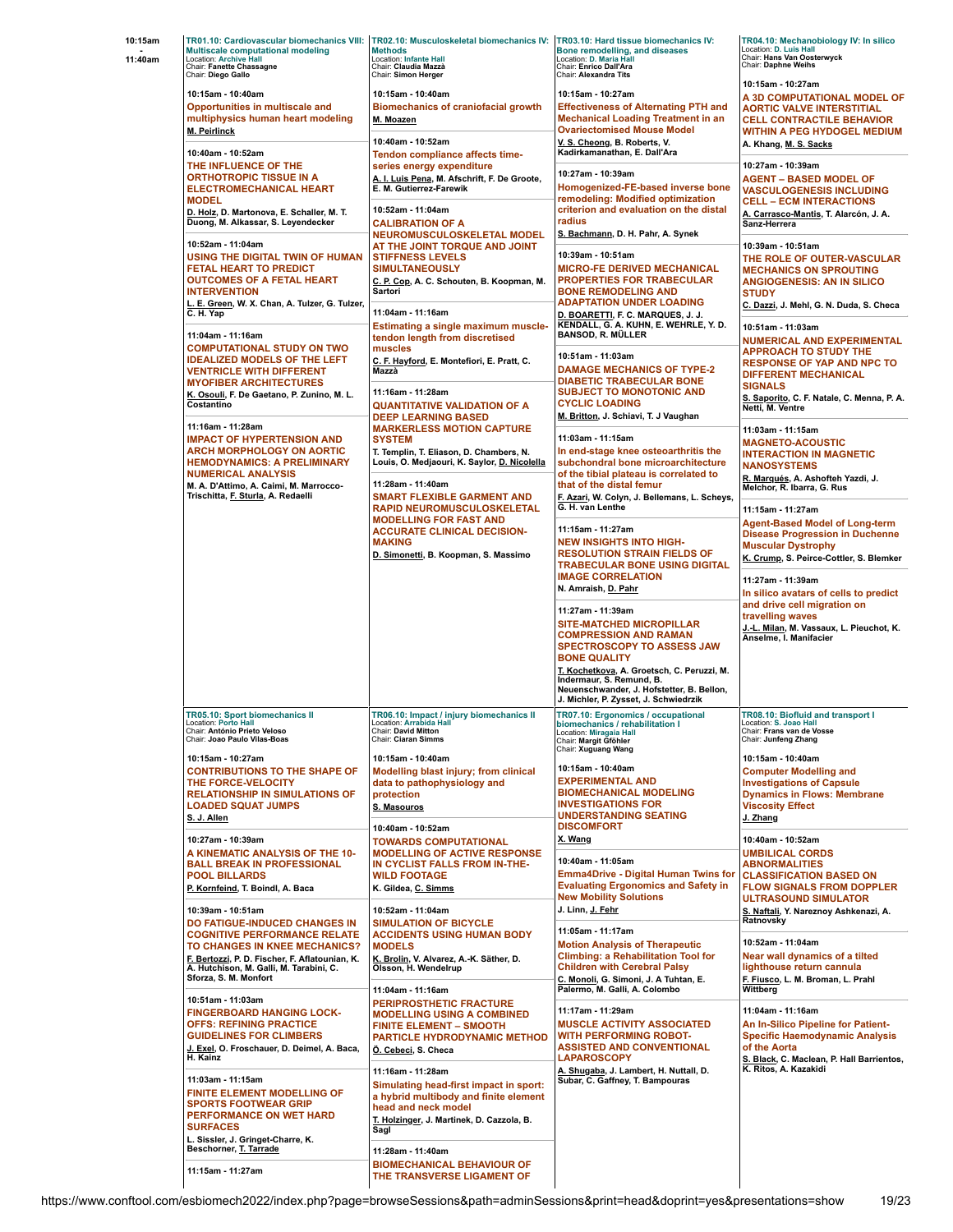**10:15am - 11:40am**

### TR01.10: Cardiovascular biomechanics VIII: Multiscale computational modeling
Location: Archive Hall
Chair: Fanette Chassagne
Chair: Diego Gallo

**10:15am - 10:40am**
**Opportunities in multiscale and multiphysics human heart modeling**
M. Peirlinck

**10:40am - 10:52am**
**THE INFLUENCE OF THE ORTHOTROPIC TISSUE IN A ELECTROMECHANICAL HEART MODEL**
D. Holz, D. Martonova, E. Schaller, M. T. Duong, M. Alkassar, S. Leyendecker

**10:52am - 11:04am**
**USING THE DIGITAL TWIN OF HUMAN FETAL HEART TO PREDICT OUTCOMES OF A FETAL HEART INTERVENTION**
L. E. Green, W. X. Chan, A. Tulzer, G. Tulzer, C. H. Yap

**11:04am - 11:16am**
**COMPUTATIONAL STUDY ON TWO IDEALIZED MODELS OF THE LEFT VENTRICLE WITH DIFFERENT MYOFIBER ARCHITECTURES**
K. Osouli, F. De Gaetano, P. Zunino, M. L. Costantino

**11:16am - 11:28am**
**IMPACT OF HYPERTENSION AND ARCH MORPHOLOGY ON AORTIC HEMODYNAMICS: A PRELIMINARY NUMERICAL ANALYSIS**
M. A. D'Attimo, A. Caimi, M. Marrocco-Trischitta, F. Sturla, A. Redaelli

### TR02.10: Musculoskeletal biomechanics IV: Methods
Location: Infante Hall
Chair: Claudia Mazzà
Chair: Simon Herger

**10:15am - 10:40am**
**Biomechanics of craniofacial growth**
M. Moazen

**10:40am - 10:52am**
**Tendon compliance affects time-series energy expenditure**
A. I. Luis Pena, M. Afschrift, F. De Groote, E. M. Gutierrez-Farewik

**10:52am - 11:04am**
**CALIBRATION OF A NEUROMUSCULOSKELETAL MODEL AT THE JOINT TORQUE AND JOINT STIFFNESS LEVELS SIMULTANEOUSLY**
C. P. Cop, A. C. Schouten, B. Koopman, M. Sartori

**11:04am - 11:16am**
**Estimating a single maximum muscle-tendon length from discretised muscles**
C. F. Hayford, E. Montefiori, E. Pratt, C. Mazzà

**11:16am - 11:28am**
**QUANTITATIVE VALIDATION OF A DEEP LEARNING BASED MARKERLESS MOTION CAPTURE SYSTEM**
T. Templin, T. Eliason, D. Chambers, N. Louis, O. Medjaouri, K. Saylor, D. Nicolella

**11:28am - 11:40am**
**SMART FLEXIBLE GARMENT AND RAPID NEUROMUSCULOSKELETAL MODELLING FOR FAST AND ACCURATE CLINICAL DECISION-MAKING**
D. Simonetti, B. Koopman, S. Massimo

### TR03.10: Hard tissue biomechanics IV: Bone remodelling, and diseases
Location: D. Maria Hall
Chair: Enrico Dall'Ara
Chair: Alexandra Tits

**10:15am - 10:27am**
**Effectiveness of Alternating PTH and Mechanical Loading Treatment in an Ovariectomised Mouse Model**
V. S. Cheong, B. Roberts, V. Kadirkamanathan, E. Dall'Ara

**10:27am - 10:39am**
**Homogenized-FE-based inverse bone remodeling: Modified optimization criterion and evaluation on the distal radius**
S. Bachmann, D. H. Pahr, A. Synek

**10:39am - 10:51am**
**MICRO-FE DERIVED MECHANICAL PROPERTIES FOR TRABECULAR BONE REMODELING AND ADAPTATION UNDER LOADING**
D. BOARETTI, F. C. MARQUES, J. J. KENDALL, G. A. KUHN, E. WEHRLE, Y. D. BANSOD, R. MÜLLER

**10:51am - 11:03am**
**DAMAGE MECHANICS OF TYPE-2 DIABETIC TRABECULAR BONE SUBJECT TO MONOTONIC AND CYCLIC LOADING**
M. Britton, J. Schiavi, T. J Vaughan

**11:03am - 11:15am**
**In end-stage knee osteoarthritis the subchondral bone microarchitecture of the tibial plateau is correlated to that of the distal femur**
F. Azari, W. Colyn, J. Bellemans, L. Scheys, G. H. van Lenthe

**11:15am - 11:27am**
**NEW INSIGHTS INTO HIGH-RESOLUTION STRAIN FIELDS OF TRABECULAR BONE USING DIGITAL IMAGE CORRELATION**
N. Amraish, D. Pahr

**11:27am - 11:39am**
**SITE-MATCHED MICROPILLAR COMPRESSION AND RAMAN SPECTROSCOPY TO ASSESS JAW BONE QUALITY**
T. Kochetkova, A. Groetsch, C. Peruzzi, M. Indermaur, S. Remund, B. Neuenschwander, J. Hofstetter, B. Bellon, J. Michler, P. Zysset, J. Schwiedrzik

### TR04.10: Mechanobiology IV: In silico
Location: D. Luis Hall
Chair: Hans Van Oosterwyck
Chair: Daphne Weihs

**10:15am - 10:27am**
**A 3D COMPUTATIONAL MODEL OF AORTIC VALVE INTERSTITIAL CELL CONTRACTILE BEHAVIOR WITHIN A PEG HYDOGEL MEDIUM**
A. Khang, M. S. Sacks

**10:27am - 10:39am**
**AGENT – BASED MODEL OF VASCULOGENESIS INCLUDING CELL – ECM INTERACTIONS**
A. Carrasco-Mantis, T. Alarcón, J. A. Sanz-Herrera

**10:39am - 10:51am**
**THE ROLE OF OUTER-VASCULAR MECHANICS ON SPROUTING ANGIOGENESIS: AN IN SILICO STUDY**
C. Dazzi, J. Mehl, G. N. Duda, S. Checa

**10:51am - 11:03am**
**NUMERICAL AND EXPERIMENTAL APPROACH TO STUDY THE RESPONSE OF YAP AND NPC TO DIFFERENT MECHANICAL SIGNALS**
S. Saporito, C. F. Natale, C. Menna, P. A. Netti, M. Ventre

**11:03am - 11:15am**
**MAGNETO-ACOUSTIC INTERACTION IN MAGNETIC NANOSYSTEMS**
R. Marqués, A. Ashofteh Yazdi, J. Melchor, R. Ibarra, G. Rus

**11:15am - 11:27am**
**Agent-Based Model of Long-term Disease Progression in Duchenne Muscular Dystrophy**
K. Crump, S. Peirce-Cottler, S. Blemker

**11:27am - 11:39am**
**In silico avatars of cells to predict and drive cell migration on travelling waves**
J.-L. Milan, M. Vassaux, L. Pieuchot, K. Anselme, I. Manifacier

### TR05.10: Sport biomechanics II
Location: Porto Hall
Chair: António Prieto Veloso
Chair: Joao Paulo Vilas-Boas

**10:15am - 10:27am**
**CONTRIBUTIONS TO THE SHAPE OF THE FORCE-VELOCITY RELATIONSHIP IN SIMULATIONS OF LOADED SQUAT JUMPS**
S. J. Allen

**10:27am - 10:39am**
**A KINEMATIC ANALYSIS OF THE 10-BALL BREAK IN PROFESSIONAL POOL BILLARDS**
P. Kornfeind, T. Boindl, A. Baca

**10:39am - 10:51am**
**DO FATIGUE-INDUCED CHANGES IN COGNITIVE PERFORMANCE RELATE TO CHANGES IN KNEE MECHANICS?**
F. Bertozzi, P. D. Fischer, F. Aflatounian, K. A. Hutchison, M. Galli, M. Tarabini, C. Sforza, S. M. Monfort

**10:51am - 11:03am**
**FINGERBOARD HANGING LOCK-OFFS: REFINING PRACTICE GUIDELINES FOR CLIMBERS**
J. Exel, O. Froschauer, D. Deimel, A. Baca, H. Kainz

**11:03am - 11:15am**
**FINITE ELEMENT MODELLING OF SPORTS FOOTWEAR GRIP PERFORMANCE ON WET HARD SURFACES**
L. Sissler, J. Gringet-Charre, K. Beschorner, T. Tarrade

**11:15am - 11:27am**

### TR06.10: Impact / injury biomechanics II
Location: Arrabida Hall
Chair: David Mitton
Chair: Ciaran Simms

**10:15am - 10:40am**
**Modelling blast injury; from clinical data to pathophysiology and protection**
S. Masouros

**10:40am - 10:52am**
**TOWARDS COMPUTATIONAL MODELLING OF ACTIVE RESPONSE IN CYCLIST FALLS FROM IN-THE-WILD FOOTAGE**
K. Gildea, C. Simms

**10:52am - 11:04am**
**SIMULATION OF BICYCLE ACCIDENTS USING HUMAN BODY MODELS**
K. Brolin, V. Alvarez, A.-K. Säther, D. Olsson, H. Wendelrup

**11:04am - 11:16am**
**PERIPROSTHETIC FRACTURE MODELLING USING A COMBINED FINITE ELEMENT – SMOOTH PARTICLE HYDRODYNAMIC METHOD**
Ö. Cebeci, S. Checa

**11:16am - 11:28am**
**Simulating head-first impact in sport: a hybrid multibody and finite element head and neck model**
T. Holzinger, T. Martinek, D. Cazzola, B. Sagl

**11:28am - 11:40am**
**BIOMECHANICAL BEHAVIOUR OF THE TRANSVERSE LIGAMENT OF**

### TR07.10: Ergonomics / occupational biomechanics / rehabilitation I
Location: Miragaia Hall
Chair: Margit Gföhler
Chair: Xuguang Wang

**10:15am - 10:40am**
**EXPERIMENTAL AND BIOMECHANICAL MODELING INVESTIGATIONS FOR UNDERSTANDING SEATING DISCOMFORT**
X. Wang

**10:40am - 11:05am**
**Emma4Drive - Digital Human Twins for Evaluating Ergonomics and Safety in New Mobility Solutions**
J. Linn, J. Fehr

**11:05am - 11:17am**
**Motion Analysis of Therapeutic Climbing: a Rehabilitation Tool for Children with Cerebral Palsy**
C. Monoli, G. Simoni, J. A Tuhtan, E. Palermo, M. Galli, A. Colombo

**11:17am - 11:29am**
**MUSCLE ACTIVITY ASSOCIATED WITH PERFORMING ROBOT-ASSISTED AND CONVENTIONAL LAPAROSCOPY**
A. Shugaba, J. Lambert, H. Nuttall, D. Subar, C. Gaffney, T. Bampouras

### TR08.10: Biofluid and transport I
Location: S. Joao Hall
Chair: Frans van de Vosse
Chair: Junfeng Zhang

**10:15am - 10:40am**
**Computer Modelling and Investigations of Capsule Dynamics in Flows: Membrane Viscosity Effect**
J. Zhang

**10:40am - 10:52am**
**UMBILICAL CORDS ABNORMALITIES CLASSIFICATION BASED ON FLOW SIGNALS FROM DOPPLER ULTRASOUND SIMULATOR**
S. Naftali, Y. Nareznoy Ashkenazi, A. Ratnovsky

**10:52am - 11:04am**
**Near wall dynamics of a tilted lighthouse return cannula**
F. Fiusco, L. M. Broman, L. Prahl Wittberg

**11:04am - 11:16am**
**An In-Silico Pipeline for Patient-Specific Haemodynamic Analysis of the Aorta**
S. Black, C. Maclean, P. Hall Barrientos, K. Ritos, A. Kazakidi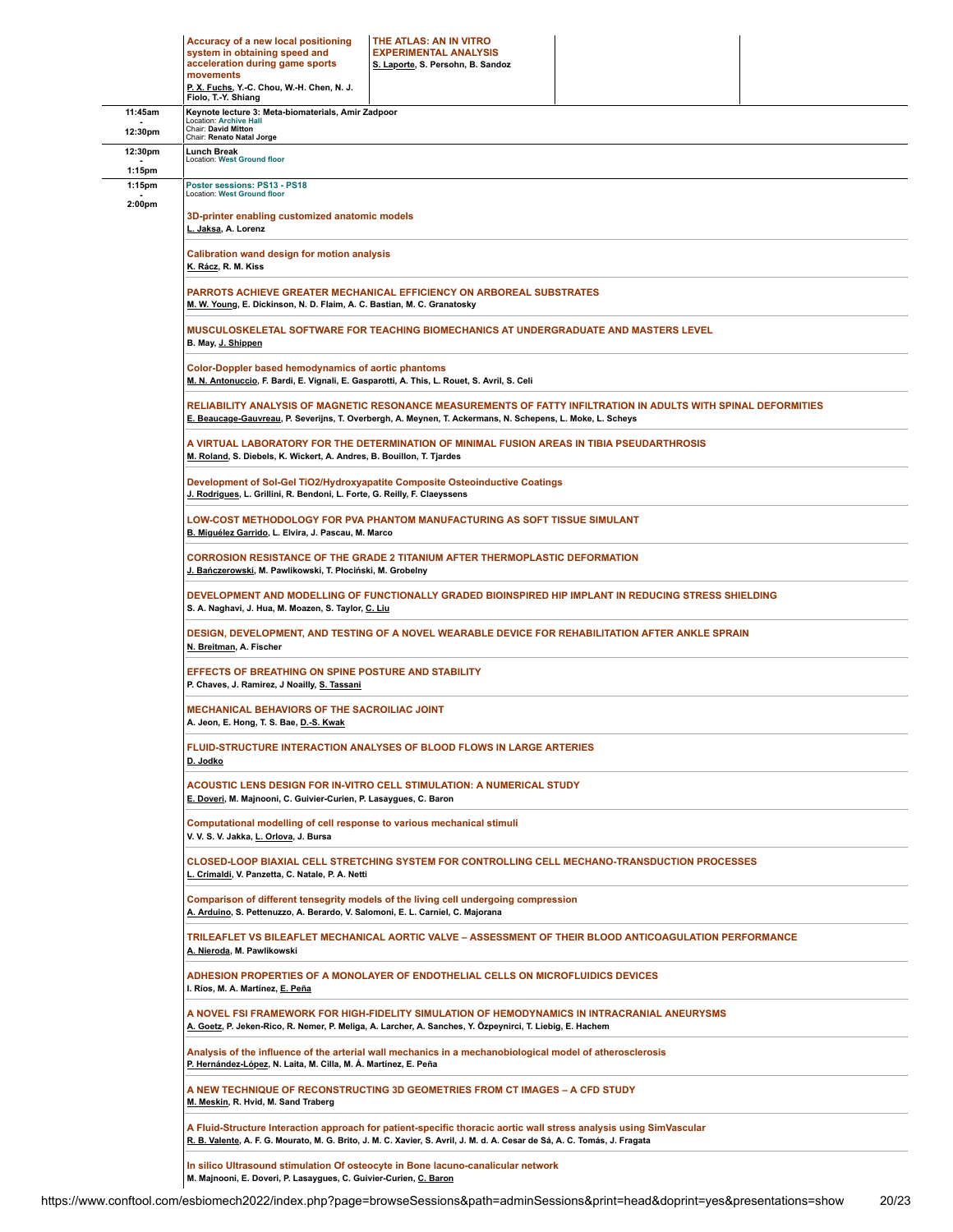| | | | | |
|---|---|---|---|---|
| | **Accuracy of a new local positioning system in obtaining speed and acceleration during game sports movements**<br>P. X. Fuchs, Y.-C. Chou, W.-H. Chen, N. J. Fiolo, T.-Y. Shiang | **THE ATLAS: AN IN VITRO EXPERIMENTAL ANALYSIS**<br>S. Laporte, S. Persohn, B. Sandoz | | |
| 11:45am - 12:30pm | **Keynote lecture 3: Meta-biomaterials, Amir Zadpoor**<br>Location: Archive Hall<br>Chair: David Mitton<br>Chair: Renato Natal Jorge | | | |
| 12:30pm - 1:15pm | **Lunch Break**<br>Location: West Ground floor | | | |
| 1:15pm - 2:00pm | **Poster sessions: PS13 - PS18**<br>Location: West Ground floor | | | |

**3D-printer enabling customized anatomic models**
L. Jaksa, A. Lorenz

**Calibration wand design for motion analysis**
K. Rácz, R. M. Kiss

**PARROTS ACHIEVE GREATER MECHANICAL EFFICIENCY ON ARBOREAL SUBSTRATES**
M. W. Young, E. Dickinson, N. D. Flaim, A. C. Bastian, M. C. Granatosky

**MUSCULOSKELETAL SOFTWARE FOR TEACHING BIOMECHANICS AT UNDERGRADUATE AND MASTERS LEVEL**
B. May, J. Shippen

**Color-Doppler based hemodynamics of aortic phantoms**
M. N. Antonuccio, F. Bardi, E. Vignali, E. Gasparotti, A. This, L. Rouet, S. Avril, S. Celi

**RELIABILITY ANALYSIS OF MAGNETIC RESONANCE MEASUREMENTS OF FATTY INFILTRATION IN ADULTS WITH SPINAL DEFORMITIES**
E. Beaucage-Gauvreau, P. Severijns, T. Overbergh, A. Meynen, T. Ackermans, N. Schepens, L. Moke, L. Scheys

**A VIRTUAL LABORATORY FOR THE DETERMINATION OF MINIMAL FUSION AREAS IN TIBIA PSEUDARTHROSIS**
M. Roland, S. Diebels, K. Wickert, A. Andres, B. Bouillon, T. Tjardes

**Development of Sol-Gel TiO2/Hydroxyapatite Composite Osteoinductive Coatings**
J. Rodrigues, L. Grillini, R. Bendoni, L. Forte, G. Reilly, F. Claeyssens

**LOW-COST METHODOLOGY FOR PVA PHANTOM MANUFACTURING AS SOFT TISSUE SIMULANT**
B. Miguélez Garrido, L. Elvira, J. Pascau, M. Marco

**CORROSION RESISTANCE OF THE GRADE 2 TITANIUM AFTER THERMOPLASTIC DEFORMATION**
J. Bańczerowski, M. Pawlikowski, T. Płociński, M. Grobelny

**DEVELOPMENT AND MODELLING OF FUNCTIONALLY GRADED BIOINSPIRED HIP IMPLANT IN REDUCING STRESS SHIELDING**
S. A. Naghavi, J. Hua, M. Moazen, S. Taylor, C. Liu

**DESIGN, DEVELOPMENT, AND TESTING OF A NOVEL WEARABLE DEVICE FOR REHABILITATION AFTER ANKLE SPRAIN**
N. Breitman, A. Fischer

**EFFECTS OF BREATHING ON SPINE POSTURE AND STABILITY**
P. Chaves, J. Ramirez, J Noailly, S. Tassani

**MECHANICAL BEHAVIORS OF THE SACROILIAC JOINT**
A. Jeon, E. Hong, T. S. Bae, D.-S. Kwak

**FLUID-STRUCTURE INTERACTION ANALYSES OF BLOOD FLOWS IN LARGE ARTERIES**
D. Jodko

**ACOUSTIC LENS DESIGN FOR IN-VITRO CELL STIMULATION: A NUMERICAL STUDY**
E. Doveri, M. Majnooni, C. Guivier-Curien, P. Lasaygues, C. Baron

**Computational modelling of cell response to various mechanical stimuli**
V. V. S. V. Jakka, L. Orlova, J. Bursa

**CLOSED-LOOP BIAXIAL CELL STRETCHING SYSTEM FOR CONTROLLING CELL MECHANO-TRANSDUCTION PROCESSES**
L. Crimaldi, V. Panzetta, C. Natale, P. A. Netti

**Comparison of different tensegrity models of the living cell undergoing compression**
A. Arduino, S. Pettenuzzo, A. Berardo, V. Salomoni, E. L. Carniel, C. Majorana

**TRILEAFLET VS BILEAFLET MECHANICAL AORTIC VALVE – ASSESSMENT OF THEIR BLOOD ANTICOAGULATION PERFORMANCE**
A. Nieroda, M. Pawlikowski

**ADHESION PROPERTIES OF A MONOLAYER OF ENDOTHELIAL CELLS ON MICROFLUIDICS DEVICES**
I. Ríos, M. A. Martínez, E. Peña

**A NOVEL FSI FRAMEWORK FOR HIGH-FIDELITY SIMULATION OF HEMODYNAMICS IN INTRACRANIAL ANEURYSMS**
A. Goetz, P. Jeken-Rico, R. Nemer, P. Meliga, A. Larcher, A. Sanches, Y. Özpeynirci, T. Liebig, E. Hachem

**Analysis of the influence of the arterial wall mechanics in a mechanobiological model of atherosclerosis**
P. Hernández-López, N. Laita, M. Cilla, M. Á. Martínez, E. Peña

**A NEW TECHNIQUE OF RECONSTRUCTING 3D GEOMETRIES FROM CT IMAGES – A CFD STUDY**
M. Meskin, R. Hvid, M. Sand Traberg

**A Fluid-Structure Interaction approach for patient-specific thoracic aortic wall stress analysis using SimVascular**
R. B. Valente, A. F. G. Mourato, M. G. Brito, J. M. C. Xavier, S. Avril, J. M. d. A. Cesar de Sá, A. C. Tomás, J. Fragata

**In silico Ultrasound stimulation Of osteocyte in Bone lacuno-canalicular network**
M. Majnooni, E. Doveri, P. Lasaygues, C. Guivier-Curien, C. Baron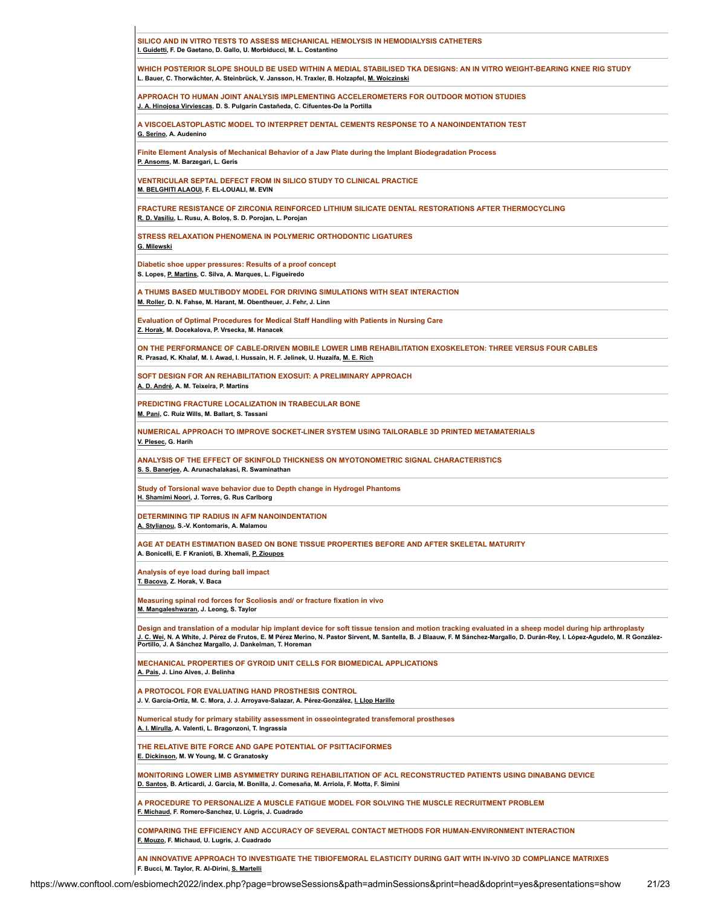**SILICO AND IN VITRO TESTS TO ASSESS MECHANICAL HEMOLYSIS IN HEMODIALYSIS CATHETERS**
I. Guidetti, F. De Gaetano, D. Gallo, U. Morbiducci, M. L. Costantino

**WHICH POSTERIOR SLOPE SHOULD BE USED WITHIN A MEDIAL STABILISED TKA DESIGNS: AN IN VITRO WEIGHT-BEARING KNEE RIG STUDY**
L. Bauer, C. Thorwächter, A. Steinbrück, V. Jansson, H. Traxler, B. Holzapfel, M. Woiczinski

**APPROACH TO HUMAN JOINT ANALYSIS IMPLEMENTING ACCELEROMETERS FOR OUTDOOR MOTION STUDIES**
J. A. Hinojosa Virviescas, D. S. Pulgarín Castañeda, C. Cifuentes-De la Portilla

**A VISCOELASTOPLASTIC MODEL TO INTERPRET DENTAL CEMENTS RESPONSE TO A NANOINDENTATION TEST**
G. Serino, A. Audenino

**Finite Element Analysis of Mechanical Behavior of a Jaw Plate during the Implant Biodegradation Process**
P. Ansoms, M. Barzegari, L. Geris

**VENTRICULAR SEPTAL DEFECT FROM IN SILICO STUDY TO CLINICAL PRACTICE**
M. BELGHITI ALAOUI, F. EL-LOUALI, M. EVIN

**FRACTURE RESISTANCE OF ZIRCONIA REINFORCED LITHIUM SILICATE DENTAL RESTORATIONS AFTER THERMOCYCLING**
R. D. Vasiliu, L. Rusu, A. Boloș, S. D. Porojan, L. Porojan

**STRESS RELAXATION PHENOMENA IN POLYMERIC ORTHODONTIC LIGATURES**
G. Milewski

**Diabetic shoe upper pressures: Results of a proof concept**
S. Lopes, P. Martins, C. Silva, A. Marques, L. Figueiredo

**A THUMS BASED MULTIBODY MODEL FOR DRIVING SIMULATIONS WITH SEAT INTERACTION**
M. Roller, D. N. Fahse, M. Harant, M. Obentheuer, J. Fehr, J. Linn

**Evaluation of Optimal Procedures for Medical Staff Handling with Patients in Nursing Care**
Z. Horak, M. Docekalova, P. Vrsecka, M. Hanacek

**ON THE PERFORMANCE OF CABLE-DRIVEN MOBILE LOWER LIMB REHABILITATION EXOSKELETON: THREE VERSUS FOUR CABLES**
R. Prasad, K. Khalaf, M. I. Awad, I. Hussain, H. F. Jelinek, U. Huzaifa, M. E. Rich

**SOFT DESIGN FOR AN REHABILITATION EXOSUIT: A PRELIMINARY APPROACH**
A. D. André, A. M. Teixeira, P. Martins

**PREDICTING FRACTURE LOCALIZATION IN TRABECULAR BONE**
M. Pani, C. Ruiz Wills, M. Ballart, S. Tassani

**NUMERICAL APPROACH TO IMPROVE SOCKET-LINER SYSTEM USING TAILORABLE 3D PRINTED METAMATERIALS**
V. Plesec, G. Harih

**ANALYSIS OF THE EFFECT OF SKINFOLD THICKNESS ON MYOTONOMETRIC SIGNAL CHARACTERISTICS**
S. S. Banerjee, A. Arunachalakasi, R. Swaminathan

**Study of Torsional wave behavior due to Depth change in Hydrogel Phantoms**
H. Shamimi Noori, J. Torres, G. Rus Carlborg

**DETERMINING TIP RADIUS IN AFM NANOINDENTATION**
A. Stylianou, S.-V. Kontomaris, A. Malamou

**AGE AT DEATH ESTIMATION BASED ON BONE TISSUE PROPERTIES BEFORE AND AFTER SKELETAL MATURITY**
A. Bonicelli, E. F Kranioti, B. Xhemali, P. Zioupos

**Analysis of eye load during ball impact**
T. Bacova, Z. Horak, V. Baca

**Measuring spinal rod forces for Scoliosis and/ or fracture fixation in vivo**
M. Mangaleshwaran, J. Leong, S. Taylor

**Design and translation of a modular hip implant device for soft tissue tension and motion tracking evaluated in a sheep model during hip arthroplasty**
J. C. Wei, N. A White, J. Pérez de Frutos, E. M Pérez Merino, N. Pastor Sirvent, M. Santella, B. J Blaauw, F. M Sánchez-Margallo, D. Durán-Rey, I. López-Agudelo, M. R González-Portillo, J. A Sánchez Margallo, J. Dankelman, T. Horeman

**MECHANICAL PROPERTIES OF GYROID UNIT CELLS FOR BIOMEDICAL APPLICATIONS**
A. Pais, J. Lino Alves, J. Belinha

**A PROTOCOL FOR EVALUATING HAND PROSTHESIS CONTROL**
J. V. García-Ortiz, M. C. Mora, J. J. Arroyave-Salazar, A. Pérez-González, I. Llop Harillo

**Numerical study for primary stability assessment in osseointegrated transfemoral prostheses**
A. I. Mirulla, A. Valenti, L. Bragonzoni, T. Ingrassia

**THE RELATIVE BITE FORCE AND GAPE POTENTIAL OF PSITTACIFORMES**
E. Dickinson, M. W Young, M. C Granatosky

**MONITORING LOWER LIMB ASYMMETRY DURING REHABILITATION OF ACL RECONSTRUCTED PATIENTS USING DINABANG DEVICE**
D. Santos, B. Articardi, J. Garcia, M. Bonilla, J. Comesaña, M. Arriola, F. Motta, F. Simini

**A PROCEDURE TO PERSONALIZE A MUSCLE FATIGUE MODEL FOR SOLVING THE MUSCLE RECRUITMENT PROBLEM**
F. Michaud, F. Romero-Sanchez, U. Lúgris, J. Cuadrado

**COMPARING THE EFFICIENCY AND ACCURACY OF SEVERAL CONTACT METHODS FOR HUMAN-ENVIRONMENT INTERACTION**
F. Mouzo, F. Michaud, U. Lugris, J. Cuadrado

**AN INNOVATIVE APPROACH TO INVESTIGATE THE TIBIOFEMORAL ELASTICITY DURING GAIT WITH IN-VIVO 3D COMPLIANCE MATRIXES**
F. Bucci, M. Taylor, R. Al-Dirini, S. Martelli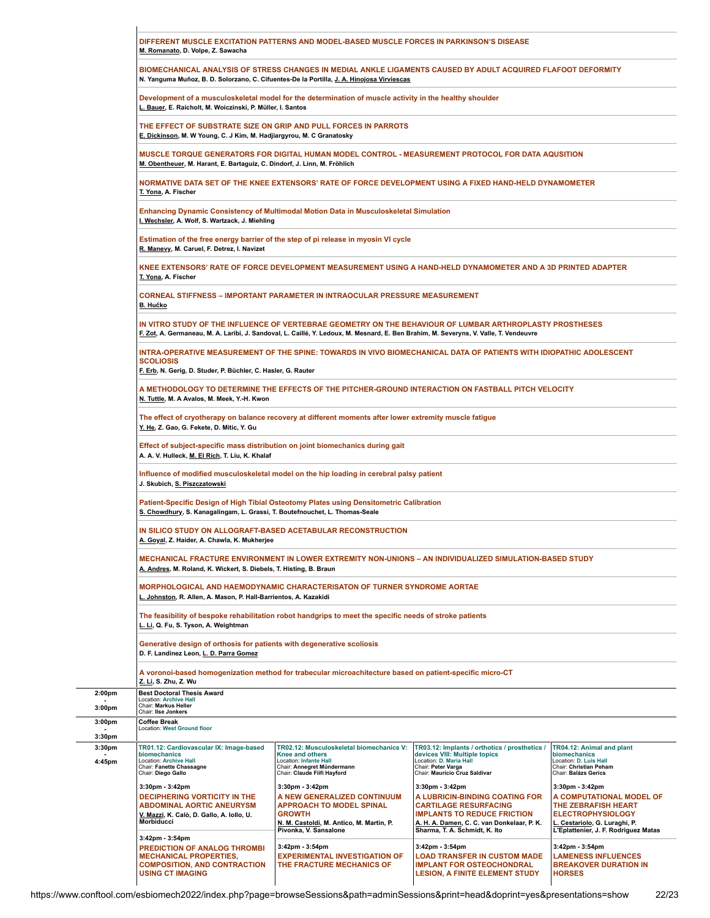**DIFFERENT MUSCLE EXCITATION PATTERNS AND MODEL-BASED MUSCLE FORCES IN PARKINSON'S DISEASE**
M. Romanato, D. Volpe, Z. Sawacha

**BIOMECHANICAL ANALYSIS OF STRESS CHANGES IN MEDIAL ANKLE LIGAMENTS CAUSED BY ADULT ACQUIRED FLAFOOT DEFORMITY**
N. Yanguma Muñoz, B. D. Solorzano, C. Cifuentes-De la Portilla, J. A. Hinojosa Virviescas

**Development of a musculoskeletal model for the determination of muscle activity in the healthy shoulder**
L. Bauer, E. Raicholt, M. Woiczinski, P. Müller, I. Santos

**THE EFFECT OF SUBSTRATE SIZE ON GRIP AND PULL FORCES IN PARROTS**
E. Dickinson, M. W Young, C. J Kim, M. Hadjiargyrou, M. C Granatosky

**MUSCLE TORQUE GENERATORS FOR DIGITAL HUMAN MODEL CONTROL - MEASUREMENT PROTOCOL FOR DATA AQUSITION**
M. Obentheuer, M. Harant, E. Bartaguiz, C. Dindorf, J. Linn, M. Fröhlich

**NORMATIVE DATA SET OF THE KNEE EXTENSORS' RATE OF FORCE DEVELOPMENT USING A FIXED HAND-HELD DYNAMOMETER**
T. Yona, A. Fischer

**Enhancing Dynamic Consistency of Multimodal Motion Data in Musculoskeletal Simulation**
I. Wechsler, A. Wolf, S. Wartzack, J. Miehling

**Estimation of the free energy barrier of the step of pi release in myosin VI cycle**
R. Manevy, M. Caruel, F. Detrez, I. Navizet

**KNEE EXTENSORS' RATE OF FORCE DEVELOPMENT MEASUREMENT USING A HAND-HELD DYNAMOMETER AND A 3D PRINTED ADAPTER**
T. Yona, A. Fischer

**CORNEAL STIFFNESS – IMPORTANT PARAMETER IN INTRAOCULAR PRESSURE MEASUREMENT**
B. Hučko

**IN VITRO STUDY OF THE INFLUENCE OF VERTEBRAE GEOMETRY ON THE BEHAVIOUR OF LUMBAR ARTHROPLASTY PROSTHESES**
F. Zot, A. Germaneau, M. A. Laribi, J. Sandoval, L. Caillé, Y. Ledoux, M. Mesnard, E. Ben Brahim, M. Severyns, V. Valle, T. Vendeuvre

**INTRA-OPERATIVE MEASUREMENT OF THE SPINE: TOWARDS IN VIVO BIOMECHANICAL DATA OF PATIENTS WITH IDIOPATHIC ADOLESCENT SCOLIOSIS**
F. Erb, N. Gerig, D. Studer, P. Büchler, C. Hasler, G. Rauter

**A METHODOLOGY TO DETERMINE THE EFFECTS OF THE PITCHER-GROUND INTERACTION ON FASTBALL PITCH VELOCITY**
N. Tuttle, M. A Avalos, M. Meek, Y.-H. Kwon

**The effect of cryotherapy on balance recovery at different moments after lower extremity muscle fatigue**
Y. He, Z. Gao, G. Fekete, D. Mitic, Y. Gu

**Effect of subject-specific mass distribution on joint biomechanics during gait**
A. A. V. Hulleck, M. El Rich, T. Liu, K. Khalaf

**Influence of modified musculoskeletal model on the hip loading in cerebral palsy patient**
J. Skubich, S. Piszczatowski

**Patient-Specific Design of High Tibial Osteotomy Plates using Densitometric Calibration**
S. Chowdhury, S. Kanagalingam, L. Grassi, T. Boutefnouchet, L. Thomas-Seale

**IN SILICO STUDY ON ALLOGRAFT-BASED ACETABULAR RECONSTRUCTION**
A. Goyal, Z. Haider, A. Chawla, K. Mukherjee

**MECHANICAL FRACTURE ENVIRONMENT IN LOWER EXTREMITY NON-UNIONS – AN INDIVIDUALIZED SIMULATION-BASED STUDY**
A. Andres, M. Roland, K. Wickert, S. Diebels, T. Histing, B. Braun

**MORPHOLOGICAL AND HAEMODYNAMIC CHARACTERISATON OF TURNER SYNDROME AORTAE**
L. Johnston, R. Allen, A. Mason, P. Hall-Barrientos, A. Kazakidi

**The feasibility of bespoke rehabilitation robot handgrips to meet the specific needs of stroke patients**
L. Li, Q. Fu, S. Tyson, A. Weightman

**Generative design of orthosis for patients with degenerative scoliosis**
D. F. Landinez Leon, L. D. Parra Gomez

**A voronoi-based homogenization method for trabecular microachitecture based on patient-specific micro-CT**
Z. Li, S. Zhu, Z. Wu

| Time | Session | | | |
|---|---|---|---|---|
| 2:00pm - 3:00pm | **Best Doctoral Thesis Award**<br>Location: Archive Hall<br>Chair: Markus Heller<br>Chair: Ilse Jonkers | | | |
| 3:00pm - 3:30pm | **Coffee Break**<br>Location: West Ground floor | | | |
| 3:30pm - 4:45pm | **TR01.12: Cardiovascular IX: Image-based biomechanics**<br>Location: Archive Hall<br>Chair: Fanette Chassagne<br>Chair: Diego Gallo | **TR02.12: Musculoskeletal biomechanics V: Knee and others**<br>Location: Infante Hall<br>Chair: Annegret Mündermann<br>Chair: Claude Fiifi Hayford | **TR03.12: Implants / orthotics / prosthetics / devices VIII: Multiple topics**<br>Location: D. Maria Hall<br>Chair: Peter Varga<br>Chair: Mauricio Cruz Saldivar | **TR04.12: Animal and plant biomechanics**<br>Location: D. Luis Hall<br>Chair: Christian Peham<br>Chair: Balázs Gerics |
| | 3:30pm - 3:42pm<br>**DECIPHERING VORTICITY IN THE ABDOMINAL AORTIC ANEURYSM**<br>V. Mazzi, K. Calò, D. Gallo, A. Iollo, U. Morbiducci | 3:30pm - 3:42pm<br>**A NEW GENERALIZED CONTINUUM APPROACH TO MODEL SPINAL GROWTH**<br>N. M. Castoldi, M. Antico, M. Martin, P. Pivonka, V. Sansalone | 3:30pm - 3:42pm<br>**A LUBRICIN-BINDING COATING FOR CARTILAGE RESURFACING IMPLANTS TO REDUCE FRICTION**<br>A. H. A. Damen, C. C. van Donkelaar, P. K. Sharma, T. A. Schmidt, K. Ito | 3:30pm - 3:42pm<br>**A COMPUTATIONAL MODEL OF THE ZEBRAFISH HEART ELECTROPHYSIOLOGY**<br>L. Cestariolo, G. Luraghi, P. L'Eplattenier, J. F. Rodriguez Matas |
| | 3:42pm - 3:54pm<br>**PREDICTION OF ANALOG THROMBI MECHANICAL PROPERTIES, COMPOSITION, AND CONTRACTION USING CT IMAGING** | 3:42pm - 3:54pm<br>**EXPERIMENTAL INVESTIGATION OF THE FRACTURE MECHANICS OF** | 3:42pm - 3:54pm<br>**LOAD TRANSFER IN CUSTOM MADE IMPLANT FOR OSTEOCHONDRAL LESION, A FINITE ELEMENT STUDY** | 3:42pm - 3:54pm<br>**LAMENESS INFLUENCES BREAKOVER DURATION IN HORSES** |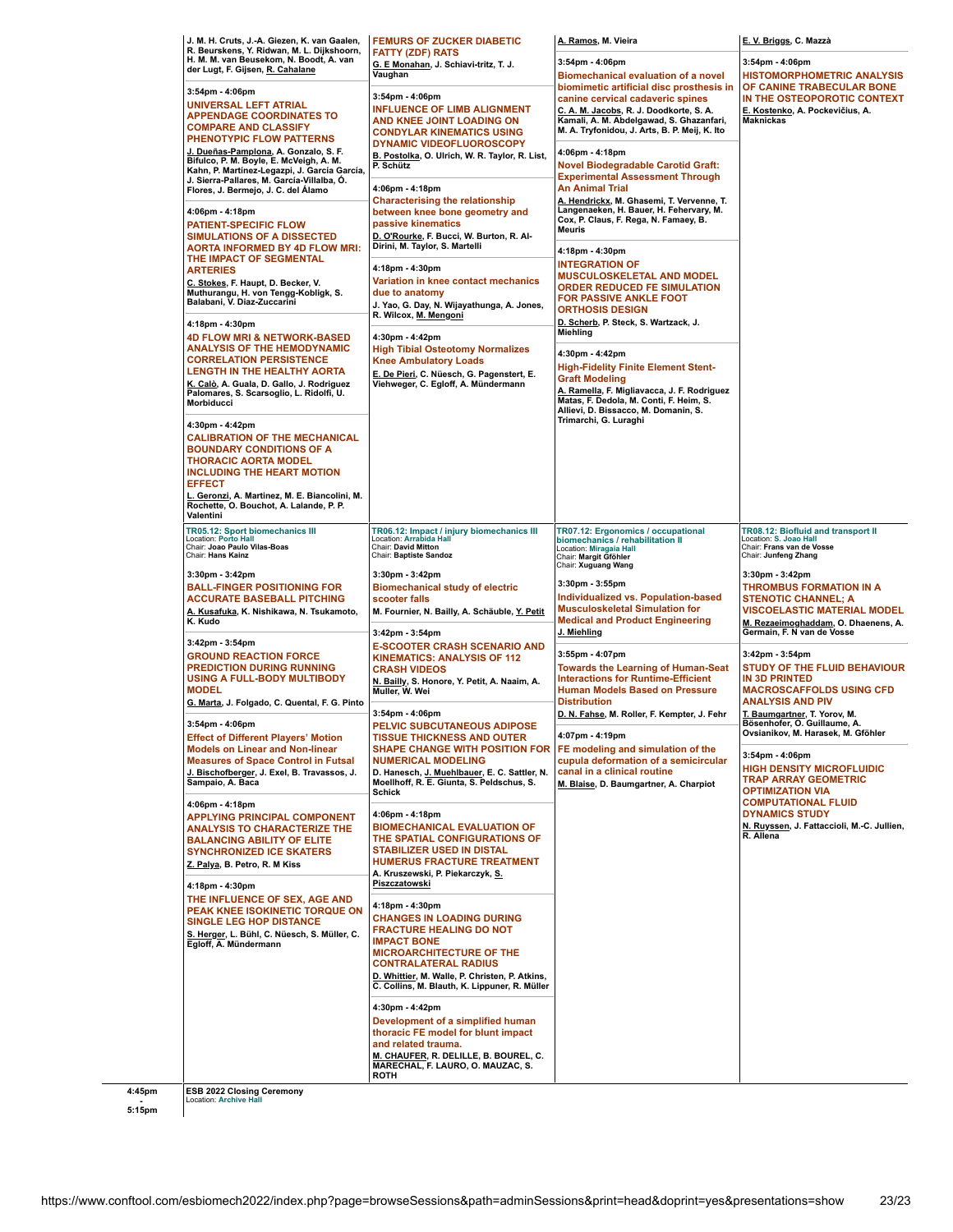J. M. H. Cruts, J.-A. Giezen, K. van Gaalen, R. Beurskens, Y. Ridwan, M. L. Dijkshoorn, H. M. M. van Beusekom, N. Boodt, A. van der Lugt, F. Gijsen, R. Cahalane

3:54pm - 4:06pm
**UNIVERSAL LEFT ATRIAL APPENDAGE COORDINATES TO COMPARE AND CLASSIFY PHENOTYPIC FLOW PATTERNS**
J. Dueñas-Pamplona, A. Gonzalo, S. F. Bifulco, P. M. Boyle, E. McVeigh, A. M. Kahn, P. Martinez-Legazpi, J. García García, J. Sierra-Pallares, M. García-Villalba, Ó. Flores, J. Bermejo, J. C. del Álamo

4:06pm - 4:18pm
**PATIENT-SPECIFIC FLOW SIMULATIONS OF A DISSECTED AORTA INFORMED BY 4D FLOW MRI: THE IMPACT OF SEGMENTAL ARTERIES**
C. Stokes, F. Haupt, D. Becker, V. Muthurangu, H. von Tengg-Kobligk, S. Balabani, V. Diaz-Zuccarini

4:18pm - 4:30pm
**4D FLOW MRI & NETWORK-BASED ANALYSIS OF THE HEMODYNAMIC CORRELATION PERSISTENCE LENGTH IN THE HEALTHY AORTA**
K. Calò, A. Guala, D. Gallo, J. Rodriguez Palomares, S. Scarsoglio, L. Ridolfi, U. Morbiducci

4:30pm - 4:42pm
**CALIBRATION OF THE MECHANICAL BOUNDARY CONDITIONS OF A THORACIC AORTA MODEL INCLUDING THE HEART MOTION EFFECT**
L. Geronzi, A. Martinez, M. E. Biancolini, M. Rochette, O. Bouchot, A. Lalande, P. P. Valentini

**FEMURS OF ZUCKER DIABETIC FATTY (ZDF) RATS**
G. E Monahan, J. Schiavi-tritz, T. J. Vaughan

3:54pm - 4:06pm
**INFLUENCE OF LIMB ALIGNMENT AND KNEE JOINT LOADING ON CONDYLAR KINEMATICS USING DYNAMIC VIDEOFLUOROSCOPY**
B. Postolka, O. Ulrich, W. R. Taylor, R. List, P. Schütz

4:06pm - 4:18pm
**Characterising the relationship between knee bone geometry and passive kinematics**
D. O'Rourke, F. Bucci, W. Burton, R. Al-Dirini, M. Taylor, S. Martelli

4:18pm - 4:30pm
**Variation in knee contact mechanics due to anatomy**
J. Yao, G. Day, N. Wijayathunga, A. Jones, R. Wilcox, M. Mengoni

4:30pm - 4:42pm
**High Tibial Osteotomy Normalizes Knee Ambulatory Loads**
E. De Pieri, C. Nüesch, G. Pagenstert, E. Viehweger, C. Egloff, A. Mündermann

A. Ramos, M. Vieira

3:54pm - 4:06pm
**Biomechanical evaluation of a novel biomimetic artificial disc prosthesis in canine cervical cadaveric spines**
C. A. M. Jacobs, R. J. Doodkorte, S. A. Kamali, A. M. Abdelgawad, S. Ghazanfari, M. A. Tryfonidou, J. Arts, B. P. Meij, K. Ito

4:06pm - 4:18pm
**Novel Biodegradable Carotid Graft: Experimental Assessment Through An Animal Trial**
A. Hendrickx, M. Ghasemi, T. Vervenne, T. Langenaeken, H. Bauer, H. Fehervary, M. Cox, P. Claus, F. Rega, N. Famaey, B. Meuris

4:18pm - 4:30pm
**INTEGRATION OF MUSCULOSKELETAL AND MODEL ORDER REDUCED FE SIMULATION FOR PASSIVE ANKLE FOOT ORTHOSIS DESIGN**
D. Scherb, P. Steck, S. Wartzack, J. Miehling

4:30pm - 4:42pm
**High-Fidelity Finite Element Stent-Graft Modeling**
A. Ramella, F. Migliavacca, J. F. Rodriguez Matas, F. Dedola, M. Conti, F. Heim, S. Allievi, D. Bissacco, M. Domanin, S. Trimarchi, G. Luraghi

E. V. Briggs, C. Mazzà

3:54pm - 4:06pm
**HISTOMORPHOMETRIC ANALYSIS OF CANINE TRABECULAR BONE IN THE OSTEOPOROTIC CONTEXT**
E. Kostenko, A. Pockevičius, A. Maknickas

---

## TR05.12: Sport biomechanics III
Location: Porto Hall
Chair: Joao Paulo Vilas-Boas
Chair: Hans Kainz

3:30pm - 3:42pm
**BALL-FINGER POSITIONING FOR ACCURATE BASEBALL PITCHING**
A. Kusafuka, K. Nishikawa, N. Tsukamoto, K. Kudo

3:42pm - 3:54pm
**GROUND REACTION FORCE PREDICTION DURING RUNNING USING A FULL-BODY MULTIBODY MODEL**
G. Marta, J. Folgado, C. Quental, F. G. Pinto

3:54pm - 4:06pm
**Effect of Different Players' Motion Models on Linear and Non-linear Measures of Space Control in Futsal**
J. Bischofberger, J. Exel, B. Travassos, J. Sampaio, A. Baca

4:06pm - 4:18pm
**APPLYING PRINCIPAL COMPONENT ANALYSIS TO CHARACTERIZE THE BALANCING ABILITY OF ELITE SYNCHRONIZED ICE SKATERS**
Z. Palya, B. Petro, R. M Kiss

4:18pm - 4:30pm
**THE INFLUENCE OF SEX, AGE AND PEAK KNEE ISOKINETIC TORQUE ON SINGLE LEG HOP DISTANCE**
S. Herger, L. Bühl, C. Nüesch, S. Müller, C. Egloff, A. Mündermann

## TR06.12: Impact / injury biomechanics III
Location: Arrabida Hall
Chair: David Mitton
Chair: Baptiste Sandoz

3:30pm - 3:42pm
**Biomechanical study of electric scooter falls**
M. Fournier, N. Bailly, A. Schäuble, Y. Petit

3:42pm - 3:54pm
**E-SCOOTER CRASH SCENARIO AND KINEMATICS: ANALYSIS OF 112 CRASH VIDEOS**
N. Bailly, S. Honore, Y. Petit, A. Naaim, A. Muller, W. Wei

3:54pm - 4:06pm
**PELVIC SUBCUTANEOUS ADIPOSE TISSUE THICKNESS AND OUTER SHAPE CHANGE WITH POSITION FOR NUMERICAL MODELING**
D. Hanesch, J. Muehlbauer, E. C. Sattler, N. Moellhoff, R. E. Giunta, S. Peldschus, S. Schick

4:06pm - 4:18pm
**BIOMECHANICAL EVALUATION OF THE SPATIAL CONFIGURATIONS OF STABILIZER USED IN DISTAL HUMERUS FRACTURE TREATMENT**
A. Kruszewski, P. Piekarczyk, S. Piszczatowski

4:18pm - 4:30pm
**CHANGES IN LOADING DURING FRACTURE HEALING DO NOT IMPACT BONE MICROARCHITECTURE OF THE CONTRALATERAL RADIUS**
D. Whittier, M. Walle, P. Christen, P. Atkins, C. Collins, M. Blauth, K. Lippuner, R. Müller

4:30pm - 4:42pm
**Development of a simplified human thoracic FE model for blunt impact and related trauma.**
M. CHAUFER, R. DELILLE, B. BOUREL, C. MARECHAL, F. LAURO, O. MAUZAC, S. ROTH

## TR07.12: Ergonomics / occupational biomechanics / rehabilitation II
Location: Miragaia Hall
Chair: Margit Gföhler
Chair: Xuguang Wang

3:30pm - 3:55pm
**Individualized vs. Population-based Musculoskeletal Simulation for Medical and Product Engineering**
J. Miehling

3:55pm - 4:07pm
**Towards the Learning of Human-Seat Interactions for Runtime-Efficient Human Models Based on Pressure Distribution**
D. N. Fahse, M. Roller, F. Kempter, J. Fehr

4:07pm - 4:19pm
**FE modeling and simulation of the cupula deformation of a semicircular canal in a clinical routine**
M. Blaise, D. Baumgartner, A. Charpiot

## TR08.12: Biofluid and transport II
Location: S. Joao Hall
Chair: Frans van de Vosse
Chair: Junfeng Zhang

3:30pm - 3:42pm
**THROMBUS FORMATION IN A STENOTIC CHANNEL; A VISCOELASTIC MATERIAL MODEL**
M. Rezaeimoghaddam, O. Dhaenens, A. Germain, F. N van de Vosse

3:42pm - 3:54pm
**STUDY OF THE FLUID BEHAVIOUR IN 3D PRINTED MACROSCAFFOLDS USING CFD ANALYSIS AND PIV**
T. Baumgartner, T. Yorov, M. Bösenhofer, O. Guillaume, A. Ovsianikov, M. Harasek, M. Gföhler

3:54pm - 4:06pm
**HIGH DENSITY MICROFLUIDIC TRAP ARRAY GEOMETRIC OPTIMIZATION VIA COMPUTATIONAL FLUID DYNAMICS STUDY**
N. Ruyssen, J. Fattaccioli, M.-C. Jullien, R. Allena

---

4:45pm - 5:15pm

## ESB 2022 Closing Ceremony
Location: Archive Hall